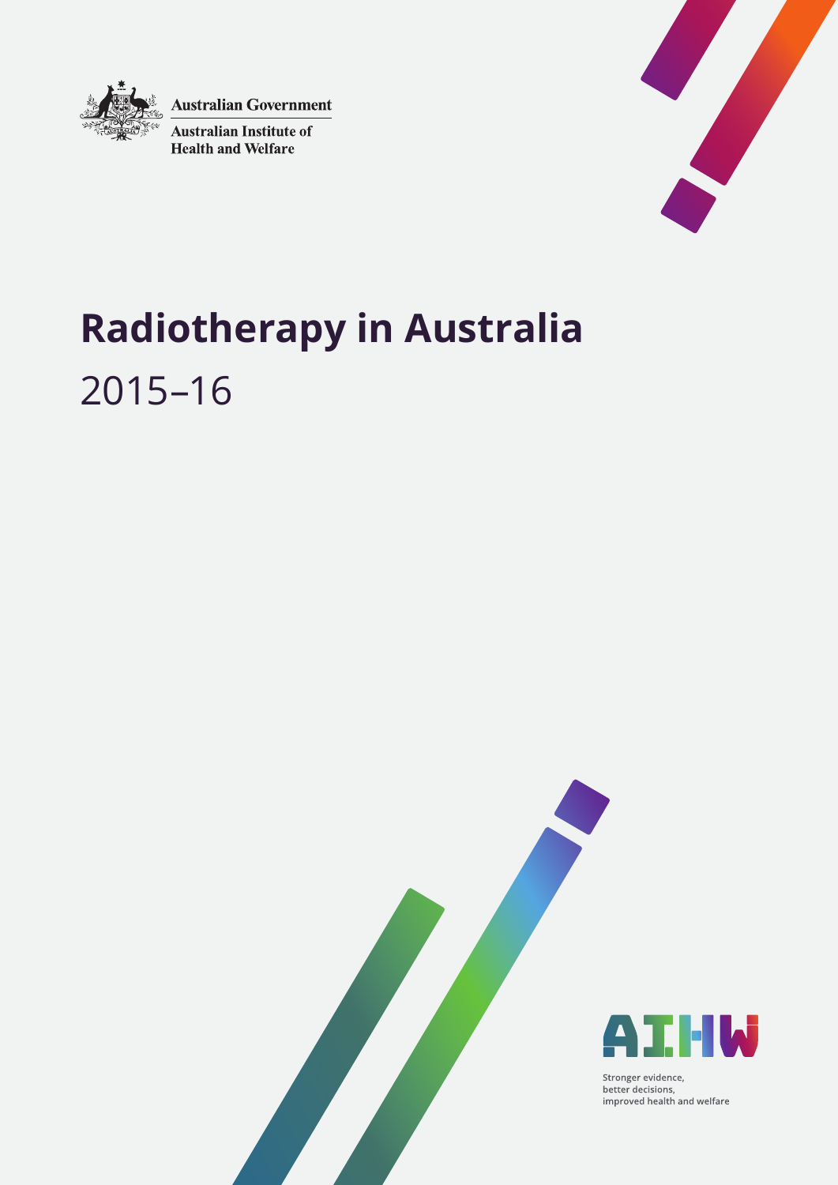Australian Government

Australian Institute of Health and Welfare

# Radiotherapy in Australia

## 2015–16

AIHW

Stronger evidence,
better decisions,
improved health and welfare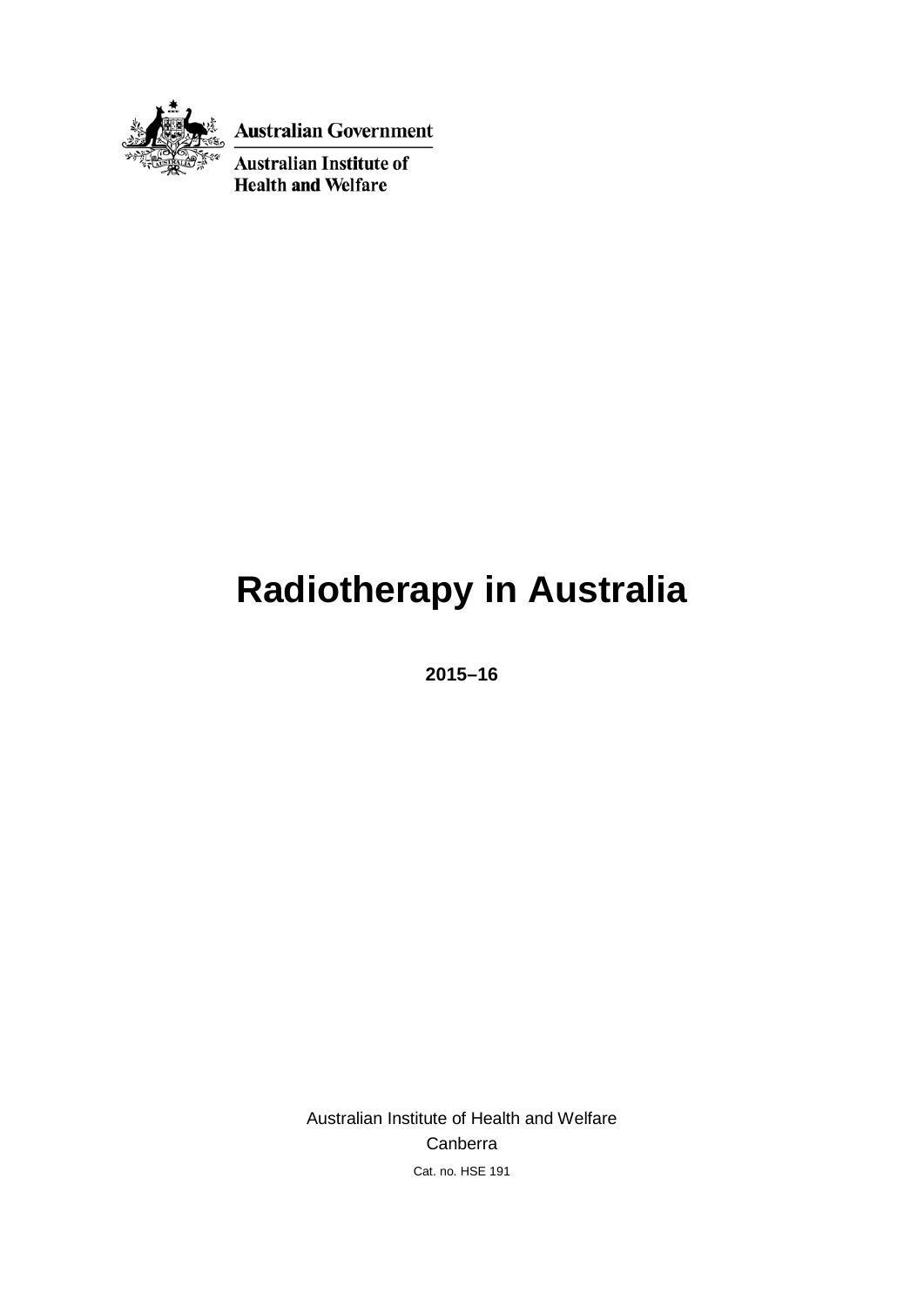Australian Government

Australian Institute of Health and Welfare

# Radiotherapy in Australia

**2015–16**

Australian Institute of Health and Welfare

Canberra

Cat. no. HSE 191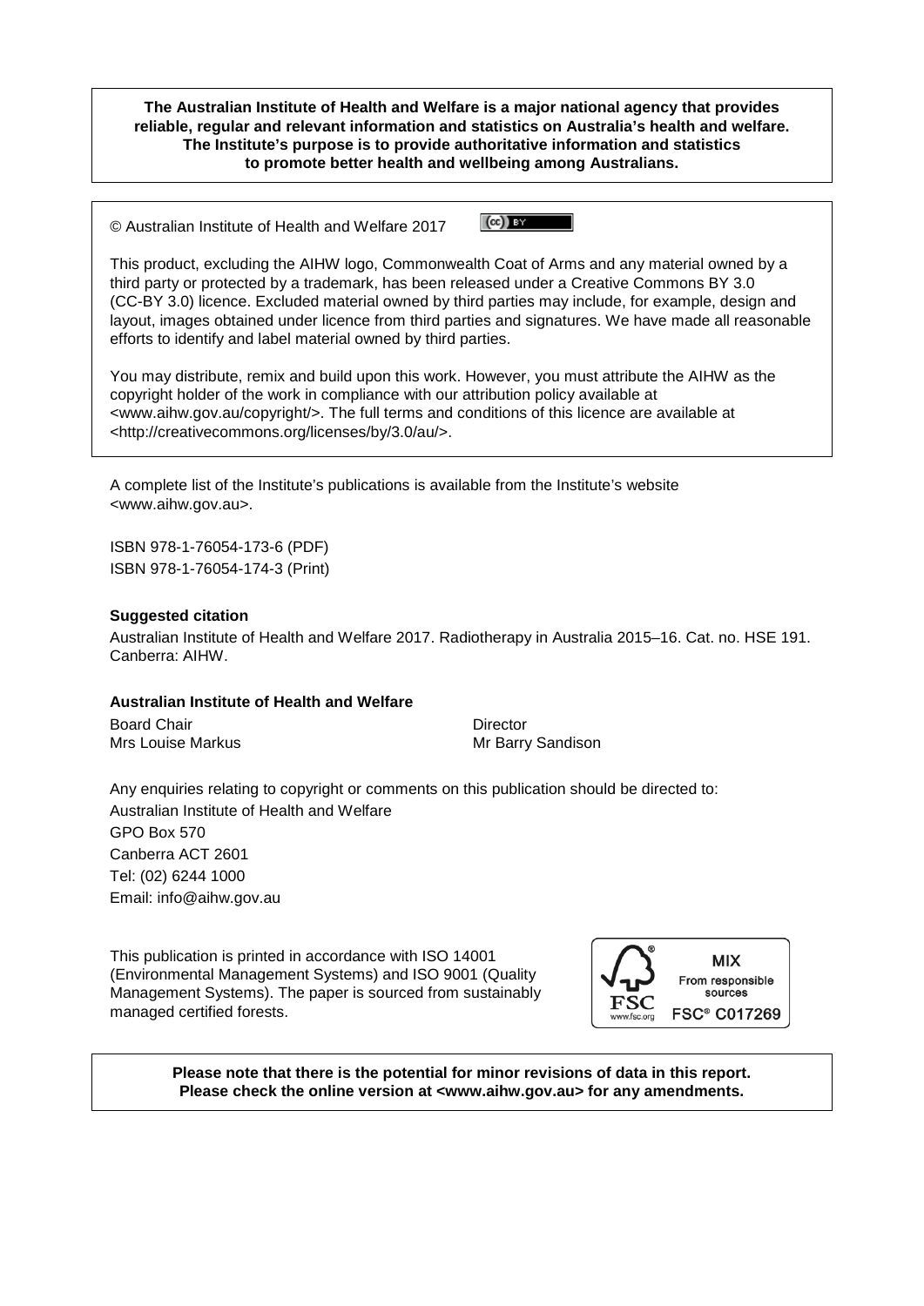**The Australian Institute of Health and Welfare is a major national agency that provides reliable, regular and relevant information and statistics on Australia's health and welfare. The Institute's purpose is to provide authoritative information and statistics to promote better health and wellbeing among Australians.**

© Australian Institute of Health and Welfare 2017

This product, excluding the AIHW logo, Commonwealth Coat of Arms and any material owned by a third party or protected by a trademark, has been released under a Creative Commons BY 3.0 (CC-BY 3.0) licence. Excluded material owned by third parties may include, for example, design and layout, images obtained under licence from third parties and signatures. We have made all reasonable efforts to identify and label material owned by third parties.

You may distribute, remix and build upon this work. However, you must attribute the AIHW as the copyright holder of the work in compliance with our attribution policy available at <www.aihw.gov.au/copyright/>. The full terms and conditions of this licence are available at <http://creativecommons.org/licenses/by/3.0/au/>.

A complete list of the Institute's publications is available from the Institute's website <www.aihw.gov.au>.

ISBN 978-1-76054-173-6 (PDF)
ISBN 978-1-76054-174-3 (Print)

**Suggested citation**

Australian Institute of Health and Welfare 2017. Radiotherapy in Australia 2015–16. Cat. no. HSE 191. Canberra: AIHW.

**Australian Institute of Health and Welfare**

Board Chair
Mrs Louise Markus

Director
Mr Barry Sandison

Any enquiries relating to copyright or comments on this publication should be directed to:
Australian Institute of Health and Welfare
GPO Box 570
Canberra ACT 2601
Tel: (02) 6244 1000
Email: info@aihw.gov.au

This publication is printed in accordance with ISO 14001 (Environmental Management Systems) and ISO 9001 (Quality Management Systems). The paper is sourced from sustainably managed certified forests.

MIX
From responsible sources
FSC® C017269

**Please note that there is the potential for minor revisions of data in this report. Please check the online version at <www.aihw.gov.au> for any amendments.**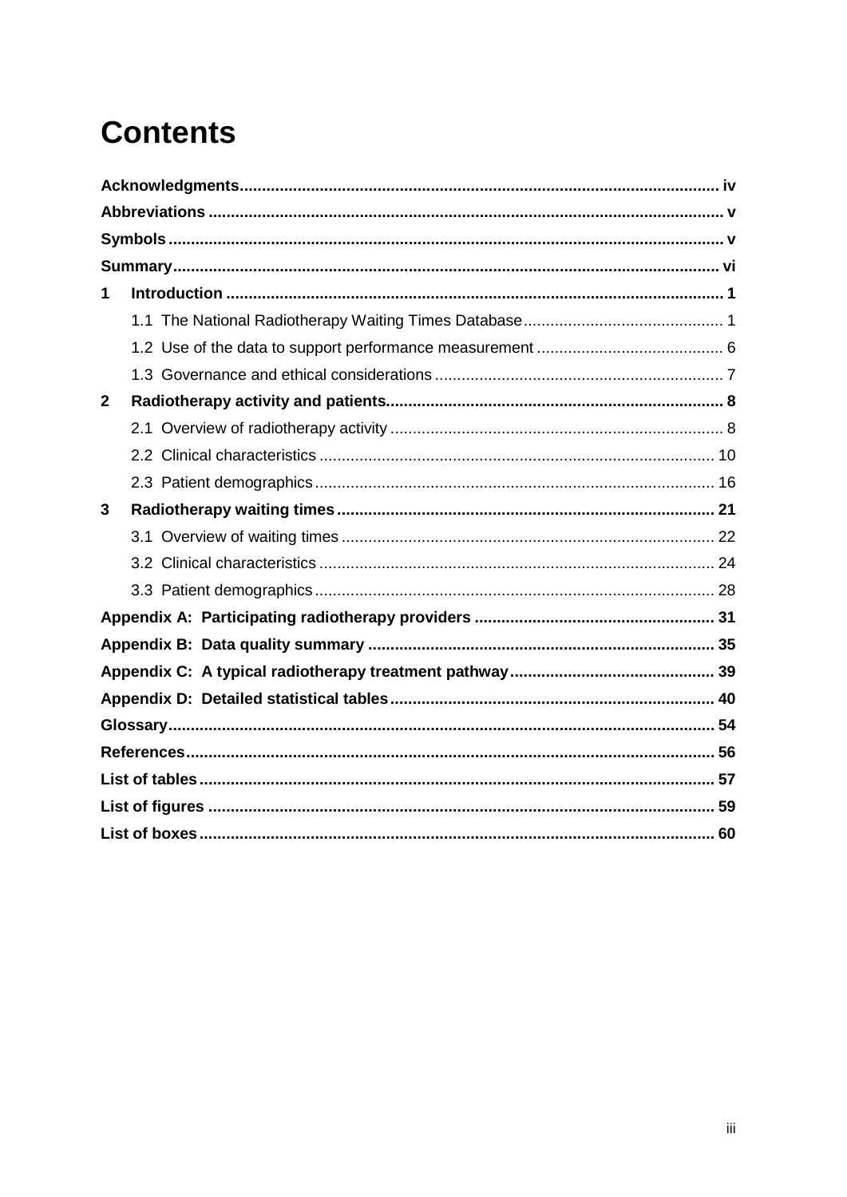# Contents

**Acknowledgments** .......... iv

**Abbreviations** .......... v

**Symbols** .......... v

**Summary** .......... vi

**1 Introduction** .......... 1

- 1.1 The National Radiotherapy Waiting Times Database .......... 1
- 1.2 Use of the data to support performance measurement .......... 6
- 1.3 Governance and ethical considerations .......... 7

**2 Radiotherapy activity and patients** .......... 8

- 2.1 Overview of radiotherapy activity .......... 8
- 2.2 Clinical characteristics .......... 10
- 2.3 Patient demographics .......... 16

**3 Radiotherapy waiting times** .......... 21

- 3.1 Overview of waiting times .......... 22
- 3.2 Clinical characteristics .......... 24
- 3.3 Patient demographics .......... 28

**Appendix A: Participating radiotherapy providers** .......... 31

**Appendix B: Data quality summary** .......... 35

**Appendix C: A typical radiotherapy treatment pathway** .......... 39

**Appendix D: Detailed statistical tables** .......... 40

**Glossary** .......... 54

**References** .......... 56

**List of tables** .......... 57

**List of figures** .......... 59

**List of boxes** .......... 60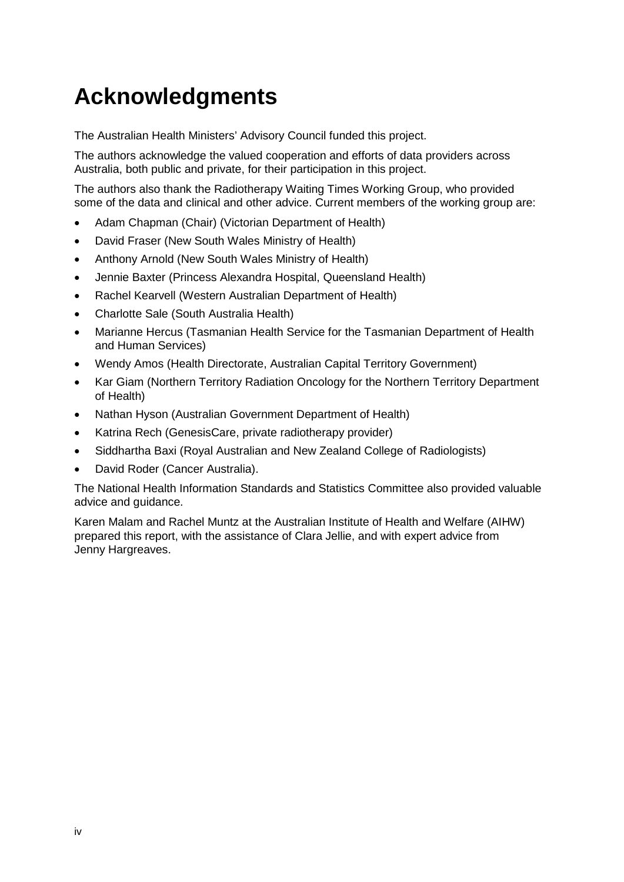# Acknowledgments

The Australian Health Ministers' Advisory Council funded this project.

The authors acknowledge the valued cooperation and efforts of data providers across Australia, both public and private, for their participation in this project.

The authors also thank the Radiotherapy Waiting Times Working Group, who provided some of the data and clinical and other advice. Current members of the working group are:

- Adam Chapman (Chair) (Victorian Department of Health)
- David Fraser (New South Wales Ministry of Health)
- Anthony Arnold (New South Wales Ministry of Health)
- Jennie Baxter (Princess Alexandra Hospital, Queensland Health)
- Rachel Kearvell (Western Australian Department of Health)
- Charlotte Sale (South Australia Health)
- Marianne Hercus (Tasmanian Health Service for the Tasmanian Department of Health and Human Services)
- Wendy Amos (Health Directorate, Australian Capital Territory Government)
- Kar Giam (Northern Territory Radiation Oncology for the Northern Territory Department of Health)
- Nathan Hyson (Australian Government Department of Health)
- Katrina Rech (GenesisCare, private radiotherapy provider)
- Siddhartha Baxi (Royal Australian and New Zealand College of Radiologists)
- David Roder (Cancer Australia).

The National Health Information Standards and Statistics Committee also provided valuable advice and guidance.

Karen Malam and Rachel Muntz at the Australian Institute of Health and Welfare (AIHW) prepared this report, with the assistance of Clara Jellie, and with expert advice from Jenny Hargreaves.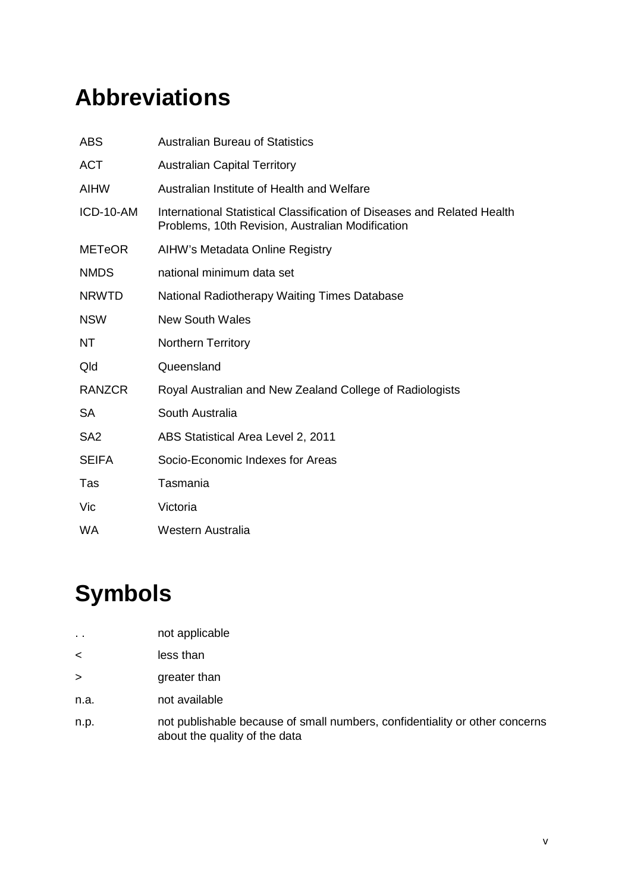# Abbreviations

| | |
|---|---|
| ABS | Australian Bureau of Statistics |
| ACT | Australian Capital Territory |
| AIHW | Australian Institute of Health and Welfare |
| ICD-10-AM | International Statistical Classification of Diseases and Related Health Problems, 10th Revision, Australian Modification |
| METeOR | AIHW's Metadata Online Registry |
| NMDS | national minimum data set |
| NRWTD | National Radiotherapy Waiting Times Database |
| NSW | New South Wales |
| NT | Northern Territory |
| Qld | Queensland |
| RANZCR | Royal Australian and New Zealand College of Radiologists |
| SA | South Australia |
| SA2 | ABS Statistical Area Level 2, 2011 |
| SEIFA | Socio-Economic Indexes for Areas |
| Tas | Tasmania |
| Vic | Victoria |
| WA | Western Australia |

# Symbols

| | |
|---|---|
| . . | not applicable |
| < | less than |
| > | greater than |
| n.a. | not available |
| n.p. | not publishable because of small numbers, confidentiality or other concerns about the quality of the data |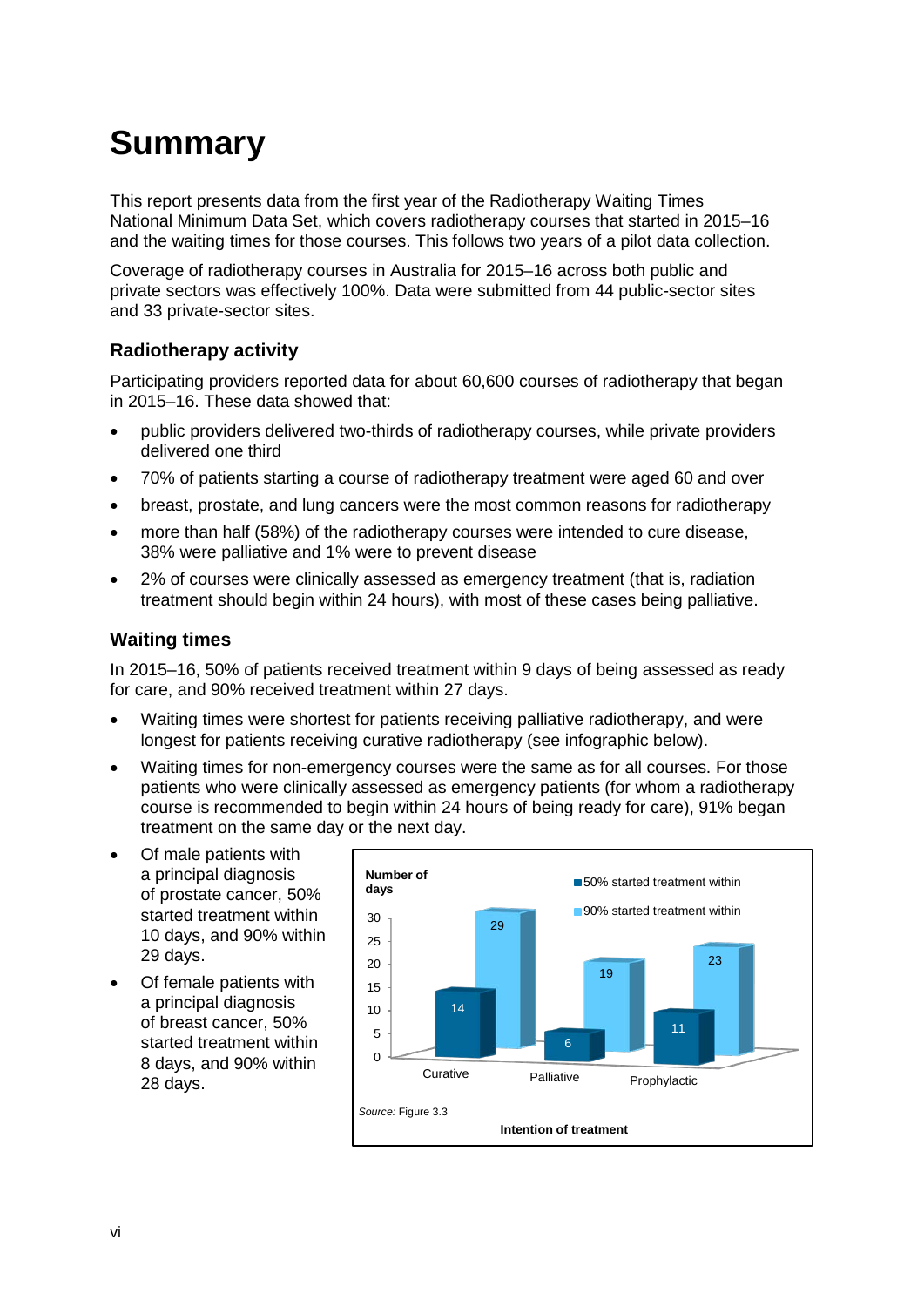# Summary

This report presents data from the first year of the Radiotherapy Waiting Times National Minimum Data Set, which covers radiotherapy courses that started in 2015–16 and the waiting times for those courses. This follows two years of a pilot data collection.

Coverage of radiotherapy courses in Australia for 2015–16 across both public and private sectors was effectively 100%. Data were submitted from 44 public-sector sites and 33 private-sector sites.

### Radiotherapy activity

Participating providers reported data for about 60,600 courses of radiotherapy that began in 2015–16. These data showed that:

- public providers delivered two-thirds of radiotherapy courses, while private providers delivered one third
- 70% of patients starting a course of radiotherapy treatment were aged 60 and over
- breast, prostate, and lung cancers were the most common reasons for radiotherapy
- more than half (58%) of the radiotherapy courses were intended to cure disease, 38% were palliative and 1% were to prevent disease
- 2% of courses were clinically assessed as emergency treatment (that is, radiation treatment should begin within 24 hours), with most of these cases being palliative.

### Waiting times

In 2015–16, 50% of patients received treatment within 9 days of being assessed as ready for care, and 90% received treatment within 27 days.

- Waiting times were shortest for patients receiving palliative radiotherapy, and were longest for patients receiving curative radiotherapy (see infographic below).
- Waiting times for non-emergency courses were the same as for all courses. For those patients who were clinically assessed as emergency patients (for whom a radiotherapy course is recommended to begin within 24 hours of being ready for care), 91% began treatment on the same day or the next day.
- Of male patients with a principal diagnosis of prostate cancer, 50% started treatment within 10 days, and 90% within 29 days.
- Of female patients with a principal diagnosis of breast cancer, 50% started treatment within 8 days, and 90% within 28 days.

| Intention of treatment | 50% started treatment within (number of days) | 90% started treatment within (number of days) |
|---|---|---|
| Curative | 14 | 29 |
| Palliative | 6 | 19 |
| Prophylactic | 11 | 23 |

*Source:* Figure 3.3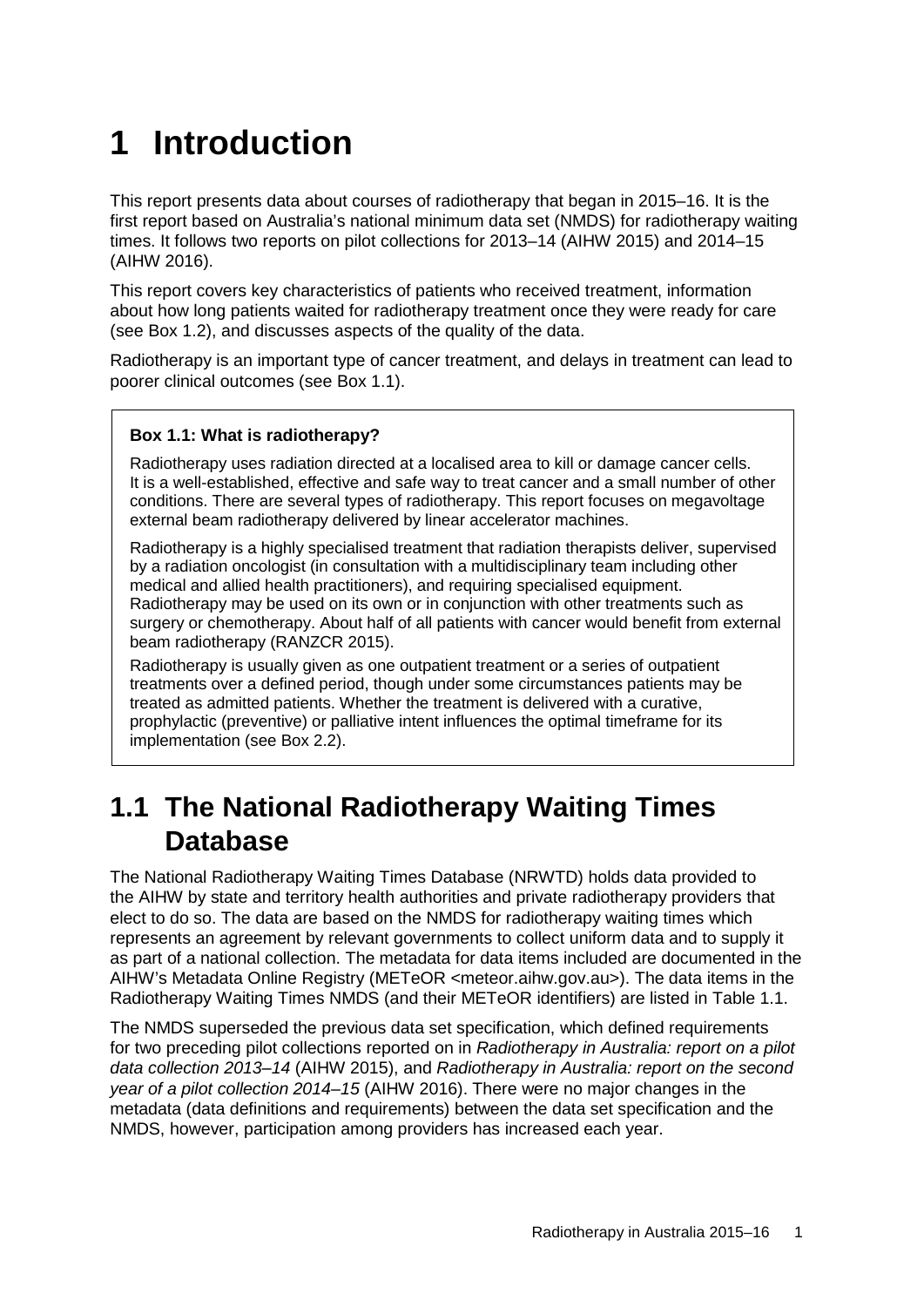# 1 Introduction

This report presents data about courses of radiotherapy that began in 2015–16. It is the first report based on Australia's national minimum data set (NMDS) for radiotherapy waiting times. It follows two reports on pilot collections for 2013–14 (AIHW 2015) and 2014–15 (AIHW 2016).

This report covers key characteristics of patients who received treatment, information about how long patients waited for radiotherapy treatment once they were ready for care (see Box 1.2), and discusses aspects of the quality of the data.

Radiotherapy is an important type of cancer treatment, and delays in treatment can lead to poorer clinical outcomes (see Box 1.1).

> **Box 1.1: What is radiotherapy?**
>
> Radiotherapy uses radiation directed at a localised area to kill or damage cancer cells. It is a well-established, effective and safe way to treat cancer and a small number of other conditions. There are several types of radiotherapy. This report focuses on megavoltage external beam radiotherapy delivered by linear accelerator machines.
>
> Radiotherapy is a highly specialised treatment that radiation therapists deliver, supervised by a radiation oncologist (in consultation with a multidisciplinary team including other medical and allied health practitioners), and requiring specialised equipment. Radiotherapy may be used on its own or in conjunction with other treatments such as surgery or chemotherapy. About half of all patients with cancer would benefit from external beam radiotherapy (RANZCR 2015).
>
> Radiotherapy is usually given as one outpatient treatment or a series of outpatient treatments over a defined period, though under some circumstances patients may be treated as admitted patients. Whether the treatment is delivered with a curative, prophylactic (preventive) or palliative intent influences the optimal timeframe for its implementation (see Box 2.2).

## 1.1 The National Radiotherapy Waiting Times Database

The National Radiotherapy Waiting Times Database (NRWTD) holds data provided to the AIHW by state and territory health authorities and private radiotherapy providers that elect to do so. The data are based on the NMDS for radiotherapy waiting times which represents an agreement by relevant governments to collect uniform data and to supply it as part of a national collection. The metadata for data items included are documented in the AIHW's Metadata Online Registry (METeOR <meteor.aihw.gov.au>). The data items in the Radiotherapy Waiting Times NMDS (and their METeOR identifiers) are listed in Table 1.1.

The NMDS superseded the previous data set specification, which defined requirements for two preceding pilot collections reported on in *Radiotherapy in Australia: report on a pilot data collection 2013–14* (AIHW 2015), and *Radiotherapy in Australia: report on the second year of a pilot collection 2014–15* (AIHW 2016). There were no major changes in the metadata (data definitions and requirements) between the data set specification and the NMDS, however, participation among providers has increased each year.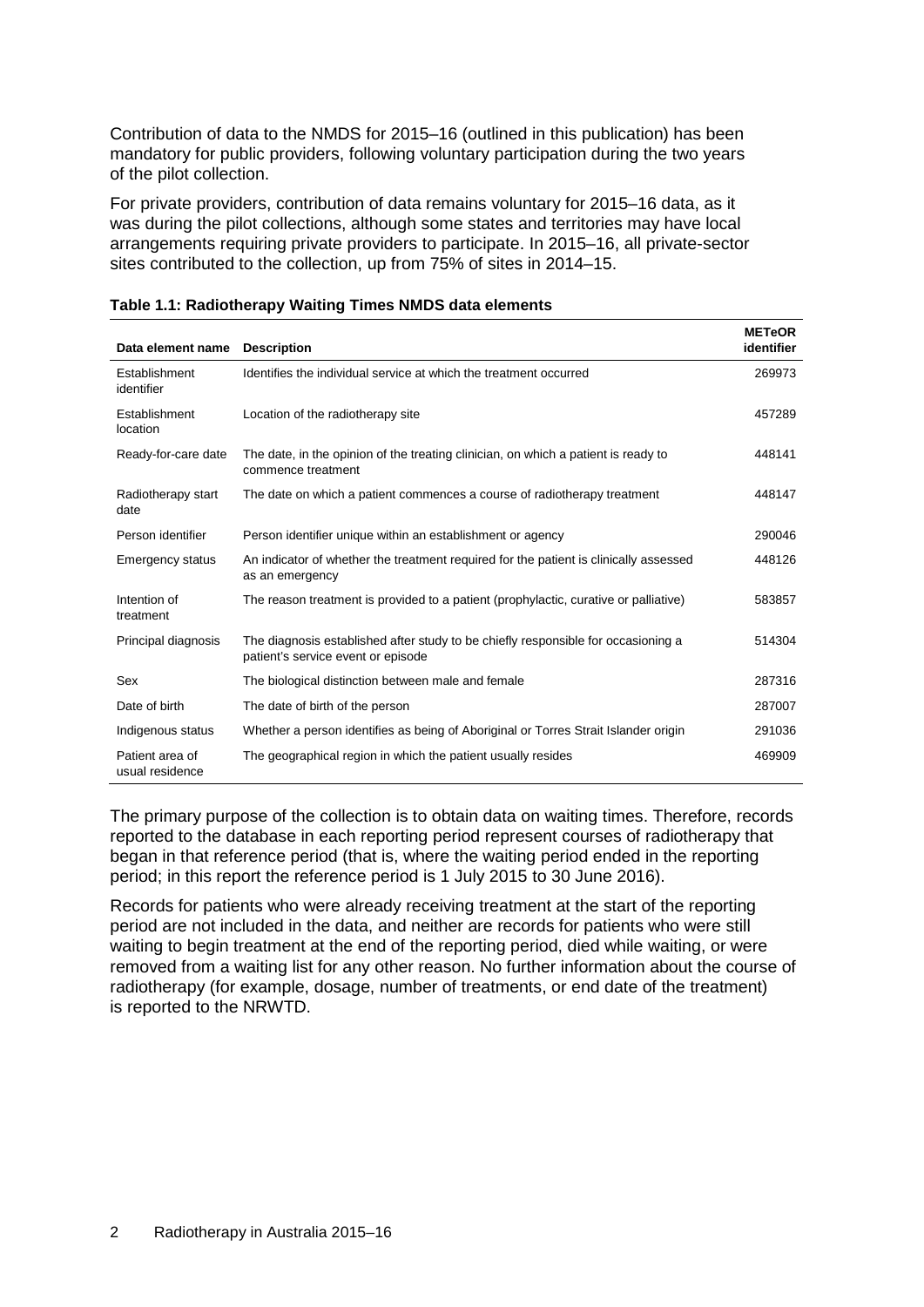Contribution of data to the NMDS for 2015–16 (outlined in this publication) has been mandatory for public providers, following voluntary participation during the two years of the pilot collection.

For private providers, contribution of data remains voluntary for 2015–16 data, as it was during the pilot collections, although some states and territories may have local arrangements requiring private providers to participate. In 2015–16, all private-sector sites contributed to the collection, up from 75% of sites in 2014–15.

**Table 1.1: Radiotherapy Waiting Times NMDS data elements**

| Data element name | Description | METeOR identifier |
|---|---|---|
| Establishment identifier | Identifies the individual service at which the treatment occurred | 269973 |
| Establishment location | Location of the radiotherapy site | 457289 |
| Ready-for-care date | The date, in the opinion of the treating clinician, on which a patient is ready to commence treatment | 448141 |
| Radiotherapy start date | The date on which a patient commences a course of radiotherapy treatment | 448147 |
| Person identifier | Person identifier unique within an establishment or agency | 290046 |
| Emergency status | An indicator of whether the treatment required for the patient is clinically assessed as an emergency | 448126 |
| Intention of treatment | The reason treatment is provided to a patient (prophylactic, curative or palliative) | 583857 |
| Principal diagnosis | The diagnosis established after study to be chiefly responsible for occasioning a patient's service event or episode | 514304 |
| Sex | The biological distinction between male and female | 287316 |
| Date of birth | The date of birth of the person | 287007 |
| Indigenous status | Whether a person identifies as being of Aboriginal or Torres Strait Islander origin | 291036 |
| Patient area of usual residence | The geographical region in which the patient usually resides | 469909 |

The primary purpose of the collection is to obtain data on waiting times. Therefore, records reported to the database in each reporting period represent courses of radiotherapy that began in that reference period (that is, where the waiting period ended in the reporting period; in this report the reference period is 1 July 2015 to 30 June 2016).

Records for patients who were already receiving treatment at the start of the reporting period are not included in the data, and neither are records for patients who were still waiting to begin treatment at the end of the reporting period, died while waiting, or were removed from a waiting list for any other reason. No further information about the course of radiotherapy (for example, dosage, number of treatments, or end date of the treatment) is reported to the NRWTD.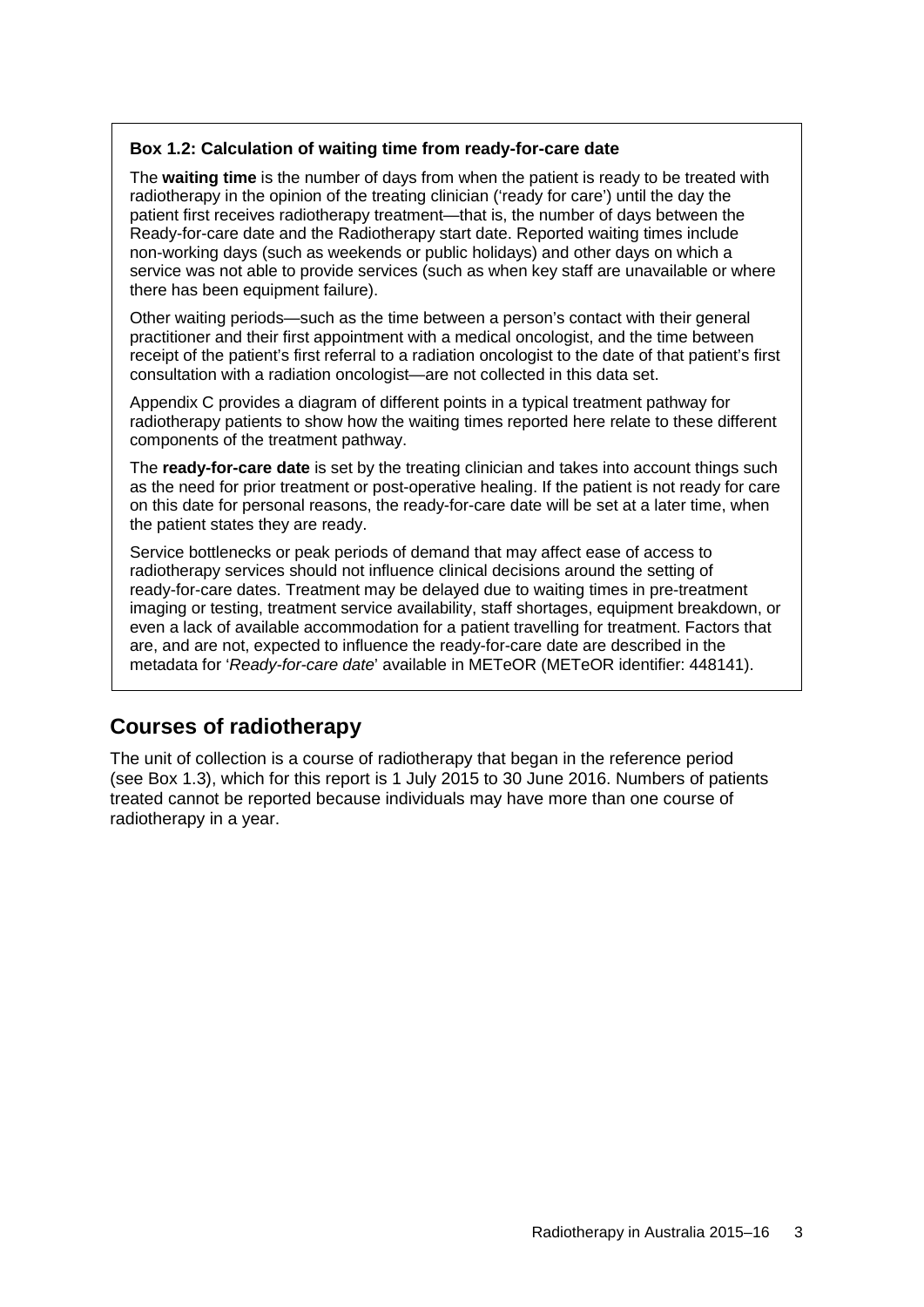**Box 1.2: Calculation of waiting time from ready-for-care date**

The **waiting time** is the number of days from when the patient is ready to be treated with radiotherapy in the opinion of the treating clinician ('ready for care') until the day the patient first receives radiotherapy treatment—that is, the number of days between the Ready-for-care date and the Radiotherapy start date. Reported waiting times include non-working days (such as weekends or public holidays) and other days on which a service was not able to provide services (such as when key staff are unavailable or where there has been equipment failure).

Other waiting periods—such as the time between a person's contact with their general practitioner and their first appointment with a medical oncologist, and the time between receipt of the patient's first referral to a radiation oncologist to the date of that patient's first consultation with a radiation oncologist—are not collected in this data set.

Appendix C provides a diagram of different points in a typical treatment pathway for radiotherapy patients to show how the waiting times reported here relate to these different components of the treatment pathway.

The **ready-for-care date** is set by the treating clinician and takes into account things such as the need for prior treatment or post-operative healing. If the patient is not ready for care on this date for personal reasons, the ready-for-care date will be set at a later time, when the patient states they are ready.

Service bottlenecks or peak periods of demand that may affect ease of access to radiotherapy services should not influence clinical decisions around the setting of ready-for-care dates. Treatment may be delayed due to waiting times in pre-treatment imaging or testing, treatment service availability, staff shortages, equipment breakdown, or even a lack of available accommodation for a patient travelling for treatment. Factors that are, and are not, expected to influence the ready-for-care date are described in the metadata for '*Ready-for-care date*' available in METeOR (METeOR identifier: 448141).

## Courses of radiotherapy

The unit of collection is a course of radiotherapy that began in the reference period (see Box 1.3), which for this report is 1 July 2015 to 30 June 2016. Numbers of patients treated cannot be reported because individuals may have more than one course of radiotherapy in a year.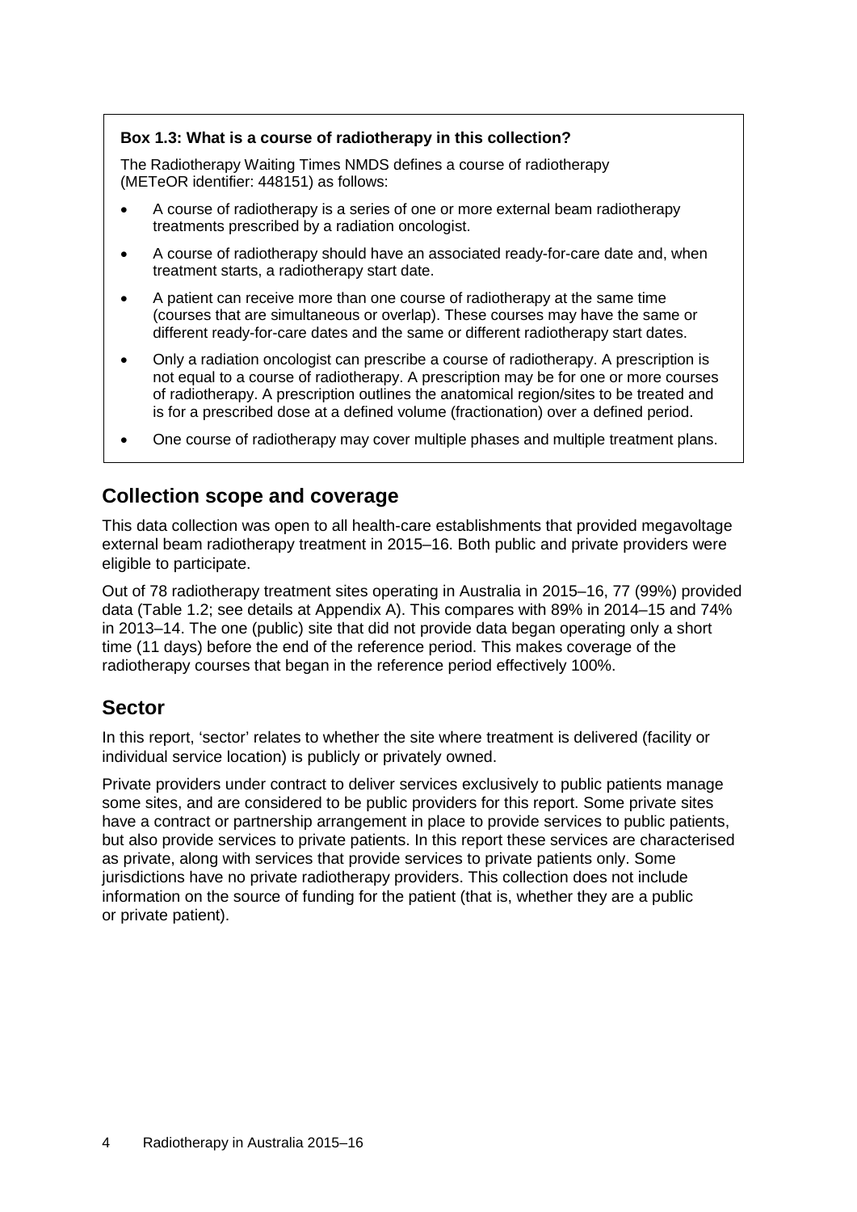**Box 1.3: What is a course of radiotherapy in this collection?**

The Radiotherapy Waiting Times NMDS defines a course of radiotherapy (METeOR identifier: 448151) as follows:

- A course of radiotherapy is a series of one or more external beam radiotherapy treatments prescribed by a radiation oncologist.
- A course of radiotherapy should have an associated ready-for-care date and, when treatment starts, a radiotherapy start date.
- A patient can receive more than one course of radiotherapy at the same time (courses that are simultaneous or overlap). These courses may have the same or different ready-for-care dates and the same or different radiotherapy start dates.
- Only a radiation oncologist can prescribe a course of radiotherapy. A prescription is not equal to a course of radiotherapy. A prescription may be for one or more courses of radiotherapy. A prescription outlines the anatomical region/sites to be treated and is for a prescribed dose at a defined volume (fractionation) over a defined period.
- One course of radiotherapy may cover multiple phases and multiple treatment plans.

## Collection scope and coverage

This data collection was open to all health-care establishments that provided megavoltage external beam radiotherapy treatment in 2015–16. Both public and private providers were eligible to participate.

Out of 78 radiotherapy treatment sites operating in Australia in 2015–16, 77 (99%) provided data (Table 1.2; see details at Appendix A). This compares with 89% in 2014–15 and 74% in 2013–14. The one (public) site that did not provide data began operating only a short time (11 days) before the end of the reference period. This makes coverage of the radiotherapy courses that began in the reference period effectively 100%.

## Sector

In this report, 'sector' relates to whether the site where treatment is delivered (facility or individual service location) is publicly or privately owned.

Private providers under contract to deliver services exclusively to public patients manage some sites, and are considered to be public providers for this report. Some private sites have a contract or partnership arrangement in place to provide services to public patients, but also provide services to private patients. In this report these services are characterised as private, along with services that provide services to private patients only. Some jurisdictions have no private radiotherapy providers. This collection does not include information on the source of funding for the patient (that is, whether they are a public or private patient).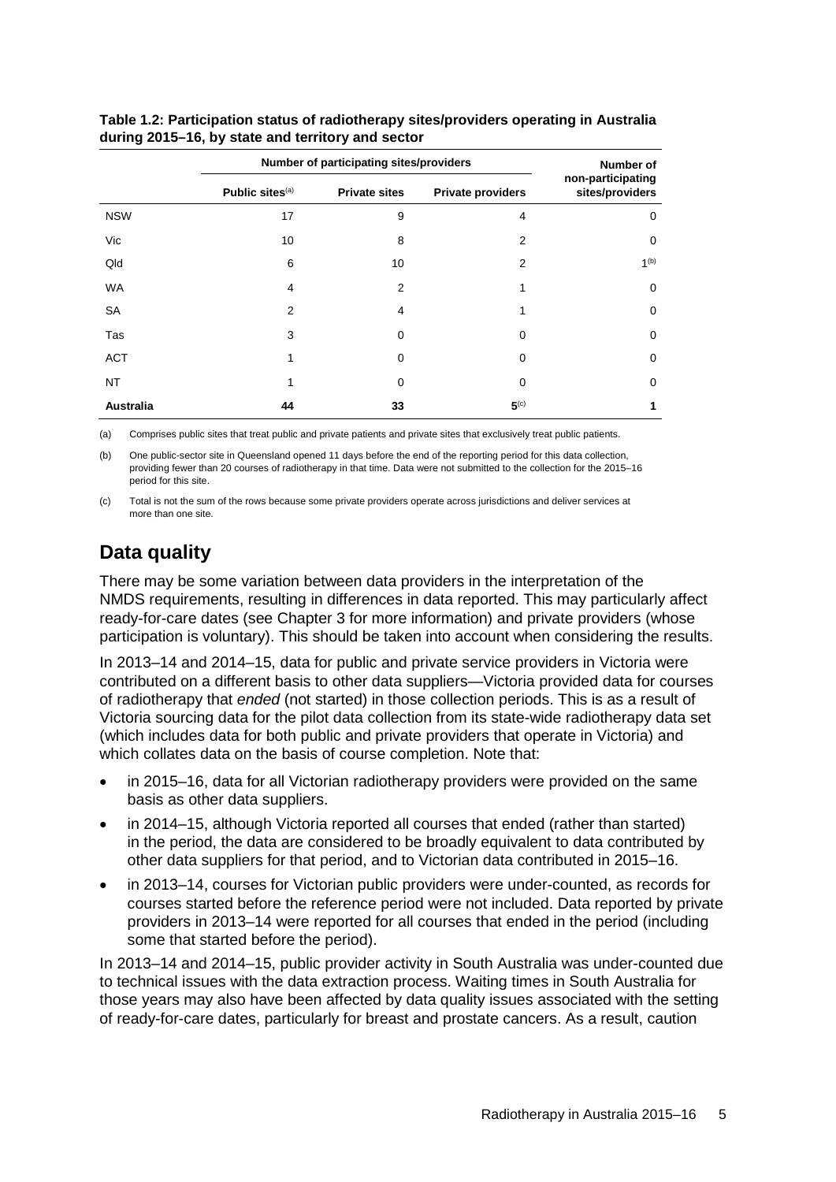**Table 1.2: Participation status of radiotherapy sites/providers operating in Australia during 2015–16, by state and territory and sector**

| | Number of participating sites/providers | | | Number of non-participating sites/providers |
|---|---|---|---|---|
| | Public sites[(a)] | Private sites | Private providers | |
| NSW | 17 | 9 | 4 | 0 |
| Vic | 10 | 8 | 2 | 0 |
| Qld | 6 | 10 | 2 | 1[(b)] |
| WA | 4 | 2 | 1 | 0 |
| SA | 2 | 4 | 1 | 0 |
| Tas | 3 | 0 | 0 | 0 |
| ACT | 1 | 0 | 0 | 0 |
| NT | 1 | 0 | 0 | 0 |
| **Australia** | **44** | **33** | **5**[(c)] | **1** |

(a) Comprises public sites that treat public and private patients and private sites that exclusively treat public patients.

(b) One public-sector site in Queensland opened 11 days before the end of the reporting period for this data collection, providing fewer than 20 courses of radiotherapy in that time. Data were not submitted to the collection for the 2015–16 period for this site.

(c) Total is not the sum of the rows because some private providers operate across jurisdictions and deliver services at more than one site.

## Data quality

There may be some variation between data providers in the interpretation of the NMDS requirements, resulting in differences in data reported. This may particularly affect ready-for-care dates (see Chapter 3 for more information) and private providers (whose participation is voluntary). This should be taken into account when considering the results.

In 2013–14 and 2014–15, data for public and private service providers in Victoria were contributed on a different basis to other data suppliers—Victoria provided data for courses of radiotherapy that *ended* (not started) in those collection periods. This is as a result of Victoria sourcing data for the pilot data collection from its state-wide radiotherapy data set (which includes data for both public and private providers that operate in Victoria) and which collates data on the basis of course completion. Note that:

- in 2015–16, data for all Victorian radiotherapy providers were provided on the same basis as other data suppliers.
- in 2014–15, although Victoria reported all courses that ended (rather than started) in the period, the data are considered to be broadly equivalent to data contributed by other data suppliers for that period, and to Victorian data contributed in 2015–16.
- in 2013–14, courses for Victorian public providers were under-counted, as records for courses started before the reference period were not included. Data reported by private providers in 2013–14 were reported for all courses that ended in the period (including some that started before the period).

In 2013–14 and 2014–15, public provider activity in South Australia was under-counted due to technical issues with the data extraction process. Waiting times in South Australia for those years may also have been affected by data quality issues associated with the setting of ready-for-care dates, particularly for breast and prostate cancers. As a result, caution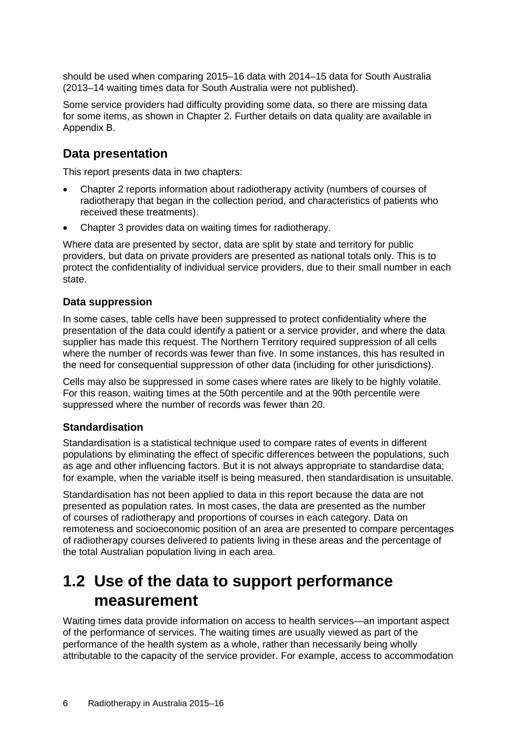should be used when comparing 2015–16 data with 2014–15 data for South Australia (2013–14 waiting times data for South Australia were not published).

Some service providers had difficulty providing some data, so there are missing data for some items, as shown in Chapter 2. Further details on data quality are available in Appendix B.

## Data presentation

This report presents data in two chapters:

- Chapter 2 reports information about radiotherapy activity (numbers of courses of radiotherapy that began in the collection period, and characteristics of patients who received these treatments).
- Chapter 3 provides data on waiting times for radiotherapy.

Where data are presented by sector, data are split by state and territory for public providers, but data on private providers are presented as national totals only. This is to protect the confidentiality of individual service providers, due to their small number in each state.

### Data suppression

In some cases, table cells have been suppressed to protect confidentiality where the presentation of the data could identify a patient or a service provider, and where the data supplier has made this request. The Northern Territory required suppression of all cells where the number of records was fewer than five. In some instances, this has resulted in the need for consequential suppression of other data (including for other jurisdictions).

Cells may also be suppressed in some cases where rates are likely to be highly volatile. For this reason, waiting times at the 50th percentile and at the 90th percentile were suppressed where the number of records was fewer than 20.

### Standardisation

Standardisation is a statistical technique used to compare rates of events in different populations by eliminating the effect of specific differences between the populations, such as age and other influencing factors. But it is not always appropriate to standardise data; for example, when the variable itself is being measured, then standardisation is unsuitable.

Standardisation has not been applied to data in this report because the data are not presented as population rates. In most cases, the data are presented as the number of courses of radiotherapy and proportions of courses in each category. Data on remoteness and socioeconomic position of an area are presented to compare percentages of radiotherapy courses delivered to patients living in these areas and the percentage of the total Australian population living in each area.

# 1.2 Use of the data to support performance measurement

Waiting times data provide information on access to health services—an important aspect of the performance of services. The waiting times are usually viewed as part of the performance of the health system as a whole, rather than necessarily being wholly attributable to the capacity of the service provider. For example, access to accommodation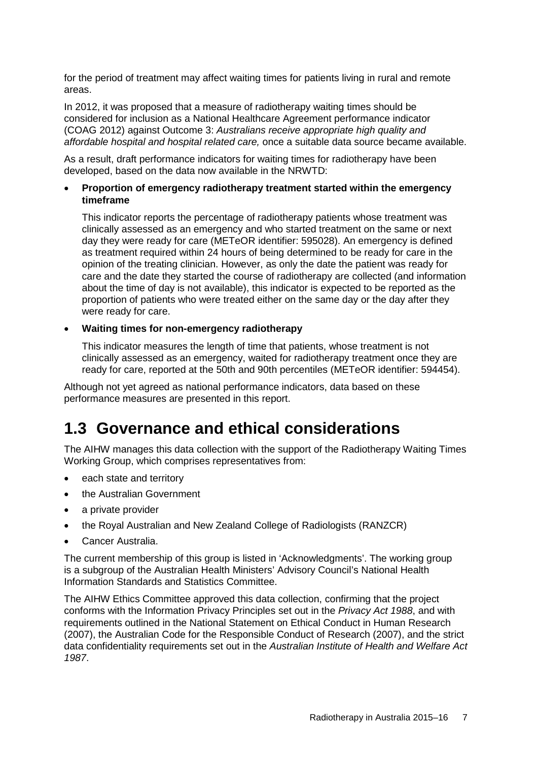for the period of treatment may affect waiting times for patients living in rural and remote areas.

In 2012, it was proposed that a measure of radiotherapy waiting times should be considered for inclusion as a National Healthcare Agreement performance indicator (COAG 2012) against Outcome 3: *Australians receive appropriate high quality and affordable hospital and hospital related care,* once a suitable data source became available.

As a result, draft performance indicators for waiting times for radiotherapy have been developed, based on the data now available in the NRWTD:

- **Proportion of emergency radiotherapy treatment started within the emergency timeframe**

  This indicator reports the percentage of radiotherapy patients whose treatment was clinically assessed as an emergency and who started treatment on the same or next day they were ready for care (METeOR identifier: 595028). An emergency is defined as treatment required within 24 hours of being determined to be ready for care in the opinion of the treating clinician. However, as only the date the patient was ready for care and the date they started the course of radiotherapy are collected (and information about the time of day is not available), this indicator is expected to be reported as the proportion of patients who were treated either on the same day or the day after they were ready for care.

- **Waiting times for non-emergency radiotherapy**

  This indicator measures the length of time that patients, whose treatment is not clinically assessed as an emergency, waited for radiotherapy treatment once they are ready for care, reported at the 50th and 90th percentiles (METeOR identifier: 594454).

Although not yet agreed as national performance indicators, data based on these performance measures are presented in this report.

# 1.3 Governance and ethical considerations

The AIHW manages this data collection with the support of the Radiotherapy Waiting Times Working Group, which comprises representatives from:

- each state and territory
- the Australian Government
- a private provider
- the Royal Australian and New Zealand College of Radiologists (RANZCR)
- Cancer Australia.

The current membership of this group is listed in 'Acknowledgments'. The working group is a subgroup of the Australian Health Ministers' Advisory Council's National Health Information Standards and Statistics Committee.

The AIHW Ethics Committee approved this data collection, confirming that the project conforms with the Information Privacy Principles set out in the *Privacy Act 1988*, and with requirements outlined in the National Statement on Ethical Conduct in Human Research (2007), the Australian Code for the Responsible Conduct of Research (2007), and the strict data confidentiality requirements set out in the *Australian Institute of Health and Welfare Act 1987*.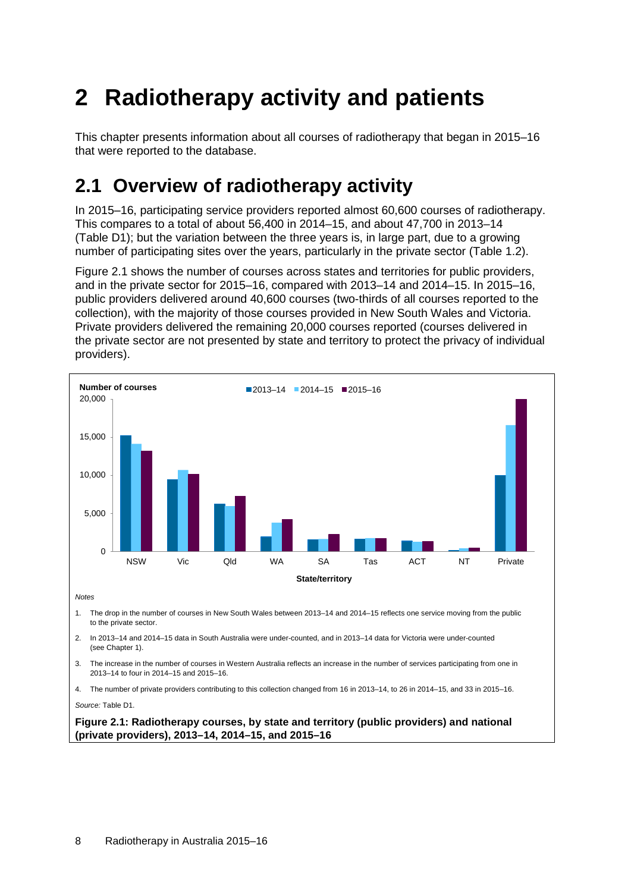# 2 Radiotherapy activity and patients

This chapter presents information about all courses of radiotherapy that began in 2015–16 that were reported to the database.

## 2.1 Overview of radiotherapy activity

In 2015–16, participating service providers reported almost 60,600 courses of radiotherapy. This compares to a total of about 56,400 in 2014–15, and about 47,700 in 2013–14 (Table D1); but the variation between the three years is, in large part, due to a growing number of participating sites over the years, particularly in the private sector (Table 1.2).

Figure 2.1 shows the number of courses across states and territories for public providers, and in the private sector for 2015–16, compared with 2013–14 and 2014–15. In 2015–16, public providers delivered around 40,600 courses (two-thirds of all courses reported to the collection), with the majority of those courses provided in New South Wales and Victoria. Private providers delivered the remaining 20,000 courses reported (courses delivered in the private sector are not presented by state and territory to protect the privacy of individual providers).

*Notes*

1. The drop in the number of courses in New South Wales between 2013–14 and 2014–15 reflects one service moving from the public to the private sector.
2. In 2013–14 and 2014–15 data in South Australia were under-counted, and in 2013–14 data for Victoria were under-counted (see Chapter 1).
3. The increase in the number of courses in Western Australia reflects an increase in the number of services participating from one in 2013–14 to four in 2014–15 and 2015–16.
4. The number of private providers contributing to this collection changed from 16 in 2013–14, to 26 in 2014–15, and 33 in 2015–16.

*Source:* Table D1.

**Figure 2.1: Radiotherapy courses, by state and territory (public providers) and national (private providers), 2013–14, 2014–15, and 2015–16**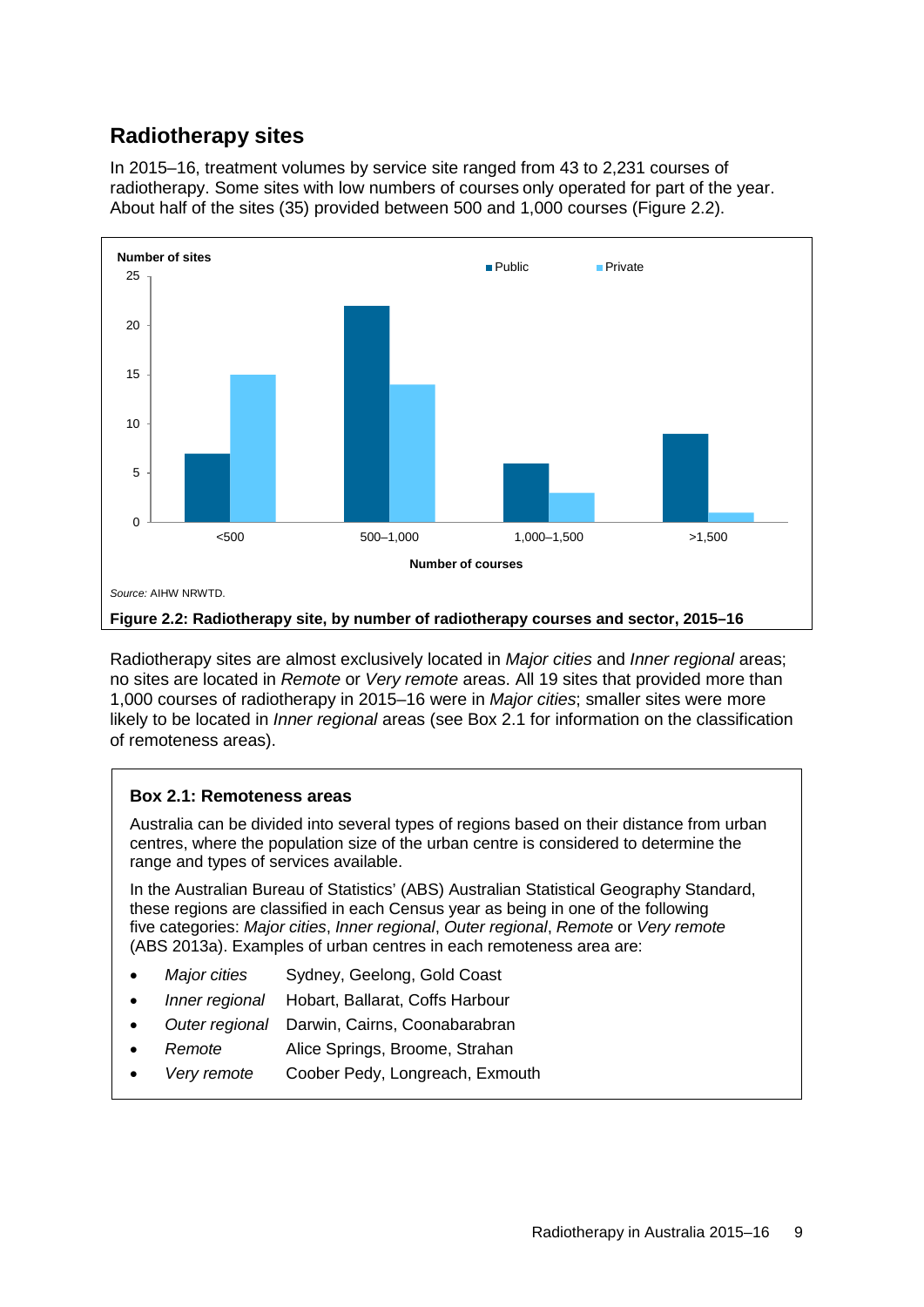## Radiotherapy sites

In 2015–16, treatment volumes by service site ranged from 43 to 2,231 courses of radiotherapy. Some sites with low numbers of courses only operated for part of the year. About half of the sites (35) provided between 500 and 1,000 courses (Figure 2.2).

*Source:* AIHW NRWTD.

**Figure 2.2: Radiotherapy site, by number of radiotherapy courses and sector, 2015–16**

Radiotherapy sites are almost exclusively located in *Major cities* and *Inner regional* areas; no sites are located in *Remote* or *Very remote* areas. All 19 sites that provided more than 1,000 courses of radiotherapy in 2015–16 were in *Major cities*; smaller sites were more likely to be located in *Inner regional* areas (see Box 2.1 for information on the classification of remoteness areas).

### Box 2.1: Remoteness areas

Australia can be divided into several types of regions based on their distance from urban centres, where the population size of the urban centre is considered to determine the range and types of services available.

In the Australian Bureau of Statistics' (ABS) Australian Statistical Geography Standard, these regions are classified in each Census year as being in one of the following five categories: *Major cities*, *Inner regional*, *Outer regional*, *Remote* or *Very remote* (ABS 2013a). Examples of urban centres in each remoteness area are:

- *Major cities* Sydney, Geelong, Gold Coast
- *Inner regional* Hobart, Ballarat, Coffs Harbour
- *Outer regional* Darwin, Cairns, Coonabarabran
- *Remote* Alice Springs, Broome, Strahan
- *Very remote* Coober Pedy, Longreach, Exmouth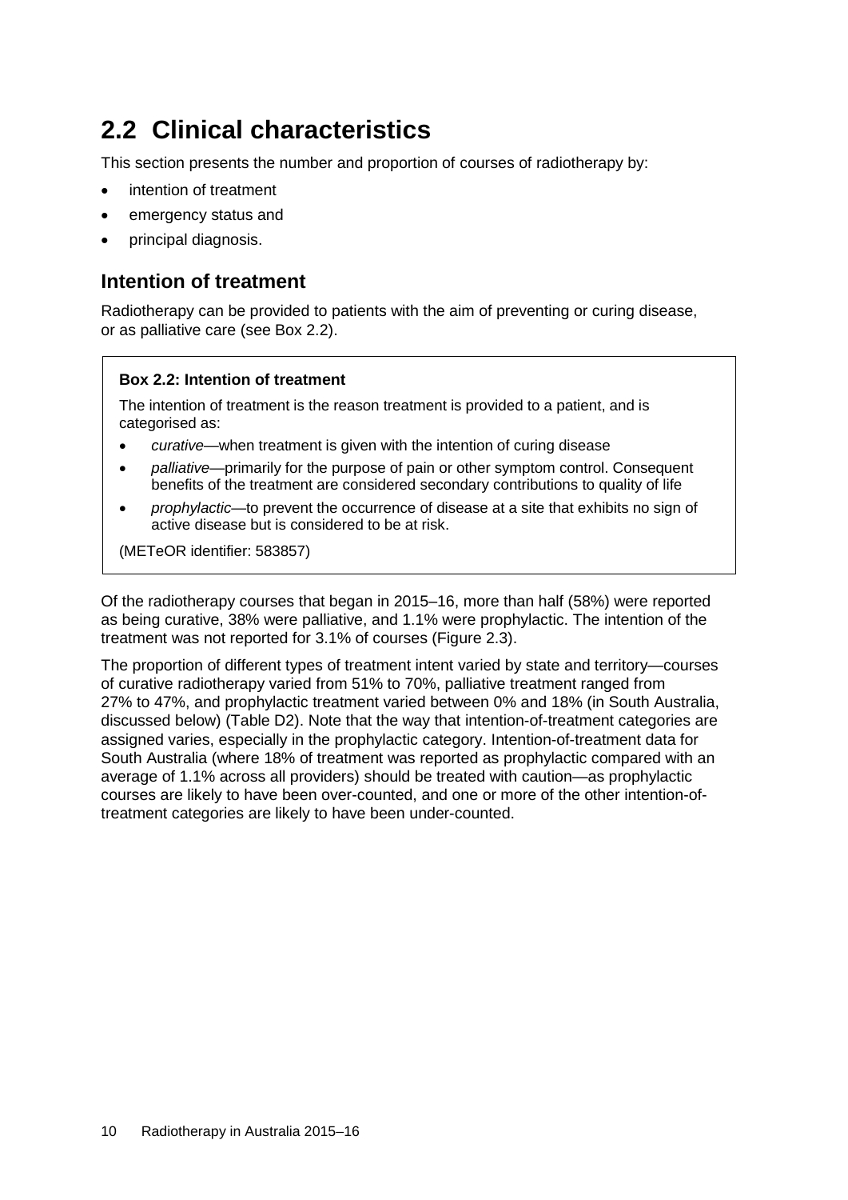## 2.2 Clinical characteristics

This section presents the number and proportion of courses of radiotherapy by:

- intention of treatment
- emergency status and
- principal diagnosis.

### Intention of treatment

Radiotherapy can be provided to patients with the aim of preventing or curing disease, or as palliative care (see Box 2.2).

> **Box 2.2: Intention of treatment**
>
> The intention of treatment is the reason treatment is provided to a patient, and is categorised as:
>
> - *curative*—when treatment is given with the intention of curing disease
> - *palliative*—primarily for the purpose of pain or other symptom control. Consequent benefits of the treatment are considered secondary contributions to quality of life
> - *prophylactic*—to prevent the occurrence of disease at a site that exhibits no sign of active disease but is considered to be at risk.
>
> (METeOR identifier: 583857)

Of the radiotherapy courses that began in 2015–16, more than half (58%) were reported as being curative, 38% were palliative, and 1.1% were prophylactic. The intention of the treatment was not reported for 3.1% of courses (Figure 2.3).

The proportion of different types of treatment intent varied by state and territory—courses of curative radiotherapy varied from 51% to 70%, palliative treatment ranged from 27% to 47%, and prophylactic treatment varied between 0% and 18% (in South Australia, discussed below) (Table D2). Note that the way that intention-of-treatment categories are assigned varies, especially in the prophylactic category. Intention-of-treatment data for South Australia (where 18% of treatment was reported as prophylactic compared with an average of 1.1% across all providers) should be treated with caution—as prophylactic courses are likely to have been over-counted, and one or more of the other intention-of-treatment categories are likely to have been under-counted.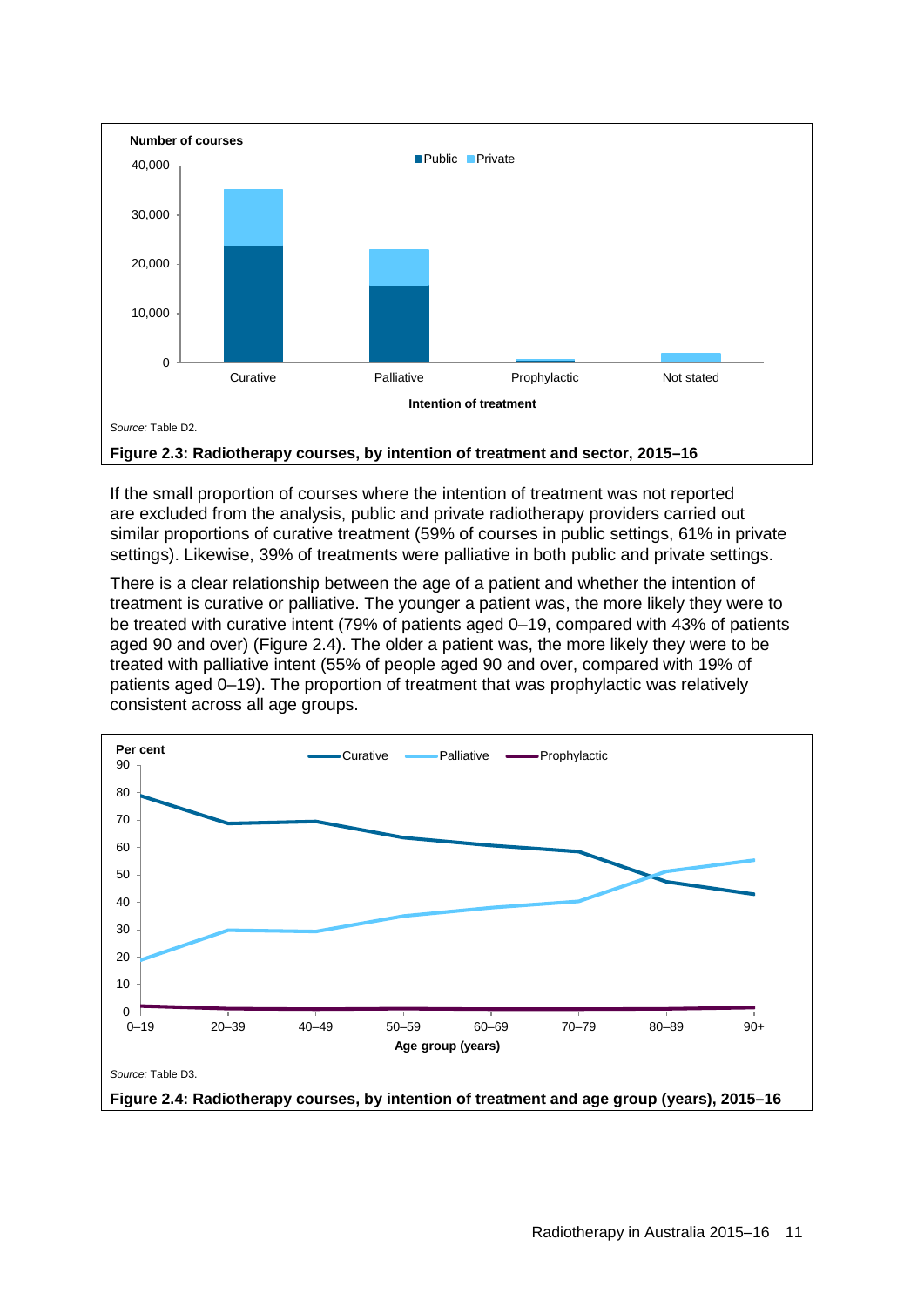Source: Table D2.

**Figure 2.3: Radiotherapy courses, by intention of treatment and sector, 2015–16**

If the small proportion of courses where the intention of treatment was not reported are excluded from the analysis, public and private radiotherapy providers carried out similar proportions of curative treatment (59% of courses in public settings, 61% in private settings). Likewise, 39% of treatments were palliative in both public and private settings.

There is a clear relationship between the age of a patient and whether the intention of treatment is curative or palliative. The younger a patient was, the more likely they were to be treated with curative intent (79% of patients aged 0–19, compared with 43% of patients aged 90 and over) (Figure 2.4). The older a patient was, the more likely they were to be treated with palliative intent (55% of people aged 90 and over, compared with 19% of patients aged 0–19). The proportion of treatment that was prophylactic was relatively consistent across all age groups.

Source: Table D3.

**Figure 2.4: Radiotherapy courses, by intention of treatment and age group (years), 2015–16**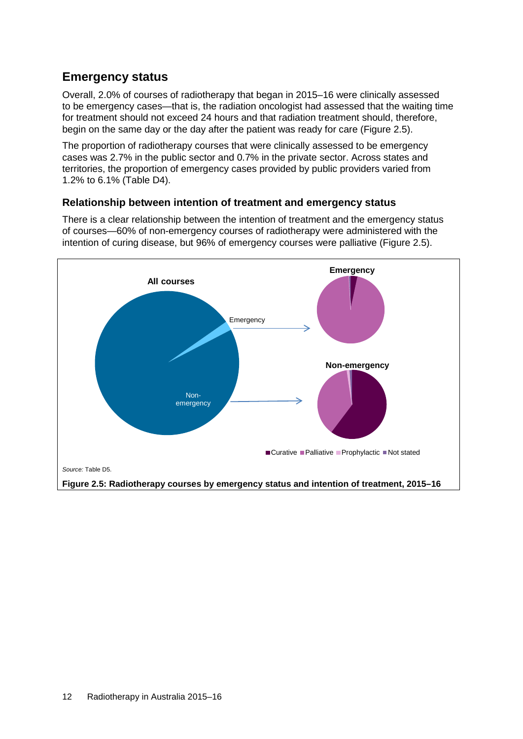## Emergency status

Overall, 2.0% of courses of radiotherapy that began in 2015–16 were clinically assessed to be emergency cases—that is, the radiation oncologist had assessed that the waiting time for treatment should not exceed 24 hours and that radiation treatment should, therefore, begin on the same day or the day after the patient was ready for care (Figure 2.5).

The proportion of radiotherapy courses that were clinically assessed to be emergency cases was 2.7% in the public sector and 0.7% in the private sector. Across states and territories, the proportion of emergency cases provided by public providers varied from 1.2% to 6.1% (Table D4).

### Relationship between intention of treatment and emergency status

There is a clear relationship between the intention of treatment and the emergency status of courses—60% of non-emergency courses of radiotherapy were administered with the intention of curing disease, but 96% of emergency courses were palliative (Figure 2.5).

All courses

Emergency

Non-emergency

Emergency

Non-emergency

Curative  Palliative  Prophylactic  Not stated

*Source:* Table D5.

**Figure 2.5: Radiotherapy courses by emergency status and intention of treatment, 2015–16**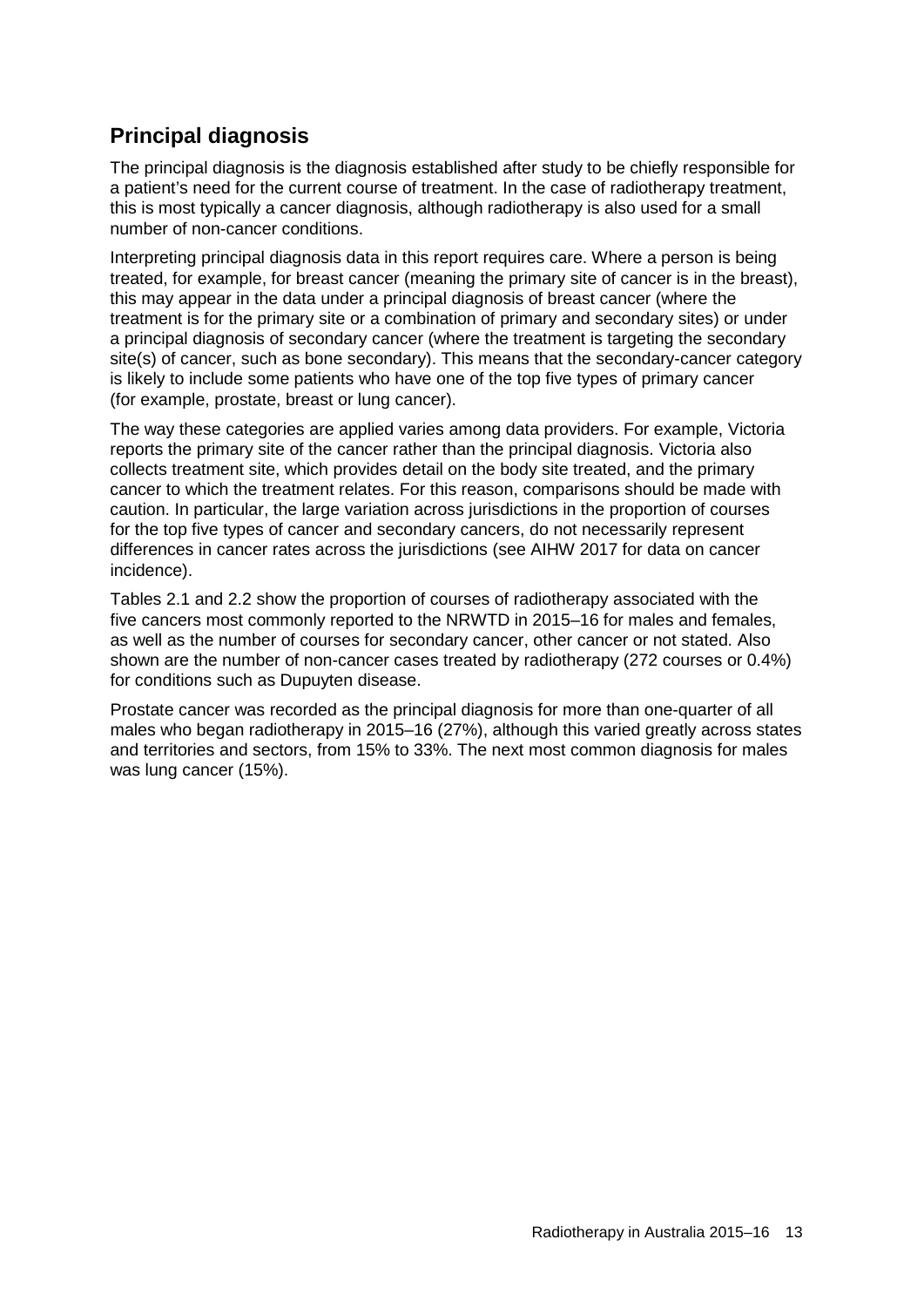## Principal diagnosis

The principal diagnosis is the diagnosis established after study to be chiefly responsible for a patient's need for the current course of treatment. In the case of radiotherapy treatment, this is most typically a cancer diagnosis, although radiotherapy is also used for a small number of non-cancer conditions.

Interpreting principal diagnosis data in this report requires care. Where a person is being treated, for example, for breast cancer (meaning the primary site of cancer is in the breast), this may appear in the data under a principal diagnosis of breast cancer (where the treatment is for the primary site or a combination of primary and secondary sites) or under a principal diagnosis of secondary cancer (where the treatment is targeting the secondary site(s) of cancer, such as bone secondary). This means that the secondary-cancer category is likely to include some patients who have one of the top five types of primary cancer (for example, prostate, breast or lung cancer).

The way these categories are applied varies among data providers. For example, Victoria reports the primary site of the cancer rather than the principal diagnosis. Victoria also collects treatment site, which provides detail on the body site treated, and the primary cancer to which the treatment relates. For this reason, comparisons should be made with caution. In particular, the large variation across jurisdictions in the proportion of courses for the top five types of cancer and secondary cancers, do not necessarily represent differences in cancer rates across the jurisdictions (see AIHW 2017 for data on cancer incidence).

Tables 2.1 and 2.2 show the proportion of courses of radiotherapy associated with the five cancers most commonly reported to the NRWTD in 2015–16 for males and females, as well as the number of courses for secondary cancer, other cancer or not stated. Also shown are the number of non-cancer cases treated by radiotherapy (272 courses or 0.4%) for conditions such as Dupuyten disease.

Prostate cancer was recorded as the principal diagnosis for more than one-quarter of all males who began radiotherapy in 2015–16 (27%), although this varied greatly across states and territories and sectors, from 15% to 33%. The next most common diagnosis for males was lung cancer (15%).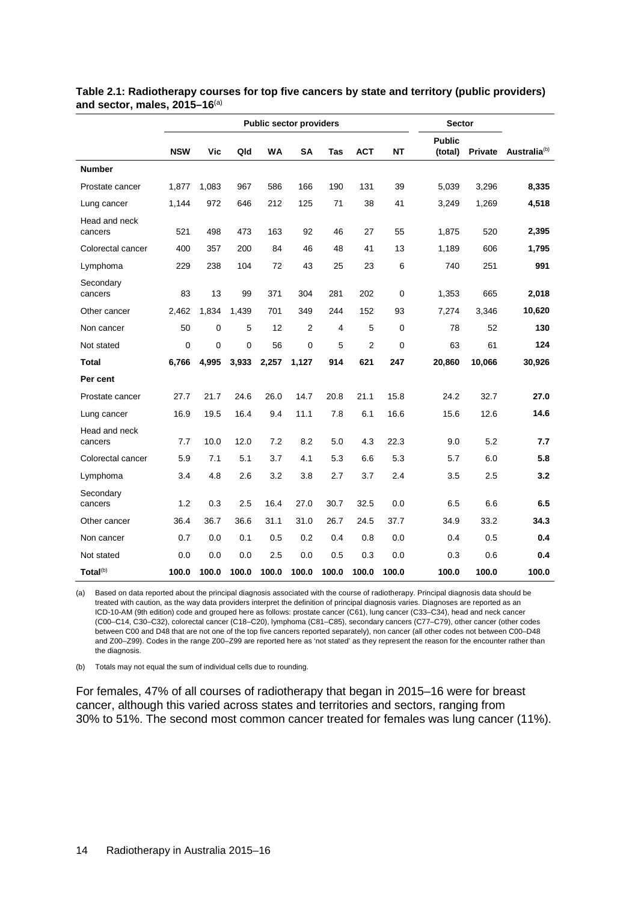**Table 2.1: Radiotherapy courses for top five cancers by state and territory (public providers) and sector, males, 2015–16**[(a)]

| | Public sector providers | | | | | | | | Sector | | |
|---|---|---|---|---|---|---|---|---|---|---|---|
| | **NSW** | **Vic** | **Qld** | **WA** | **SA** | **Tas** | **ACT** | **NT** | **Public (total)** | **Private** | **Australia**[(b)] |
| **Number** | | | | | | | | | | | |
| Prostate cancer | 1,877 | 1,083 | 967 | 586 | 166 | 190 | 131 | 39 | 5,039 | 3,296 | **8,335** |
| Lung cancer | 1,144 | 972 | 646 | 212 | 125 | 71 | 38 | 41 | 3,249 | 1,269 | **4,518** |
| Head and neck cancers | 521 | 498 | 473 | 163 | 92 | 46 | 27 | 55 | 1,875 | 520 | **2,395** |
| Colorectal cancer | 400 | 357 | 200 | 84 | 46 | 48 | 41 | 13 | 1,189 | 606 | **1,795** |
| Lymphoma | 229 | 238 | 104 | 72 | 43 | 25 | 23 | 6 | 740 | 251 | **991** |
| Secondary cancers | 83 | 13 | 99 | 371 | 304 | 281 | 202 | 0 | 1,353 | 665 | **2,018** |
| Other cancer | 2,462 | 1,834 | 1,439 | 701 | 349 | 244 | 152 | 93 | 7,274 | 3,346 | **10,620** |
| Non cancer | 50 | 0 | 5 | 12 | 2 | 4 | 5 | 0 | 78 | 52 | **130** |
| Not stated | 0 | 0 | 0 | 56 | 0 | 5 | 2 | 0 | 63 | 61 | **124** |
| **Total** | **6,766** | **4,995** | **3,933** | **2,257** | **1,127** | **914** | **621** | **247** | **20,860** | **10,066** | **30,926** |
| **Per cent** | | | | | | | | | | | |
| Prostate cancer | 27.7 | 21.7 | 24.6 | 26.0 | 14.7 | 20.8 | 21.1 | 15.8 | 24.2 | 32.7 | **27.0** |
| Lung cancer | 16.9 | 19.5 | 16.4 | 9.4 | 11.1 | 7.8 | 6.1 | 16.6 | 15.6 | 12.6 | **14.6** |
| Head and neck cancers | 7.7 | 10.0 | 12.0 | 7.2 | 8.2 | 5.0 | 4.3 | 22.3 | 9.0 | 5.2 | **7.7** |
| Colorectal cancer | 5.9 | 7.1 | 5.1 | 3.7 | 4.1 | 5.3 | 6.6 | 5.3 | 5.7 | 6.0 | **5.8** |
| Lymphoma | 3.4 | 4.8 | 2.6 | 3.2 | 3.8 | 2.7 | 3.7 | 2.4 | 3.5 | 2.5 | **3.2** |
| Secondary cancers | 1.2 | 0.3 | 2.5 | 16.4 | 27.0 | 30.7 | 32.5 | 0.0 | 6.5 | 6.6 | **6.5** |
| Other cancer | 36.4 | 36.7 | 36.6 | 31.1 | 31.0 | 26.7 | 24.5 | 37.7 | 34.9 | 33.2 | **34.3** |
| Non cancer | 0.7 | 0.0 | 0.1 | 0.5 | 0.2 | 0.4 | 0.8 | 0.0 | 0.4 | 0.5 | **0.4** |
| Not stated | 0.0 | 0.0 | 0.0 | 2.5 | 0.0 | 0.5 | 0.3 | 0.0 | 0.3 | 0.6 | **0.4** |
| **Total**[(b)] | **100.0** | **100.0** | **100.0** | **100.0** | **100.0** | **100.0** | **100.0** | **100.0** | **100.0** | **100.0** | **100.0** |

(a) Based on data reported about the principal diagnosis associated with the course of radiotherapy. Principal diagnosis data should be treated with caution, as the way data providers interpret the definition of principal diagnosis varies. Diagnoses are reported as an ICD-10-AM (9th edition) code and grouped here as follows: prostate cancer (C61), lung cancer (C33–C34), head and neck cancer (C00–C14, C30–C32), colorectal cancer (C18–C20), lymphoma (C81–C85), secondary cancers (C77–C79), other cancer (other codes between C00 and D48 that are not one of the top five cancers reported separately), non cancer (all other codes not between C00–D48 and Z00–Z99). Codes in the range Z00–Z99 are reported here as 'not stated' as they represent the reason for the encounter rather than the diagnosis.

(b) Totals may not equal the sum of individual cells due to rounding.

For females, 47% of all courses of radiotherapy that began in 2015–16 were for breast cancer, although this varied across states and territories and sectors, ranging from 30% to 51%. The second most common cancer treated for females was lung cancer (11%).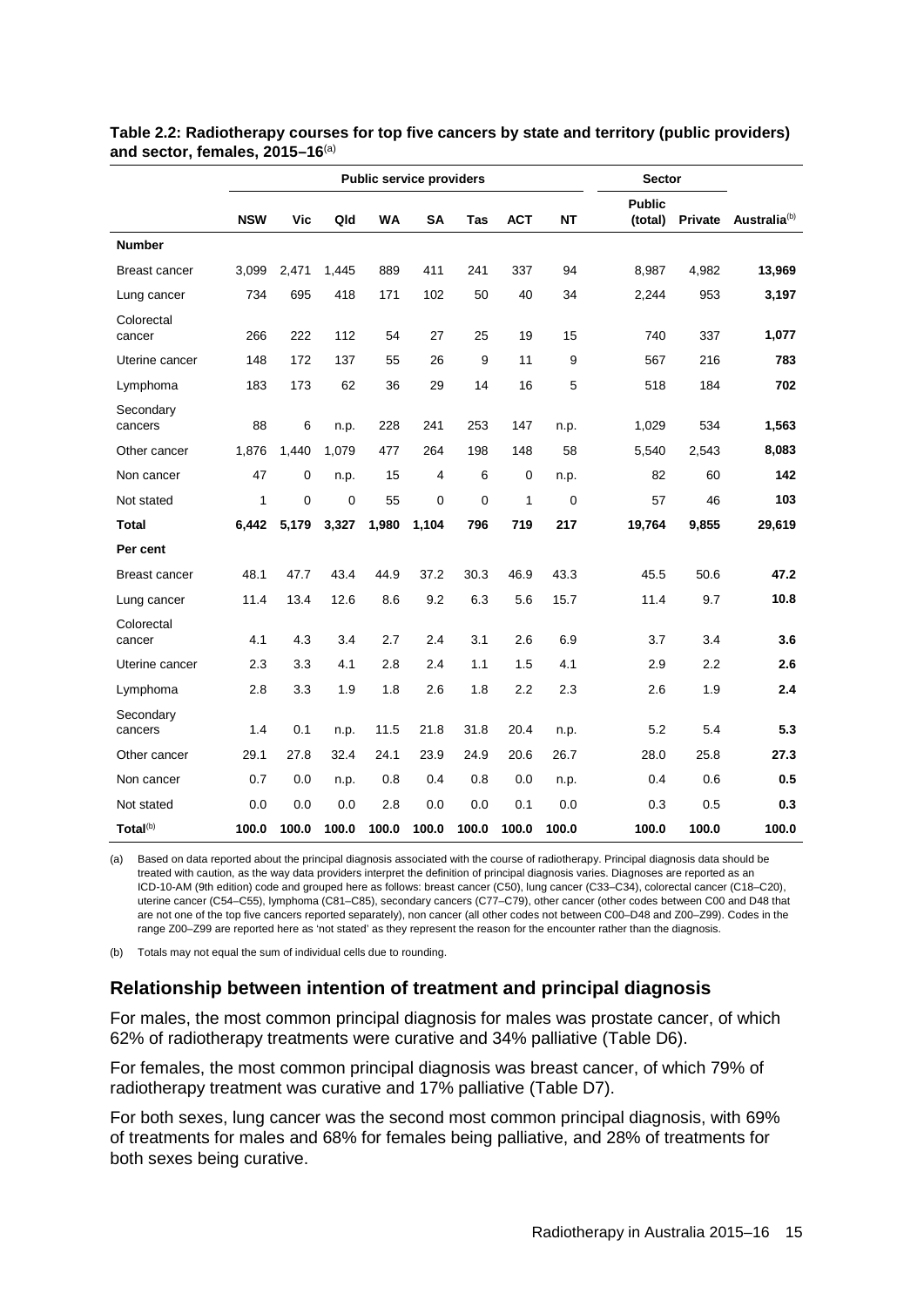**Table 2.2: Radiotherapy courses for top five cancers by state and territory (public providers) and sector, females, 2015–16**[(a)]

| | Public service providers | | | | | | | | Sector | | |
|---|---|---|---|---|---|---|---|---|---|---|---|
| | **NSW** | **Vic** | **Qld** | **WA** | **SA** | **Tas** | **ACT** | **NT** | **Public (total)** | **Private** | **Australia**[(b)] |
| **Number** | | | | | | | | | | | |
| Breast cancer | 3,099 | 2,471 | 1,445 | 889 | 411 | 241 | 337 | 94 | 8,987 | 4,982 | **13,969** |
| Lung cancer | 734 | 695 | 418 | 171 | 102 | 50 | 40 | 34 | 2,244 | 953 | **3,197** |
| Colorectal cancer | 266 | 222 | 112 | 54 | 27 | 25 | 19 | 15 | 740 | 337 | **1,077** |
| Uterine cancer | 148 | 172 | 137 | 55 | 26 | 9 | 11 | 9 | 567 | 216 | **783** |
| Lymphoma | 183 | 173 | 62 | 36 | 29 | 14 | 16 | 5 | 518 | 184 | **702** |
| Secondary cancers | 88 | 6 | n.p. | 228 | 241 | 253 | 147 | n.p. | 1,029 | 534 | **1,563** |
| Other cancer | 1,876 | 1,440 | 1,079 | 477 | 264 | 198 | 148 | 58 | 5,540 | 2,543 | **8,083** |
| Non cancer | 47 | 0 | n.p. | 15 | 4 | 6 | 0 | n.p. | 82 | 60 | **142** |
| Not stated | 1 | 0 | 0 | 55 | 0 | 0 | 1 | 0 | 57 | 46 | **103** |
| **Total** | **6,442** | **5,179** | **3,327** | **1,980** | **1,104** | **796** | **719** | **217** | **19,764** | **9,855** | **29,619** |
| **Per cent** | | | | | | | | | | | |
| Breast cancer | 48.1 | 47.7 | 43.4 | 44.9 | 37.2 | 30.3 | 46.9 | 43.3 | 45.5 | 50.6 | **47.2** |
| Lung cancer | 11.4 | 13.4 | 12.6 | 8.6 | 9.2 | 6.3 | 5.6 | 15.7 | 11.4 | 9.7 | **10.8** |
| Colorectal cancer | 4.1 | 4.3 | 3.4 | 2.7 | 2.4 | 3.1 | 2.6 | 6.9 | 3.7 | 3.4 | **3.6** |
| Uterine cancer | 2.3 | 3.3 | 4.1 | 2.8 | 2.4 | 1.1 | 1.5 | 4.1 | 2.9 | 2.2 | **2.6** |
| Lymphoma | 2.8 | 3.3 | 1.9 | 1.8 | 2.6 | 1.8 | 2.2 | 2.3 | 2.6 | 1.9 | **2.4** |
| Secondary cancers | 1.4 | 0.1 | n.p. | 11.5 | 21.8 | 31.8 | 20.4 | n.p. | 5.2 | 5.4 | **5.3** |
| Other cancer | 29.1 | 27.8 | 32.4 | 24.1 | 23.9 | 24.9 | 20.6 | 26.7 | 28.0 | 25.8 | **27.3** |
| Non cancer | 0.7 | 0.0 | n.p. | 0.8 | 0.4 | 0.8 | 0.0 | n.p. | 0.4 | 0.6 | **0.5** |
| Not stated | 0.0 | 0.0 | 0.0 | 2.8 | 0.0 | 0.0 | 0.1 | 0.0 | 0.3 | 0.5 | **0.3** |
| **Total**[(b)] | **100.0** | **100.0** | **100.0** | **100.0** | **100.0** | **100.0** | **100.0** | **100.0** | **100.0** | **100.0** | **100.0** |

(a) Based on data reported about the principal diagnosis associated with the course of radiotherapy. Principal diagnosis data should be treated with caution, as the way data providers interpret the definition of principal diagnosis varies. Diagnoses are reported as an ICD-10-AM (9th edition) code and grouped here as follows: breast cancer (C50), lung cancer (C33–C34), colorectal cancer (C18–C20), uterine cancer (C54–C55), lymphoma (C81–C85), secondary cancers (C77–C79), other cancer (other codes between C00 and D48 that are not one of the top five cancers reported separately), non cancer (all other codes not between C00–D48 and Z00–Z99). Codes in the range Z00–Z99 are reported here as 'not stated' as they represent the reason for the encounter rather than the diagnosis.

(b) Totals may not equal the sum of individual cells due to rounding.

## Relationship between intention of treatment and principal diagnosis

For males, the most common principal diagnosis for males was prostate cancer, of which 62% of radiotherapy treatments were curative and 34% palliative (Table D6).

For females, the most common principal diagnosis was breast cancer, of which 79% of radiotherapy treatment was curative and 17% palliative (Table D7).

For both sexes, lung cancer was the second most common principal diagnosis, with 69% of treatments for males and 68% for females being palliative, and 28% of treatments for both sexes being curative.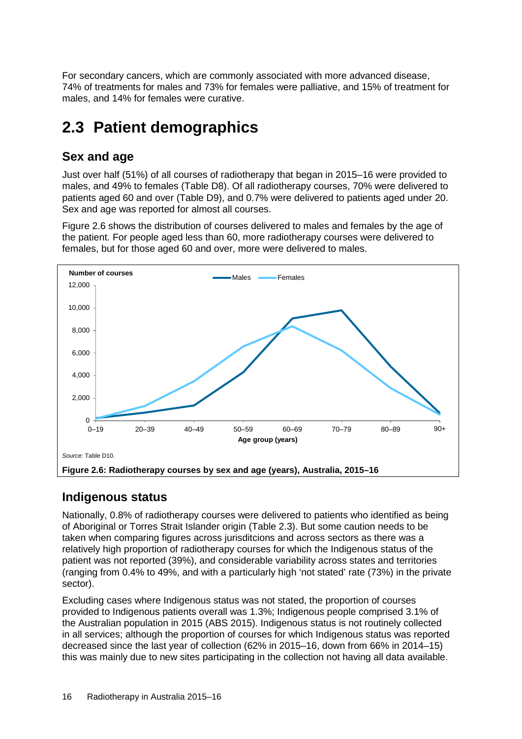For secondary cancers, which are commonly associated with more advanced disease, 74% of treatments for males and 73% for females were palliative, and 15% of treatment for males, and 14% for females were curative.

# 2.3 Patient demographics

## Sex and age

Just over half (51%) of all courses of radiotherapy that began in 2015–16 were provided to males, and 49% to females (Table D8). Of all radiotherapy courses, 70% were delivered to patients aged 60 and over (Table D9), and 0.7% were delivered to patients aged under 20. Sex and age was reported for almost all courses.

Figure 2.6 shows the distribution of courses delivered to males and females by the age of the patient. For people aged less than 60, more radiotherapy courses were delivered to females, but for those aged 60 and over, more were delivered to males.

*Source:* Table D10.

**Figure 2.6: Radiotherapy courses by sex and age (years), Australia, 2015–16**

## Indigenous status

Nationally, 0.8% of radiotherapy courses were delivered to patients who identified as being of Aboriginal or Torres Strait Islander origin (Table 2.3). But some caution needs to be taken when comparing figures across jurisditcions and across sectors as there was a relatively high proportion of radiotherapy courses for which the Indigenous status of the patient was not reported (39%), and considerable variability across states and territories (ranging from 0.4% to 49%, and with a particularly high 'not stated' rate (73%) in the private sector).

Excluding cases where Indigenous status was not stated, the proportion of courses provided to Indigenous patients overall was 1.3%; Indigenous people comprised 3.1% of the Australian population in 2015 (ABS 2015). Indigenous status is not routinely collected in all services; although the proportion of courses for which Indigenous status was reported decreased since the last year of collection (62% in 2015–16, down from 66% in 2014–15) this was mainly due to new sites participating in the collection not having all data available.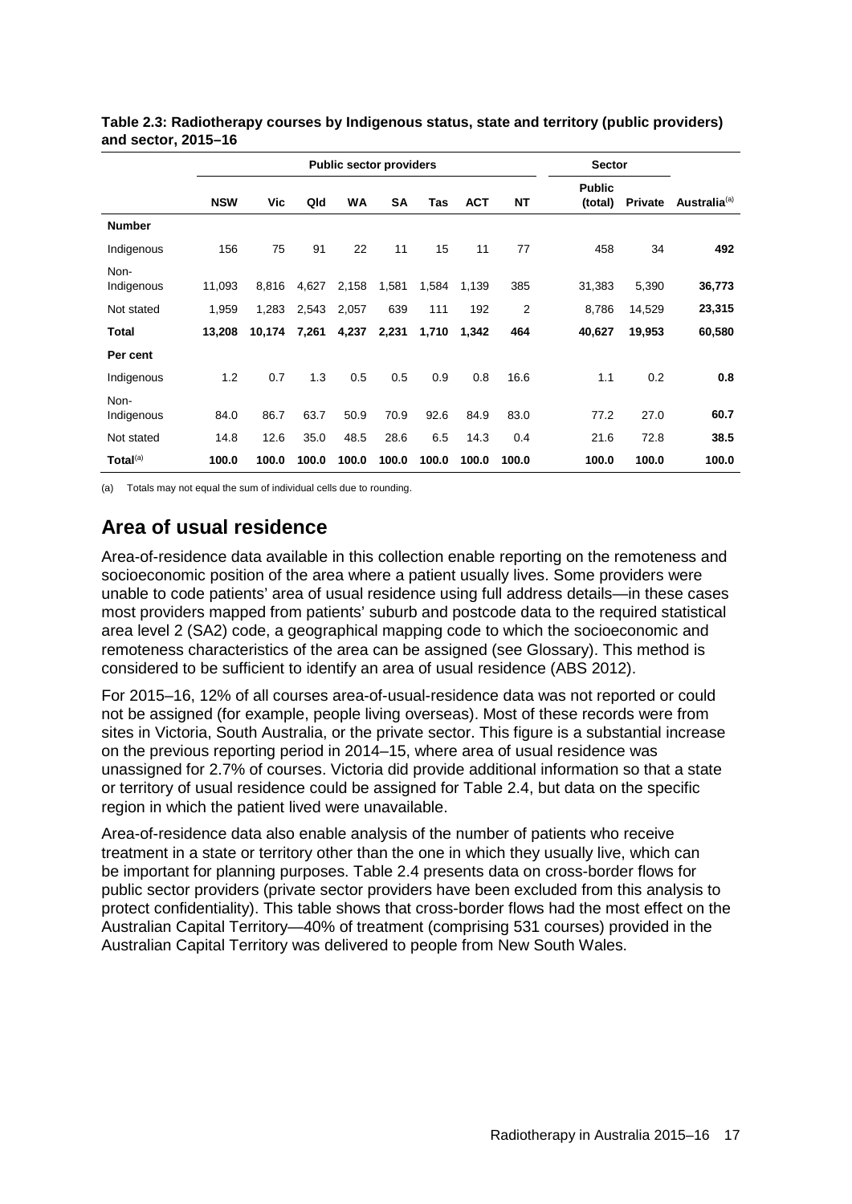**Table 2.3: Radiotherapy courses by Indigenous status, state and territory (public providers) and sector, 2015–16**

| | Public sector providers | | | | | | | | Sector | | |
|---|---|---|---|---|---|---|---|---|---|---|---|
| | **NSW** | **Vic** | **Qld** | **WA** | **SA** | **Tas** | **ACT** | **NT** | **Public (total)** | **Private** | **Australia**[(a)] |
| **Number** | | | | | | | | | | | |
| Indigenous | 156 | 75 | 91 | 22 | 11 | 15 | 11 | 77 | 458 | 34 | **492** |
| Non-Indigenous | 11,093 | 8,816 | 4,627 | 2,158 | 1,581 | 1,584 | 1,139 | 385 | 31,383 | 5,390 | **36,773** |
| Not stated | 1,959 | 1,283 | 2,543 | 2,057 | 639 | 111 | 192 | 2 | 8,786 | 14,529 | **23,315** |
| **Total** | **13,208** | **10,174** | **7,261** | **4,237** | **2,231** | **1,710** | **1,342** | **464** | **40,627** | **19,953** | **60,580** |
| **Per cent** | | | | | | | | | | | |
| Indigenous | 1.2 | 0.7 | 1.3 | 0.5 | 0.5 | 0.9 | 0.8 | 16.6 | 1.1 | 0.2 | **0.8** |
| Non-Indigenous | 84.0 | 86.7 | 63.7 | 50.9 | 70.9 | 92.6 | 84.9 | 83.0 | 77.2 | 27.0 | **60.7** |
| Not stated | 14.8 | 12.6 | 35.0 | 48.5 | 28.6 | 6.5 | 14.3 | 0.4 | 21.6 | 72.8 | **38.5** |
| **Total**[(a)] | **100.0** | **100.0** | **100.0** | **100.0** | **100.0** | **100.0** | **100.0** | **100.0** | **100.0** | **100.0** | **100.0** |

(a) Totals may not equal the sum of individual cells due to rounding.

## Area of usual residence

Area-of-residence data available in this collection enable reporting on the remoteness and socioeconomic position of the area where a patient usually lives. Some providers were unable to code patients' area of usual residence using full address details—in these cases most providers mapped from patients' suburb and postcode data to the required statistical area level 2 (SA2) code, a geographical mapping code to which the socioeconomic and remoteness characteristics of the area can be assigned (see Glossary). This method is considered to be sufficient to identify an area of usual residence (ABS 2012).

For 2015–16, 12% of all courses area-of-usual-residence data was not reported or could not be assigned (for example, people living overseas). Most of these records were from sites in Victoria, South Australia, or the private sector. This figure is a substantial increase on the previous reporting period in 2014–15, where area of usual residence was unassigned for 2.7% of courses. Victoria did provide additional information so that a state or territory of usual residence could be assigned for Table 2.4, but data on the specific region in which the patient lived were unavailable.

Area-of-residence data also enable analysis of the number of patients who receive treatment in a state or territory other than the one in which they usually live, which can be important for planning purposes. Table 2.4 presents data on cross-border flows for public sector providers (private sector providers have been excluded from this analysis to protect confidentiality). This table shows that cross-border flows had the most effect on the Australian Capital Territory—40% of treatment (comprising 531 courses) provided in the Australian Capital Territory was delivered to people from New South Wales.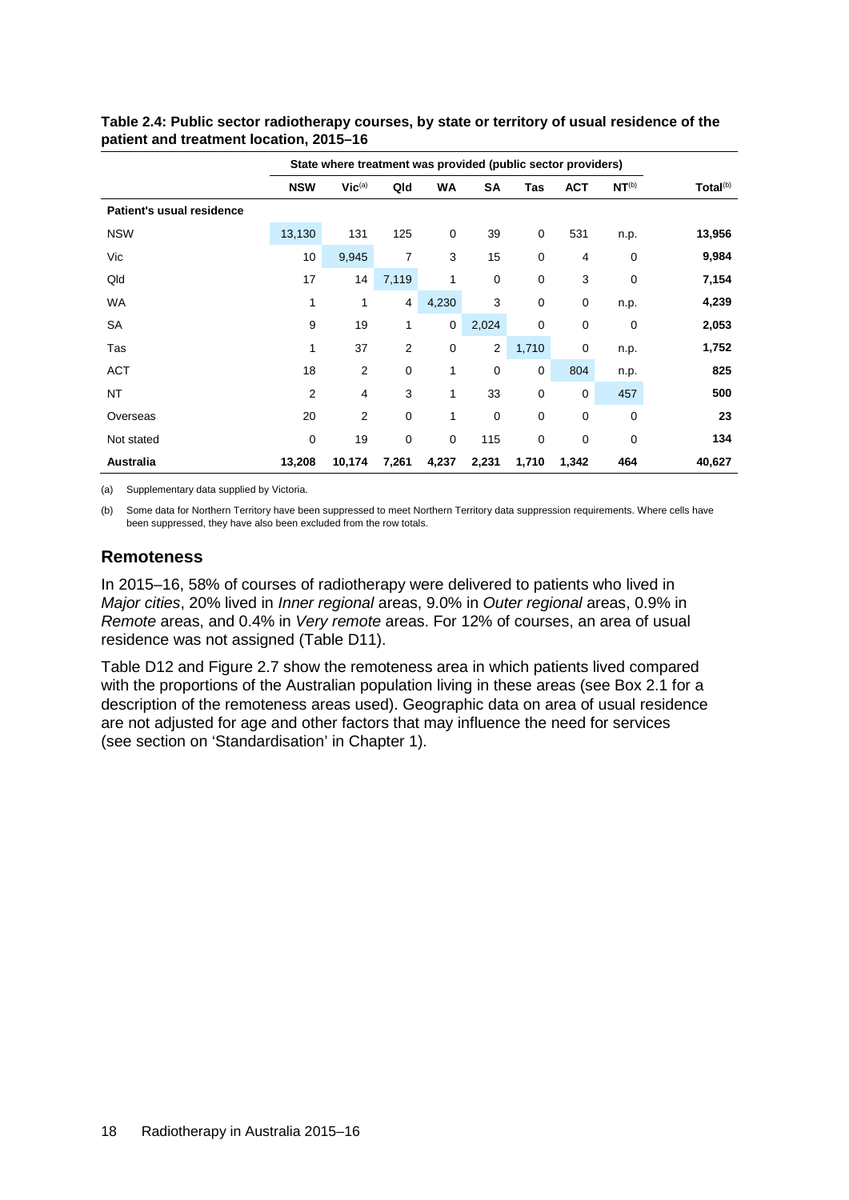**Table 2.4: Public sector radiotherapy courses, by state or territory of usual residence of the patient and treatment location, 2015–16**

| | State where treatment was provided (public sector providers) | | | | | | | | |
|---|---|---|---|---|---|---|---|---|---|
| | **NSW** | **Vic**[(a)] | **Qld** | **WA** | **SA** | **Tas** | **ACT** | **NT**[(b)] | **Total**[(b)] |
| **Patient's usual residence** | | | | | | | | | |
| NSW | 13,130 | 131 | 125 | 0 | 39 | 0 | 531 | n.p. | **13,956** |
| Vic | 10 | 9,945 | 7 | 3 | 15 | 0 | 4 | 0 | **9,984** |
| Qld | 17 | 14 | 7,119 | 1 | 0 | 0 | 3 | 0 | **7,154** |
| WA | 1 | 1 | 4 | 4,230 | 3 | 0 | 0 | n.p. | **4,239** |
| SA | 9 | 19 | 1 | 0 | 2,024 | 0 | 0 | 0 | **2,053** |
| Tas | 1 | 37 | 2 | 0 | 2 | 1,710 | 0 | n.p. | **1,752** |
| ACT | 18 | 2 | 0 | 1 | 0 | 0 | 804 | n.p. | **825** |
| NT | 2 | 4 | 3 | 1 | 33 | 0 | 0 | 457 | **500** |
| Overseas | 20 | 2 | 0 | 1 | 0 | 0 | 0 | 0 | **23** |
| Not stated | 0 | 19 | 0 | 0 | 115 | 0 | 0 | 0 | **134** |
| **Australia** | **13,208** | **10,174** | **7,261** | **4,237** | **2,231** | **1,710** | **1,342** | **464** | **40,627** |

(a) Supplementary data supplied by Victoria.

(b) Some data for Northern Territory have been suppressed to meet Northern Territory data suppression requirements. Where cells have been suppressed, they have also been excluded from the row totals.

## Remoteness

In 2015–16, 58% of courses of radiotherapy were delivered to patients who lived in *Major cities*, 20% lived in *Inner regional* areas, 9.0% in *Outer regional* areas, 0.9% in *Remote* areas, and 0.4% in *Very remote* areas. For 12% of courses, an area of usual residence was not assigned (Table D11).

Table D12 and Figure 2.7 show the remoteness area in which patients lived compared with the proportions of the Australian population living in these areas (see Box 2.1 for a description of the remoteness areas used). Geographic data on area of usual residence are not adjusted for age and other factors that may influence the need for services (see section on 'Standardisation' in Chapter 1).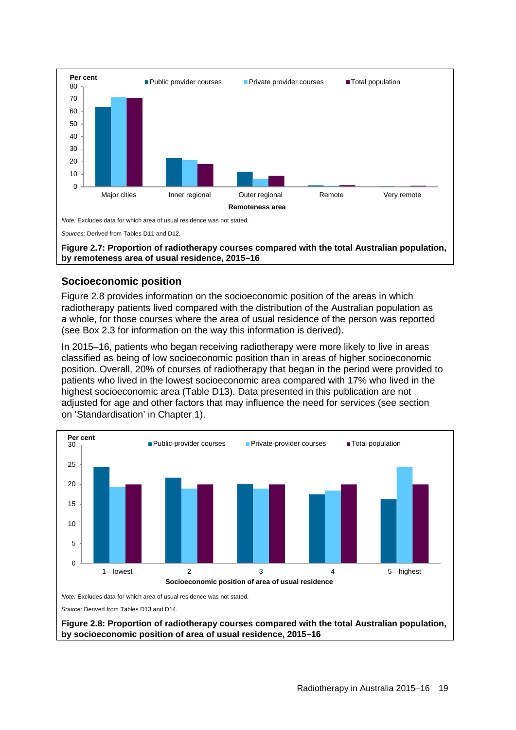*Note:* Excludes data for which area of usual residence was not stated.

*Sources:* Derived from Tables D11 and D12.

**Figure 2.7: Proportion of radiotherapy courses compared with the total Australian population, by remoteness area of usual residence, 2015–16**

## Socioeconomic position

Figure 2.8 provides information on the socioeconomic position of the areas in which radiotherapy patients lived compared with the distribution of the Australian population as a whole, for those courses where the area of usual residence of the person was reported (see Box 2.3 for information on the way this information is derived).

In 2015–16, patients who began receiving radiotherapy were more likely to live in areas classified as being of low socioeconomic position than in areas of higher socioeconomic position. Overall, 20% of courses of radiotherapy that began in the period were provided to patients who lived in the lowest socioeconomic area compared with 17% who lived in the highest socioeconomic area (Table D13). Data presented in this publication are not adjusted for age and other factors that may influence the need for services (see section on 'Standardisation' in Chapter 1).

*Note:* Excludes data for which area of usual residence was not stated.

*Source:* Derived from Tables D13 and D14.

**Figure 2.8: Proportion of radiotherapy courses compared with the total Australian population, by socioeconomic position of area of usual residence, 2015–16**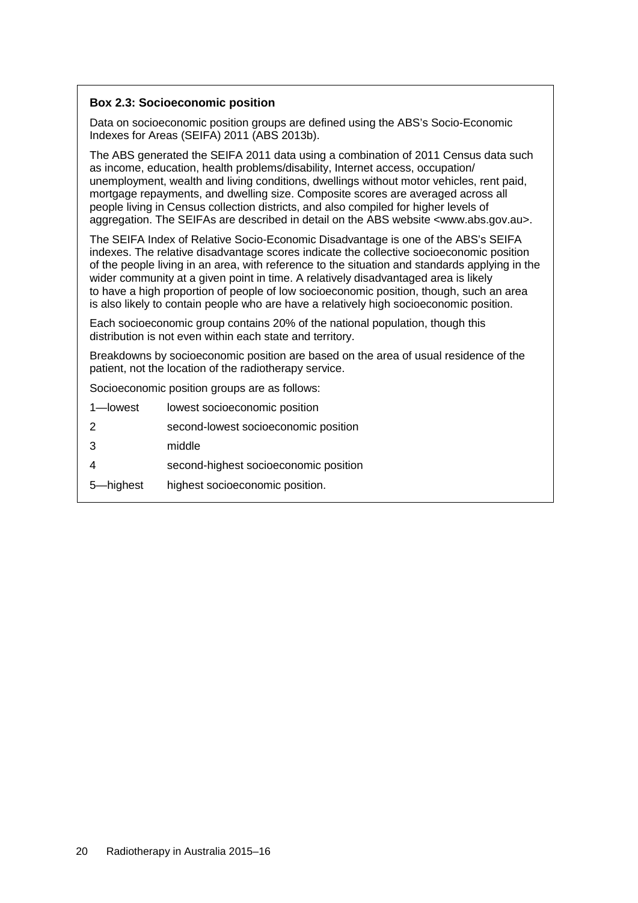**Box 2.3: Socioeconomic position**

Data on socioeconomic position groups are defined using the ABS's Socio-Economic Indexes for Areas (SEIFA) 2011 (ABS 2013b).

The ABS generated the SEIFA 2011 data using a combination of 2011 Census data such as income, education, health problems/disability, Internet access, occupation/ unemployment, wealth and living conditions, dwellings without motor vehicles, rent paid, mortgage repayments, and dwelling size. Composite scores are averaged across all people living in Census collection districts, and also compiled for higher levels of aggregation. The SEIFAs are described in detail on the ABS website <www.abs.gov.au>.

The SEIFA Index of Relative Socio-Economic Disadvantage is one of the ABS's SEIFA indexes. The relative disadvantage scores indicate the collective socioeconomic position of the people living in an area, with reference to the situation and standards applying in the wider community at a given point in time. A relatively disadvantaged area is likely to have a high proportion of people of low socioeconomic position, though, such an area is also likely to contain people who are have a relatively high socioeconomic position.

Each socioeconomic group contains 20% of the national population, though this distribution is not even within each state and territory.

Breakdowns by socioeconomic position are based on the area of usual residence of the patient, not the location of the radiotherapy service.

Socioeconomic position groups are as follows:

| | |
|---|---|
| 1—lowest | lowest socioeconomic position |
| 2 | second-lowest socioeconomic position |
| 3 | middle |
| 4 | second-highest socioeconomic position |
| 5—highest | highest socioeconomic position. |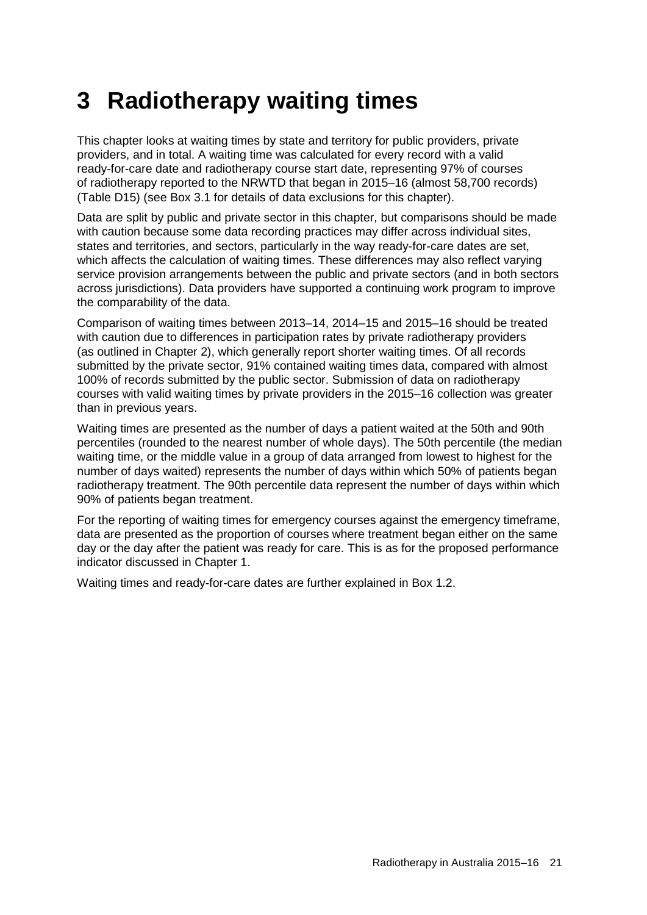# 3 Radiotherapy waiting times

This chapter looks at waiting times by state and territory for public providers, private providers, and in total. A waiting time was calculated for every record with a valid ready-for-care date and radiotherapy course start date, representing 97% of courses of radiotherapy reported to the NRWTD that began in 2015–16 (almost 58,700 records) (Table D15) (see Box 3.1 for details of data exclusions for this chapter).

Data are split by public and private sector in this chapter, but comparisons should be made with caution because some data recording practices may differ across individual sites, states and territories, and sectors, particularly in the way ready-for-care dates are set, which affects the calculation of waiting times. These differences may also reflect varying service provision arrangements between the public and private sectors (and in both sectors across jurisdictions). Data providers have supported a continuing work program to improve the comparability of the data.

Comparison of waiting times between 2013–14, 2014–15 and 2015–16 should be treated with caution due to differences in participation rates by private radiotherapy providers (as outlined in Chapter 2), which generally report shorter waiting times. Of all records submitted by the private sector, 91% contained waiting times data, compared with almost 100% of records submitted by the public sector. Submission of data on radiotherapy courses with valid waiting times by private providers in the 2015–16 collection was greater than in previous years.

Waiting times are presented as the number of days a patient waited at the 50th and 90th percentiles (rounded to the nearest number of whole days). The 50th percentile (the median waiting time, or the middle value in a group of data arranged from lowest to highest for the number of days waited) represents the number of days within which 50% of patients began radiotherapy treatment. The 90th percentile data represent the number of days within which 90% of patients began treatment.

For the reporting of waiting times for emergency courses against the emergency timeframe, data are presented as the proportion of courses where treatment began either on the same day or the day after the patient was ready for care. This is as for the proposed performance indicator discussed in Chapter 1.

Waiting times and ready-for-care dates are further explained in Box 1.2.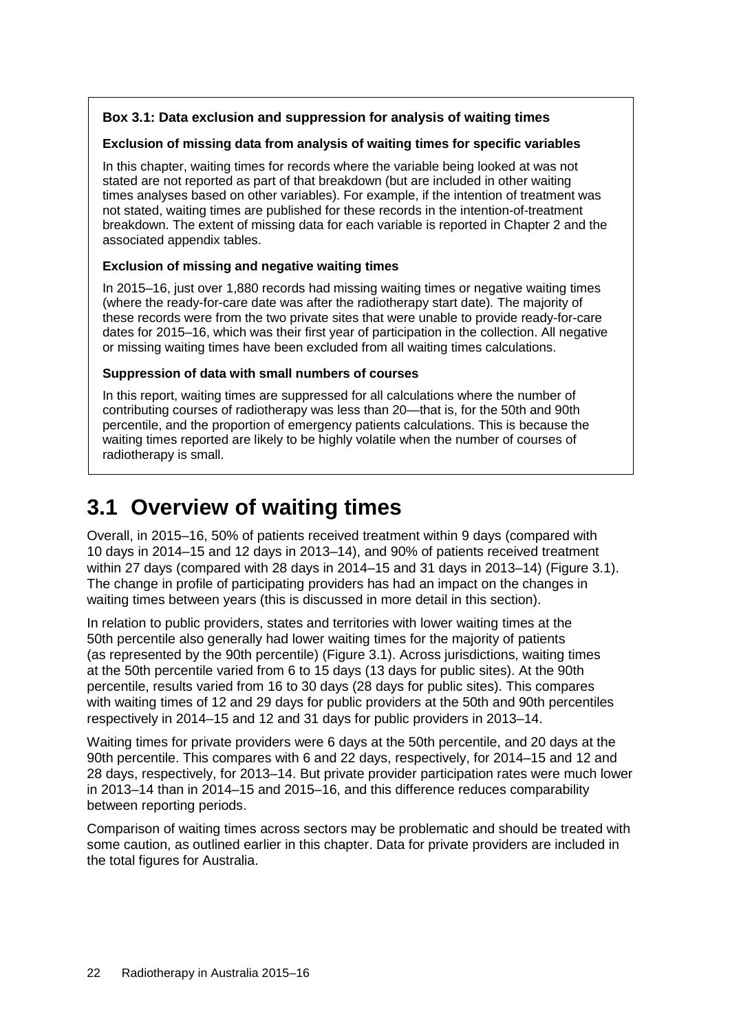**Box 3.1: Data exclusion and suppression for analysis of waiting times**

**Exclusion of missing data from analysis of waiting times for specific variables**

In this chapter, waiting times for records where the variable being looked at was not stated are not reported as part of that breakdown (but are included in other waiting times analyses based on other variables). For example, if the intention of treatment was not stated, waiting times are published for these records in the intention-of-treatment breakdown. The extent of missing data for each variable is reported in Chapter 2 and the associated appendix tables.

**Exclusion of missing and negative waiting times**

In 2015–16, just over 1,880 records had missing waiting times or negative waiting times (where the ready-for-care date was after the radiotherapy start date). The majority of these records were from the two private sites that were unable to provide ready-for-care dates for 2015–16, which was their first year of participation in the collection. All negative or missing waiting times have been excluded from all waiting times calculations.

**Suppression of data with small numbers of courses**

In this report, waiting times are suppressed for all calculations where the number of contributing courses of radiotherapy was less than 20—that is, for the 50th and 90th percentile, and the proportion of emergency patients calculations. This is because the waiting times reported are likely to be highly volatile when the number of courses of radiotherapy is small.

## 3.1 Overview of waiting times

Overall, in 2015–16, 50% of patients received treatment within 9 days (compared with 10 days in 2014–15 and 12 days in 2013–14), and 90% of patients received treatment within 27 days (compared with 28 days in 2014–15 and 31 days in 2013–14) (Figure 3.1). The change in profile of participating providers has had an impact on the changes in waiting times between years (this is discussed in more detail in this section).

In relation to public providers, states and territories with lower waiting times at the 50th percentile also generally had lower waiting times for the majority of patients (as represented by the 90th percentile) (Figure 3.1). Across jurisdictions, waiting times at the 50th percentile varied from 6 to 15 days (13 days for public sites). At the 90th percentile, results varied from 16 to 30 days (28 days for public sites). This compares with waiting times of 12 and 29 days for public providers at the 50th and 90th percentiles respectively in 2014–15 and 12 and 31 days for public providers in 2013–14.

Waiting times for private providers were 6 days at the 50th percentile, and 20 days at the 90th percentile. This compares with 6 and 22 days, respectively, for 2014–15 and 12 and 28 days, respectively, for 2013–14. But private provider participation rates were much lower in 2013–14 than in 2014–15 and 2015–16, and this difference reduces comparability between reporting periods.

Comparison of waiting times across sectors may be problematic and should be treated with some caution, as outlined earlier in this chapter. Data for private providers are included in the total figures for Australia.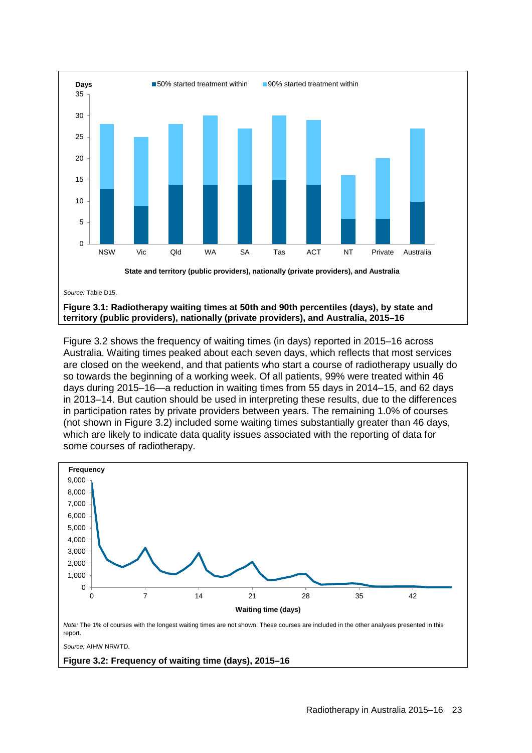Source: Table D15.

**Figure 3.1: Radiotherapy waiting times at 50th and 90th percentiles (days), by state and territory (public providers), nationally (private providers), and Australia, 2015–16**

Figure 3.2 shows the frequency of waiting times (in days) reported in 2015–16 across Australia. Waiting times peaked about each seven days, which reflects that most services are closed on the weekend, and that patients who start a course of radiotherapy usually do so towards the beginning of a working week. Of all patients, 99% were treated within 46 days during 2015–16—a reduction in waiting times from 55 days in 2014–15, and 62 days in 2013–14. But caution should be used in interpreting these results, due to the differences in participation rates by private providers between years. The remaining 1.0% of courses (not shown in Figure 3.2) included some waiting times substantially greater than 46 days, which are likely to indicate data quality issues associated with the reporting of data for some courses of radiotherapy.

*Note:* The 1% of courses with the longest waiting times are not shown. These courses are included in the other analyses presented in this report.

*Source:* AIHW NRWTD.

**Figure 3.2: Frequency of waiting time (days), 2015–16**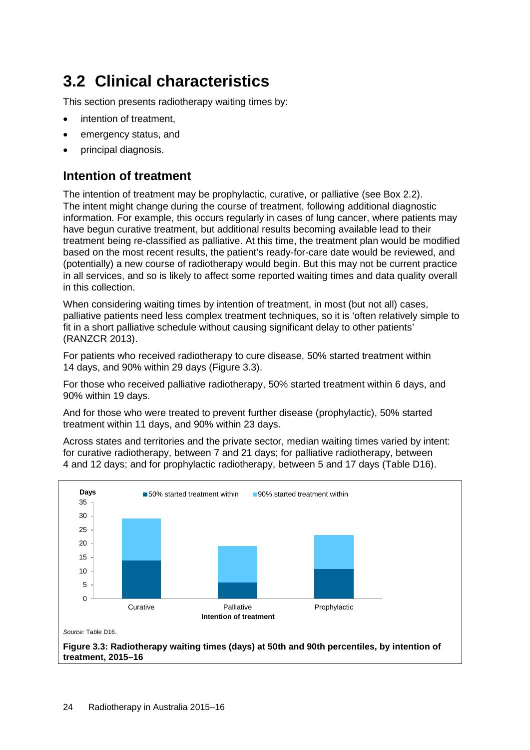## 3.2 Clinical characteristics

This section presents radiotherapy waiting times by:

- intention of treatment,
- emergency status, and
- principal diagnosis.

### Intention of treatment

The intention of treatment may be prophylactic, curative, or palliative (see Box 2.2). The intent might change during the course of treatment, following additional diagnostic information. For example, this occurs regularly in cases of lung cancer, where patients may have begun curative treatment, but additional results becoming available lead to their treatment being re-classified as palliative. At this time, the treatment plan would be modified based on the most recent results, the patient's ready-for-care date would be reviewed, and (potentially) a new course of radiotherapy would begin. But this may not be current practice in all services, and so is likely to affect some reported waiting times and data quality overall in this collection.

When considering waiting times by intention of treatment, in most (but not all) cases, palliative patients need less complex treatment techniques, so it is 'often relatively simple to fit in a short palliative schedule without causing significant delay to other patients' (RANZCR 2013).

For patients who received radiotherapy to cure disease, 50% started treatment within 14 days, and 90% within 29 days (Figure 3.3).

For those who received palliative radiotherapy, 50% started treatment within 6 days, and 90% within 19 days.

And for those who were treated to prevent further disease (prophylactic), 50% started treatment within 11 days, and 90% within 23 days.

Across states and territories and the private sector, median waiting times varied by intent: for curative radiotherapy, between 7 and 21 days; for palliative radiotherapy, between 4 and 12 days; and for prophylactic radiotherapy, between 5 and 17 days (Table D16).

| Intention of treatment | 50% started treatment within (days) | 90% started treatment within (days) |
|---|---|---|
| Curative | 14 | 29 |
| Palliative | 6 | 19 |
| Prophylactic | 11 | 23 |

*Source:* Table D16.

**Figure 3.3: Radiotherapy waiting times (days) at 50th and 90th percentiles, by intention of treatment, 2015–16**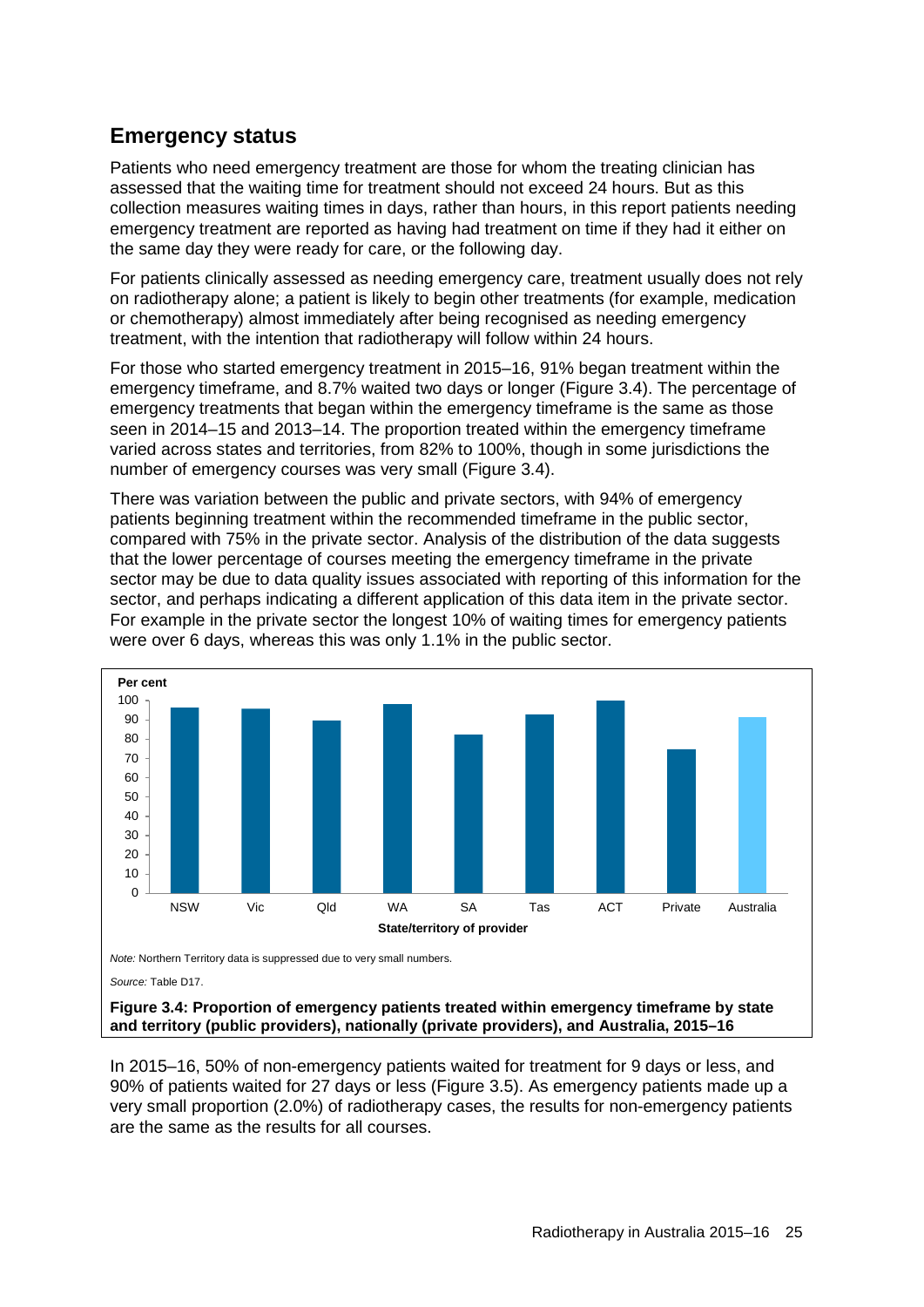## Emergency status

Patients who need emergency treatment are those for whom the treating clinician has assessed that the waiting time for treatment should not exceed 24 hours. But as this collection measures waiting times in days, rather than hours, in this report patients needing emergency treatment are reported as having had treatment on time if they had it either on the same day they were ready for care, or the following day.

For patients clinically assessed as needing emergency care, treatment usually does not rely on radiotherapy alone; a patient is likely to begin other treatments (for example, medication or chemotherapy) almost immediately after being recognised as needing emergency treatment, with the intention that radiotherapy will follow within 24 hours.

For those who started emergency treatment in 2015–16, 91% began treatment within the emergency timeframe, and 8.7% waited two days or longer (Figure 3.4). The percentage of emergency treatments that began within the emergency timeframe is the same as those seen in 2014–15 and 2013–14. The proportion treated within the emergency timeframe varied across states and territories, from 82% to 100%, though in some jurisdictions the number of emergency courses was very small (Figure 3.4).

There was variation between the public and private sectors, with 94% of emergency patients beginning treatment within the recommended timeframe in the public sector, compared with 75% in the private sector. Analysis of the distribution of the data suggests that the lower percentage of courses meeting the emergency timeframe in the private sector may be due to data quality issues associated with reporting of this information for the sector, and perhaps indicating a different application of this data item in the private sector. For example in the private sector the longest 10% of waiting times for emergency patients were over 6 days, whereas this was only 1.1% in the public sector.

*Note:* Northern Territory data is suppressed due to very small numbers.

*Source:* Table D17.

**Figure 3.4: Proportion of emergency patients treated within emergency timeframe by state and territory (public providers), nationally (private providers), and Australia, 2015–16**

In 2015–16, 50% of non-emergency patients waited for treatment for 9 days or less, and 90% of patients waited for 27 days or less (Figure 3.5). As emergency patients made up a very small proportion (2.0%) of radiotherapy cases, the results for non-emergency patients are the same as the results for all courses.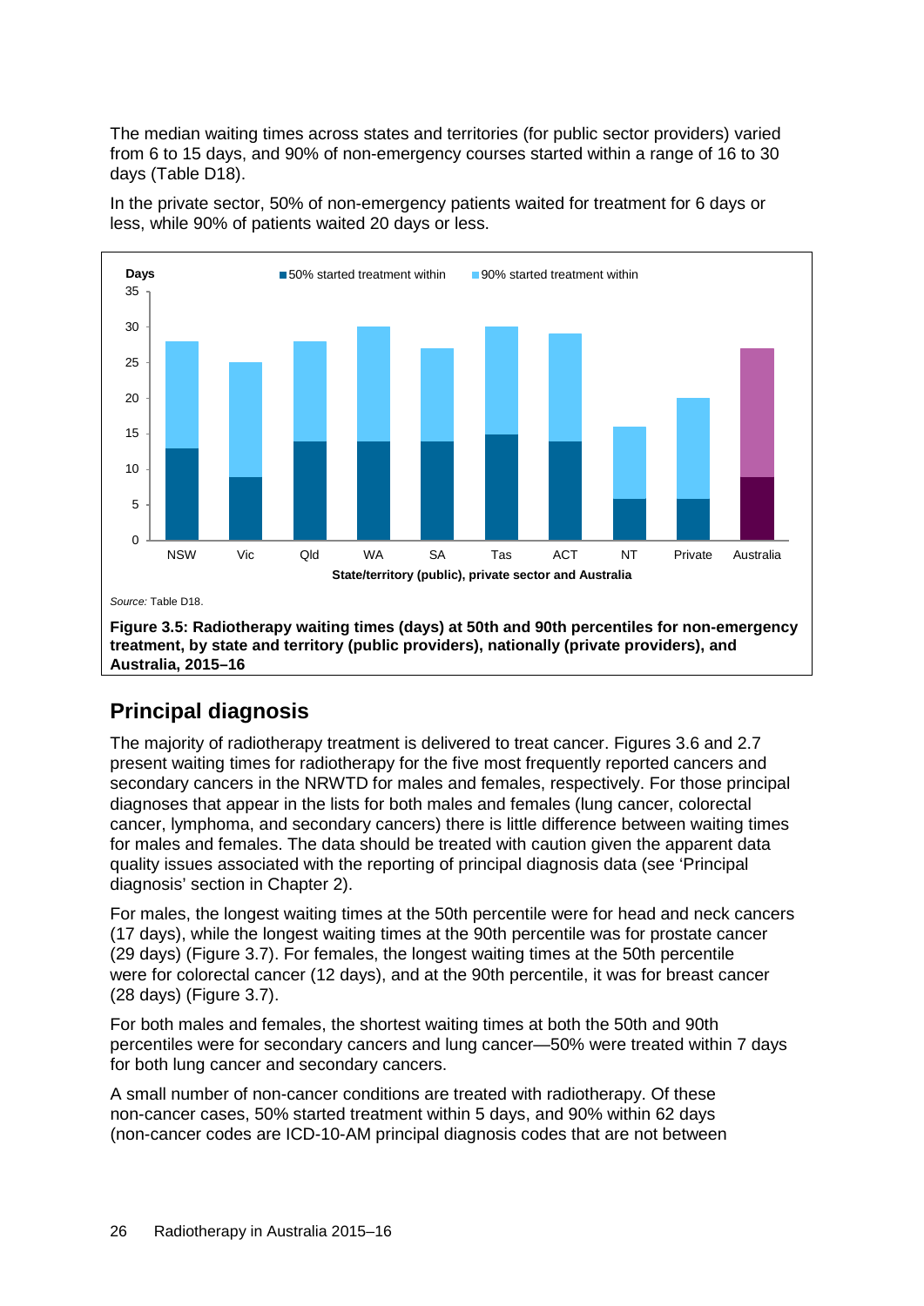The median waiting times across states and territories (for public sector providers) varied from 6 to 15 days, and 90% of non-emergency courses started within a range of 16 to 30 days (Table D18).

In the private sector, 50% of non-emergency patients waited for treatment for 6 days or less, while 90% of patients waited 20 days or less.

*Source:* Table D18.

**Figure 3.5: Radiotherapy waiting times (days) at 50th and 90th percentiles for non-emergency treatment, by state and territory (public providers), nationally (private providers), and Australia, 2015–16**

## Principal diagnosis

The majority of radiotherapy treatment is delivered to treat cancer. Figures 3.6 and 2.7 present waiting times for radiotherapy for the five most frequently reported cancers and secondary cancers in the NRWTD for males and females, respectively. For those principal diagnoses that appear in the lists for both males and females (lung cancer, colorectal cancer, lymphoma, and secondary cancers) there is little difference between waiting times for males and females. The data should be treated with caution given the apparent data quality issues associated with the reporting of principal diagnosis data (see 'Principal diagnosis' section in Chapter 2).

For males, the longest waiting times at the 50th percentile were for head and neck cancers (17 days), while the longest waiting times at the 90th percentile was for prostate cancer (29 days) (Figure 3.7). For females, the longest waiting times at the 50th percentile were for colorectal cancer (12 days), and at the 90th percentile, it was for breast cancer (28 days) (Figure 3.7).

For both males and females, the shortest waiting times at both the 50th and 90th percentiles were for secondary cancers and lung cancer—50% were treated within 7 days for both lung cancer and secondary cancers.

A small number of non-cancer conditions are treated with radiotherapy. Of these non-cancer cases, 50% started treatment within 5 days, and 90% within 62 days (non-cancer codes are ICD-10-AM principal diagnosis codes that are not between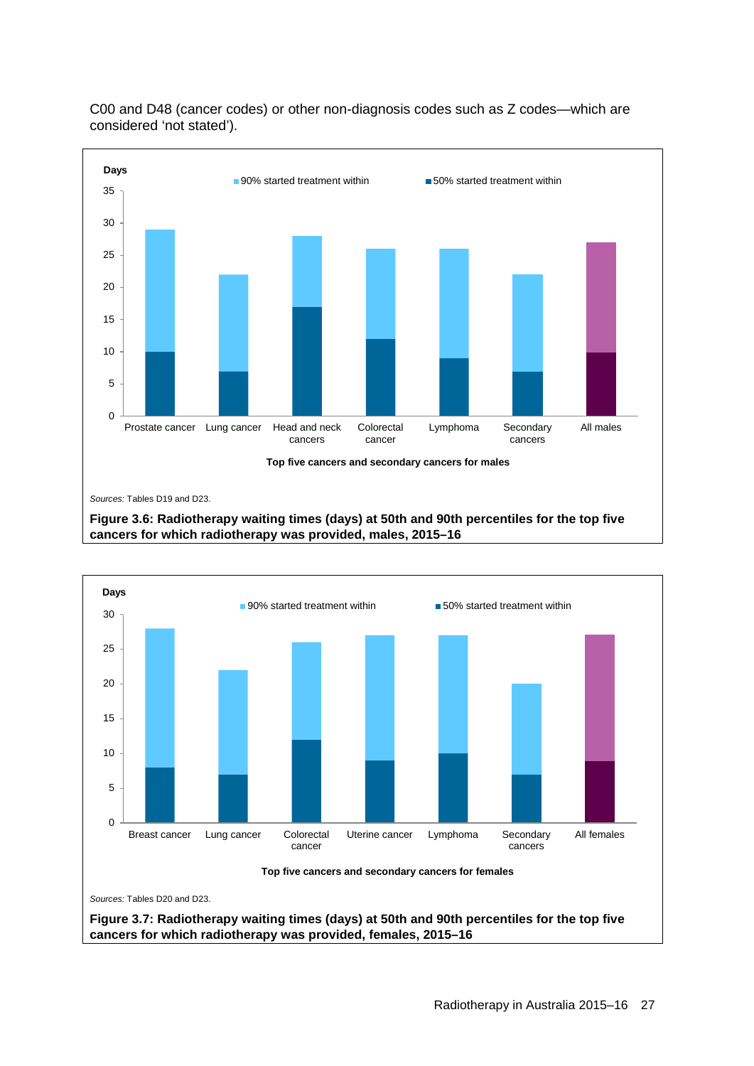C00 and D48 (cancer codes) or other non-diagnosis codes such as Z codes—which are considered 'not stated').

*Sources:* Tables D19 and D23.

**Figure 3.6: Radiotherapy waiting times (days) at 50th and 90th percentiles for the top five cancers for which radiotherapy was provided, males, 2015–16**

*Sources:* Tables D20 and D23.

**Figure 3.7: Radiotherapy waiting times (days) at 50th and 90th percentiles for the top five cancers for which radiotherapy was provided, females, 2015–16**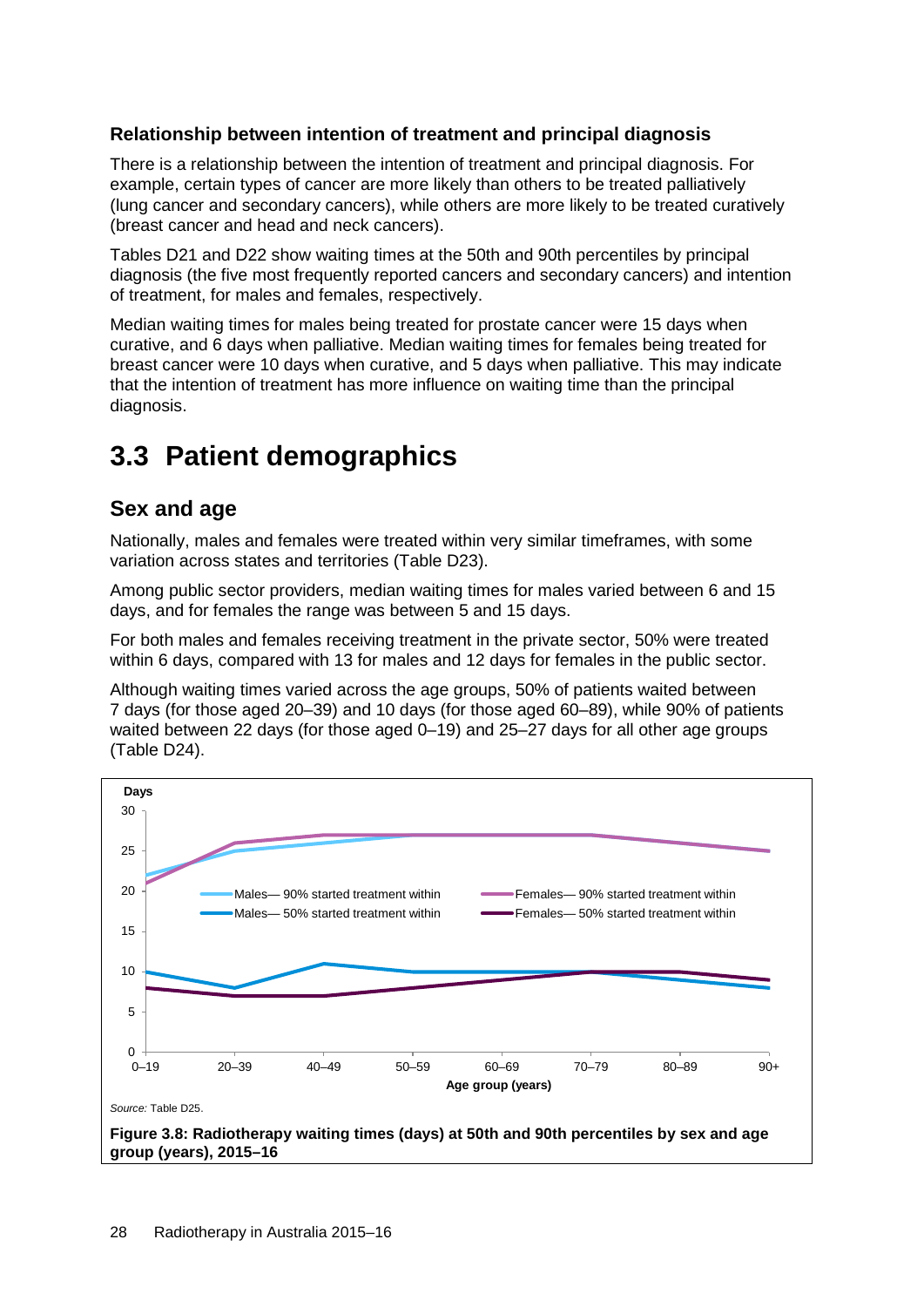### Relationship between intention of treatment and principal diagnosis

There is a relationship between the intention of treatment and principal diagnosis. For example, certain types of cancer are more likely than others to be treated palliatively (lung cancer and secondary cancers), while others are more likely to be treated curatively (breast cancer and head and neck cancers).

Tables D21 and D22 show waiting times at the 50th and 90th percentiles by principal diagnosis (the five most frequently reported cancers and secondary cancers) and intention of treatment, for males and females, respectively.

Median waiting times for males being treated for prostate cancer were 15 days when curative, and 6 days when palliative. Median waiting times for females being treated for breast cancer were 10 days when curative, and 5 days when palliative. This may indicate that the intention of treatment has more influence on waiting time than the principal diagnosis.

# 3.3 Patient demographics

## Sex and age

Nationally, males and females were treated within very similar timeframes, with some variation across states and territories (Table D23).

Among public sector providers, median waiting times for males varied between 6 and 15 days, and for females the range was between 5 and 15 days.

For both males and females receiving treatment in the private sector, 50% were treated within 6 days, compared with 13 for males and 12 days for females in the public sector.

Although waiting times varied across the age groups, 50% of patients waited between 7 days (for those aged 20–39) and 10 days (for those aged 60–89), while 90% of patients waited between 22 days (for those aged 0–19) and 25–27 days for all other age groups (Table D24).

*Source:* Table D25.

**Figure 3.8: Radiotherapy waiting times (days) at 50th and 90th percentiles by sex and age group (years), 2015–16**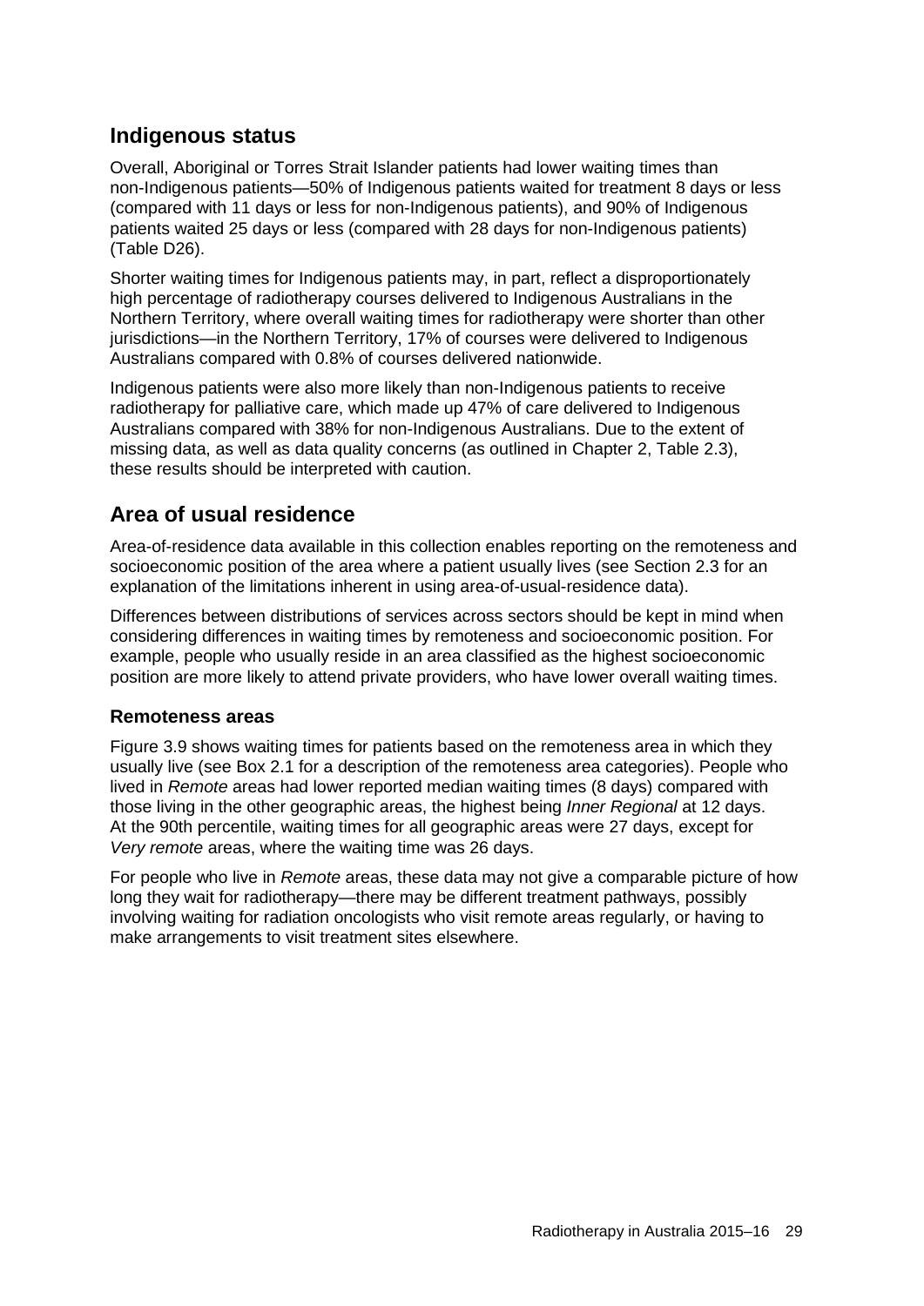## Indigenous status

Overall, Aboriginal or Torres Strait Islander patients had lower waiting times than non-Indigenous patients—50% of Indigenous patients waited for treatment 8 days or less (compared with 11 days or less for non-Indigenous patients), and 90% of Indigenous patients waited 25 days or less (compared with 28 days for non-Indigenous patients) (Table D26).

Shorter waiting times for Indigenous patients may, in part, reflect a disproportionately high percentage of radiotherapy courses delivered to Indigenous Australians in the Northern Territory, where overall waiting times for radiotherapy were shorter than other jurisdictions—in the Northern Territory, 17% of courses were delivered to Indigenous Australians compared with 0.8% of courses delivered nationwide.

Indigenous patients were also more likely than non-Indigenous patients to receive radiotherapy for palliative care, which made up 47% of care delivered to Indigenous Australians compared with 38% for non-Indigenous Australians. Due to the extent of missing data, as well as data quality concerns (as outlined in Chapter 2, Table 2.3), these results should be interpreted with caution.

## Area of usual residence

Area-of-residence data available in this collection enables reporting on the remoteness and socioeconomic position of the area where a patient usually lives (see Section 2.3 for an explanation of the limitations inherent in using area-of-usual-residence data).

Differences between distributions of services across sectors should be kept in mind when considering differences in waiting times by remoteness and socioeconomic position. For example, people who usually reside in an area classified as the highest socioeconomic position are more likely to attend private providers, who have lower overall waiting times.

### Remoteness areas

Figure 3.9 shows waiting times for patients based on the remoteness area in which they usually live (see Box 2.1 for a description of the remoteness area categories). People who lived in *Remote* areas had lower reported median waiting times (8 days) compared with those living in the other geographic areas, the highest being *Inner Regional* at 12 days. At the 90th percentile, waiting times for all geographic areas were 27 days, except for *Very remote* areas, where the waiting time was 26 days.

For people who live in *Remote* areas, these data may not give a comparable picture of how long they wait for radiotherapy—there may be different treatment pathways, possibly involving waiting for radiation oncologists who visit remote areas regularly, or having to make arrangements to visit treatment sites elsewhere.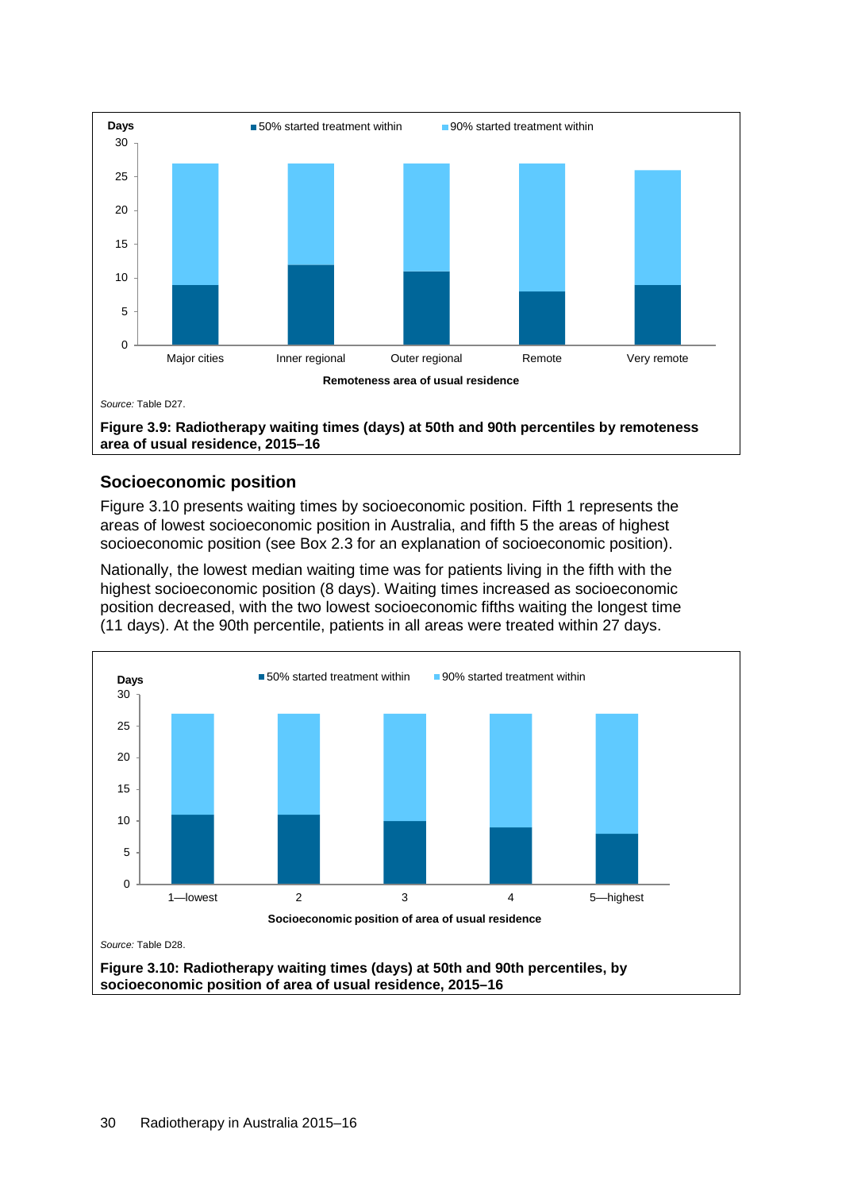Source: Table D27.

**Figure 3.9: Radiotherapy waiting times (days) at 50th and 90th percentiles by remoteness area of usual residence, 2015–16**

## Socioeconomic position

Figure 3.10 presents waiting times by socioeconomic position. Fifth 1 represents the areas of lowest socioeconomic position in Australia, and fifth 5 the areas of highest socioeconomic position (see Box 2.3 for an explanation of socioeconomic position).

Nationally, the lowest median waiting time was for patients living in the fifth with the highest socioeconomic position (8 days). Waiting times increased as socioeconomic position decreased, with the two lowest socioeconomic fifths waiting the longest time (11 days). At the 90th percentile, patients in all areas were treated within 27 days.

Source: Table D28.

**Figure 3.10: Radiotherapy waiting times (days) at 50th and 90th percentiles, by socioeconomic position of area of usual residence, 2015–16**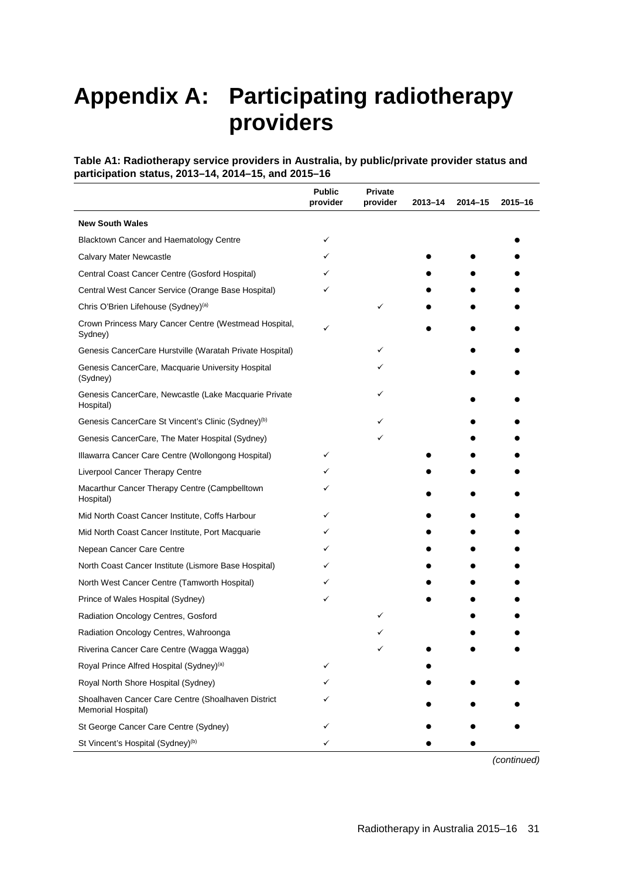# Appendix A: Participating radiotherapy providers

**Table A1: Radiotherapy service providers in Australia, by public/private provider status and participation status, 2013–14, 2014–15, and 2015–16**

| | Public provider | Private provider | 2013–14 | 2014–15 | 2015–16 |
|---|---|---|---|---|---|
| **New South Wales** | | | | | |
| Blacktown Cancer and Haematology Centre | ✓ | | | | ● |
| Calvary Mater Newcastle | ✓ | | ● | ● | ● |
| Central Coast Cancer Centre (Gosford Hospital) | ✓ | | ● | ● | ● |
| Central West Cancer Service (Orange Base Hospital) | ✓ | | ● | ● | ● |
| Chris O'Brien Lifehouse (Sydney)[(a)] | | ✓ | ● | ● | ● |
| Crown Princess Mary Cancer Centre (Westmead Hospital, Sydney) | ✓ | | ● | ● | ● |
| Genesis CancerCare Hurstville (Waratah Private Hospital) | | ✓ | | ● | ● |
| Genesis CancerCare, Macquarie University Hospital (Sydney) | | ✓ | | ● | ● |
| Genesis CancerCare, Newcastle (Lake Macquarie Private Hospital) | | ✓ | | ● | ● |
| Genesis CancerCare St Vincent's Clinic (Sydney)[(b)] | | ✓ | | ● | ● |
| Genesis CancerCare, The Mater Hospital (Sydney) | | ✓ | | ● | ● |
| Illawarra Cancer Care Centre (Wollongong Hospital) | ✓ | | ● | ● | ● |
| Liverpool Cancer Therapy Centre | ✓ | | ● | ● | ● |
| Macarthur Cancer Therapy Centre (Campbelltown Hospital) | ✓ | | ● | ● | ● |
| Mid North Coast Cancer Institute, Coffs Harbour | ✓ | | ● | ● | ● |
| Mid North Coast Cancer Institute, Port Macquarie | ✓ | | ● | ● | ● |
| Nepean Cancer Care Centre | ✓ | | ● | ● | ● |
| North Coast Cancer Institute (Lismore Base Hospital) | ✓ | | ● | ● | ● |
| North West Cancer Centre (Tamworth Hospital) | ✓ | | ● | ● | ● |
| Prince of Wales Hospital (Sydney) | ✓ | | ● | ● | ● |
| Radiation Oncology Centres, Gosford | | ✓ | | ● | ● |
| Radiation Oncology Centres, Wahroonga | | ✓ | | ● | ● |
| Riverina Cancer Care Centre (Wagga Wagga) | | ✓ | ● | ● | ● |
| Royal Prince Alfred Hospital (Sydney)[(a)] | ✓ | | ● | | |
| Royal North Shore Hospital (Sydney) | ✓ | | ● | ● | ● |
| Shoalhaven Cancer Care Centre (Shoalhaven District Memorial Hospital) | ✓ | | ● | ● | ● |
| St George Cancer Care Centre (Sydney) | ✓ | | ● | ● | ● |
| St Vincent's Hospital (Sydney)[(b)] | ✓ | | ● | ● | |

*(continued)*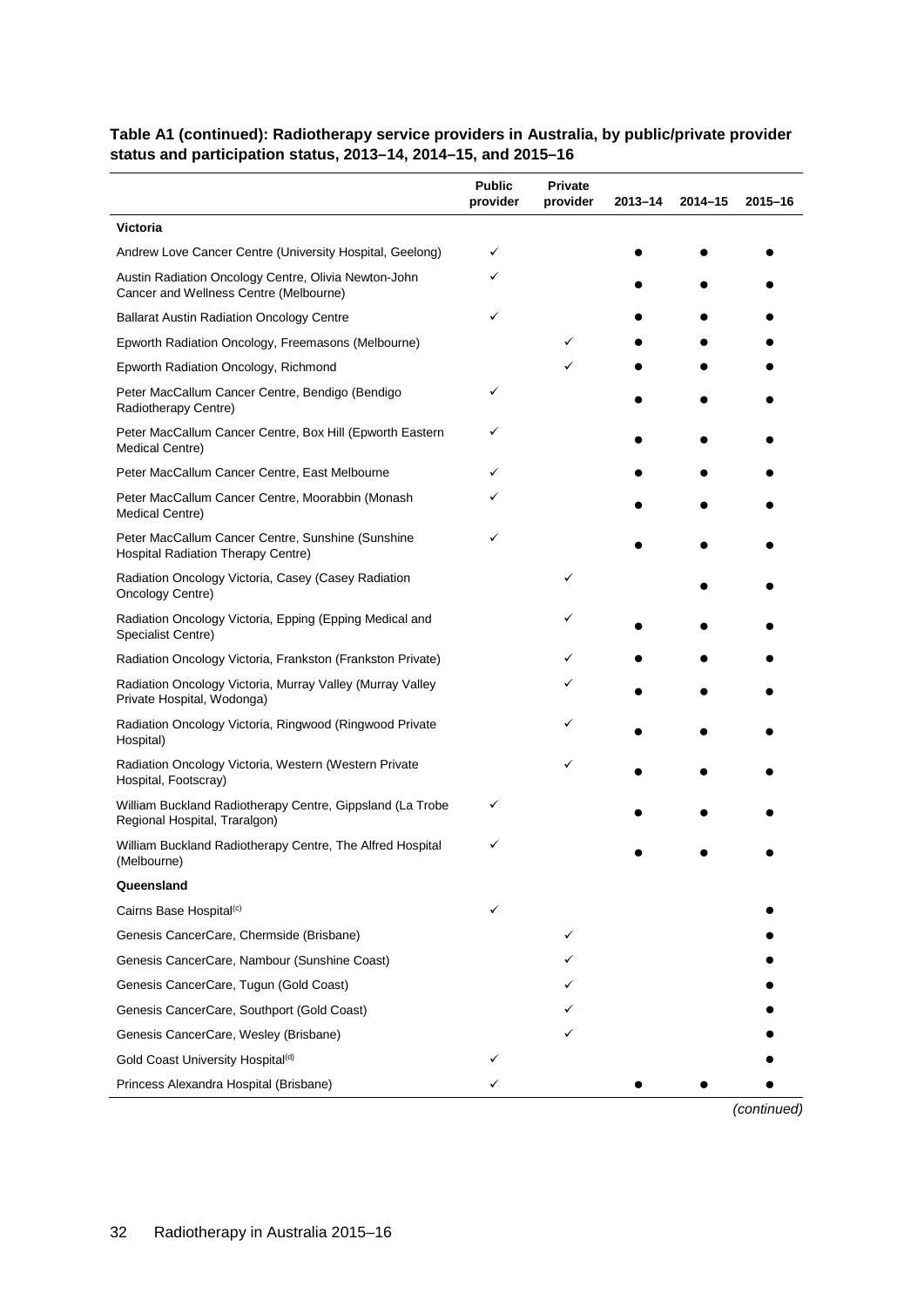**Table A1 (continued): Radiotherapy service providers in Australia, by public/private provider status and participation status, 2013–14, 2014–15, and 2015–16**

| | Public provider | Private provider | 2013–14 | 2014–15 | 2015–16 |
|---|---|---|---|---|---|
| **Victoria** | | | | | |
| Andrew Love Cancer Centre (University Hospital, Geelong) | ✓ | | ● | ● | ● |
| Austin Radiation Oncology Centre, Olivia Newton-John Cancer and Wellness Centre (Melbourne) | ✓ | | ● | ● | ● |
| Ballarat Austin Radiation Oncology Centre | ✓ | | ● | ● | ● |
| Epworth Radiation Oncology, Freemasons (Melbourne) | | ✓ | ● | ● | ● |
| Epworth Radiation Oncology, Richmond | | ✓ | ● | ● | ● |
| Peter MacCallum Cancer Centre, Bendigo (Bendigo Radiotherapy Centre) | ✓ | | ● | ● | ● |
| Peter MacCallum Cancer Centre, Box Hill (Epworth Eastern Medical Centre) | ✓ | | ● | ● | ● |
| Peter MacCallum Cancer Centre, East Melbourne | ✓ | | ● | ● | ● |
| Peter MacCallum Cancer Centre, Moorabbin (Monash Medical Centre) | ✓ | | ● | ● | ● |
| Peter MacCallum Cancer Centre, Sunshine (Sunshine Hospital Radiation Therapy Centre) | ✓ | | ● | ● | ● |
| Radiation Oncology Victoria, Casey (Casey Radiation Oncology Centre) | | ✓ | | ● | ● |
| Radiation Oncology Victoria, Epping (Epping Medical and Specialist Centre) | | ✓ | ● | ● | ● |
| Radiation Oncology Victoria, Frankston (Frankston Private) | | ✓ | ● | ● | ● |
| Radiation Oncology Victoria, Murray Valley (Murray Valley Private Hospital, Wodonga) | | ✓ | ● | ● | ● |
| Radiation Oncology Victoria, Ringwood (Ringwood Private Hospital) | | ✓ | ● | ● | ● |
| Radiation Oncology Victoria, Western (Western Private Hospital, Footscray) | | ✓ | ● | ● | ● |
| William Buckland Radiotherapy Centre, Gippsland (La Trobe Regional Hospital, Traralgon) | ✓ | | ● | ● | ● |
| William Buckland Radiotherapy Centre, The Alfred Hospital (Melbourne) | ✓ | | ● | ● | ● |
| **Queensland** | | | | | |
| Cairns Base Hospital[(c)] | ✓ | | | | ● |
| Genesis CancerCare, Chermside (Brisbane) | | ✓ | | | ● |
| Genesis CancerCare, Nambour (Sunshine Coast) | | ✓ | | | ● |
| Genesis CancerCare, Tugun (Gold Coast) | | ✓ | | | ● |
| Genesis CancerCare, Southport (Gold Coast) | | ✓ | | | ● |
| Genesis CancerCare, Wesley (Brisbane) | | ✓ | | | ● |
| Gold Coast University Hospital[(d)] | ✓ | | | | ● |
| Princess Alexandra Hospital (Brisbane) | ✓ | | ● | ● | ● |

*(continued)*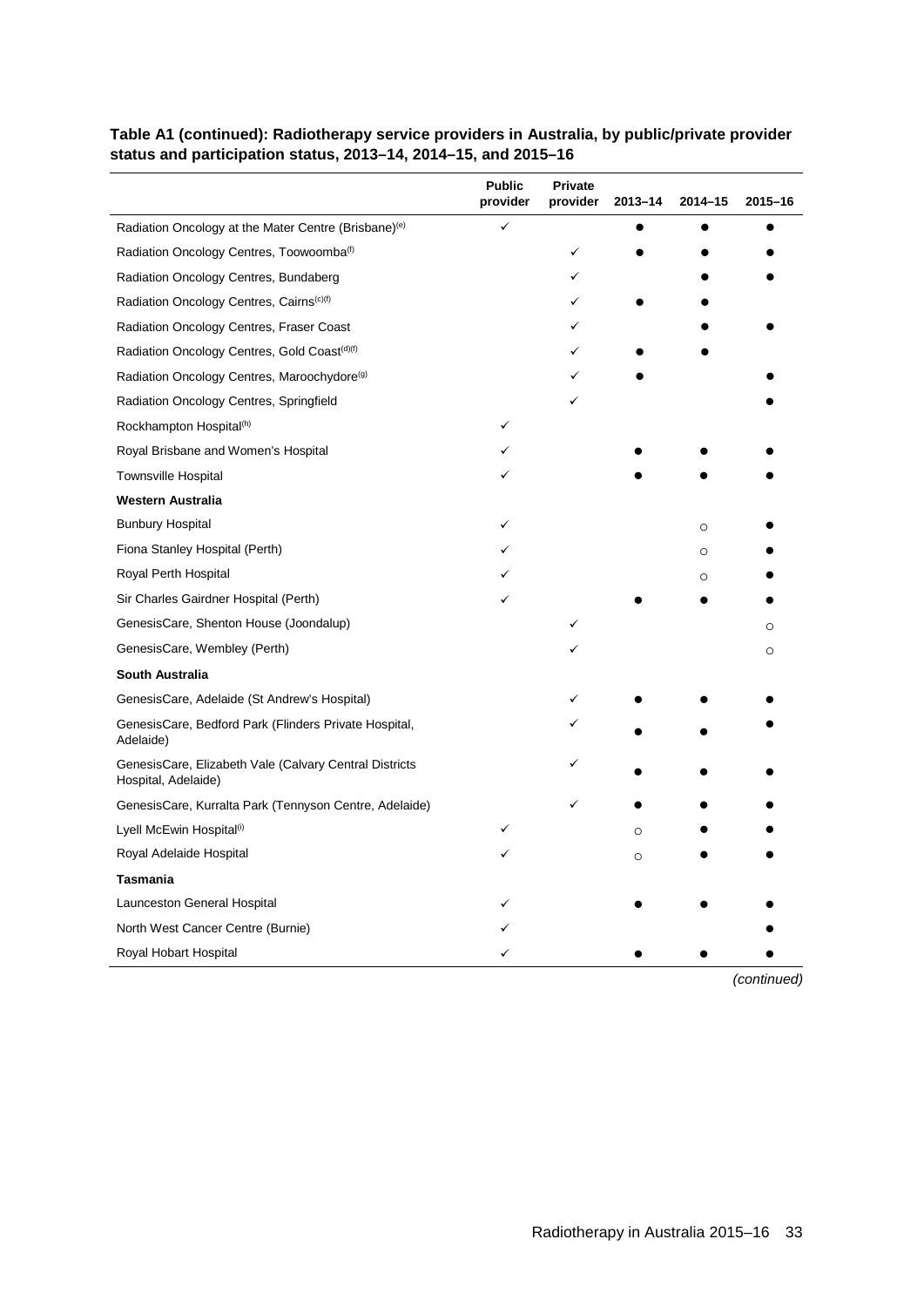**Table A1 (continued): Radiotherapy service providers in Australia, by public/private provider status and participation status, 2013–14, 2014–15, and 2015–16**

| | Public provider | Private provider | 2013–14 | 2014–15 | 2015–16 |
|---|---|---|---|---|---|
| Radiation Oncology at the Mater Centre (Brisbane)[(e)] | ✓ | | ● | ● | ● |
| Radiation Oncology Centres, Toowoomba[(f)] | | ✓ | ● | ● | ● |
| Radiation Oncology Centres, Bundaberg | | ✓ | | ● | ● |
| Radiation Oncology Centres, Cairns[(c)(f)] | | ✓ | ● | ● | |
| Radiation Oncology Centres, Fraser Coast | | ✓ | | ● | ● |
| Radiation Oncology Centres, Gold Coast[(d)(f)] | | ✓ | ● | ● | |
| Radiation Oncology Centres, Maroochydore[(g)] | | ✓ | ● | | ● |
| Radiation Oncology Centres, Springfield | | ✓ | | | ● |
| Rockhampton Hospital[(h)] | ✓ | | | | |
| Royal Brisbane and Women's Hospital | ✓ | | ● | ● | ● |
| Townsville Hospital | ✓ | | ● | ● | ● |
| **Western Australia** | | | | | |
| Bunbury Hospital | ✓ | | | ○ | ● |
| Fiona Stanley Hospital (Perth) | ✓ | | | ○ | ● |
| Royal Perth Hospital | ✓ | | | ○ | ● |
| Sir Charles Gairdner Hospital (Perth) | ✓ | | ● | ● | ● |
| GenesisCare, Shenton House (Joondalup) | | ✓ | | | ○ |
| GenesisCare, Wembley (Perth) | | ✓ | | | ○ |
| **South Australia** | | | | | |
| GenesisCare, Adelaide (St Andrew's Hospital) | | ✓ | ● | ● | ● |
| GenesisCare, Bedford Park (Flinders Private Hospital, Adelaide) | | ✓ | ● | ● | ● |
| GenesisCare, Elizabeth Vale (Calvary Central Districts Hospital, Adelaide) | | ✓ | ● | ● | ● |
| GenesisCare, Kurralta Park (Tennyson Centre, Adelaide) | | ✓ | ● | ● | ● |
| Lyell McEwin Hospital[(i)] | ✓ | | ○ | ● | ● |
| Royal Adelaide Hospital | ✓ | | ○ | ● | ● |
| **Tasmania** | | | | | |
| Launceston General Hospital | ✓ | | ● | ● | ● |
| North West Cancer Centre (Burnie) | ✓ | | | | ● |
| Royal Hobart Hospital | ✓ | | ● | ● | ● |

*(continued)*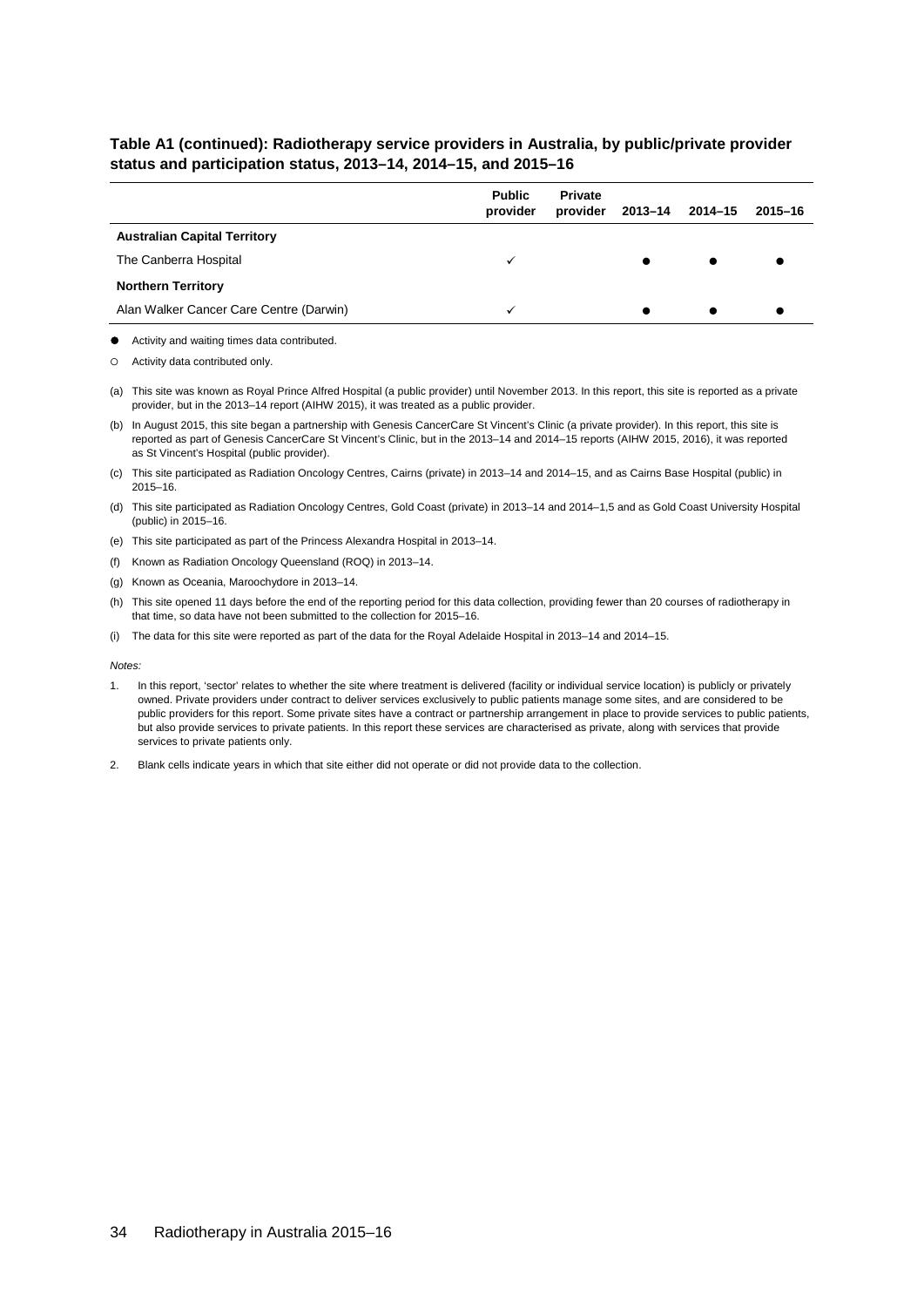**Table A1 (continued): Radiotherapy service providers in Australia, by public/private provider status and participation status, 2013–14, 2014–15, and 2015–16**

| | Public provider | Private provider | 2013–14 | 2014–15 | 2015–16 |
|---|---|---|---|---|---|
| **Australian Capital Territory** | | | | | |
| The Canberra Hospital | ✓ | | ● | ● | ● |
| **Northern Territory** | | | | | |
| Alan Walker Cancer Care Centre (Darwin) | ✓ | | ● | ● | ● |

● Activity and waiting times data contributed.

○ Activity data contributed only.

(a) This site was known as Royal Prince Alfred Hospital (a public provider) until November 2013. In this report, this site is reported as a private provider, but in the 2013–14 report (AIHW 2015), it was treated as a public provider.

(b) In August 2015, this site began a partnership with Genesis CancerCare St Vincent's Clinic (a private provider). In this report, this site is reported as part of Genesis CancerCare St Vincent's Clinic, but in the 2013–14 and 2014–15 reports (AIHW 2015, 2016), it was reported as St Vincent's Hospital (public provider).

(c) This site participated as Radiation Oncology Centres, Cairns (private) in 2013–14 and 2014–15, and as Cairns Base Hospital (public) in 2015–16.

(d) This site participated as Radiation Oncology Centres, Gold Coast (private) in 2013–14 and 2014–1,5 and as Gold Coast University Hospital (public) in 2015–16.

(e) This site participated as part of the Princess Alexandra Hospital in 2013–14.

(f) Known as Radiation Oncology Queensland (ROQ) in 2013–14.

(g) Known as Oceania, Maroochydore in 2013–14.

(h) This site opened 11 days before the end of the reporting period for this data collection, providing fewer than 20 courses of radiotherapy in that time, so data have not been submitted to the collection for 2015–16.

(i) The data for this site were reported as part of the data for the Royal Adelaide Hospital in 2013–14 and 2014–15.

*Notes:*

1. In this report, 'sector' relates to whether the site where treatment is delivered (facility or individual service location) is publicly or privately owned. Private providers under contract to deliver services exclusively to public patients manage some sites, and are considered to be public providers for this report. Some private sites have a contract or partnership arrangement in place to provide services to public patients, but also provide services to private patients. In this report these services are characterised as private, along with services that provide services to private patients only.

2. Blank cells indicate years in which that site either did not operate or did not provide data to the collection.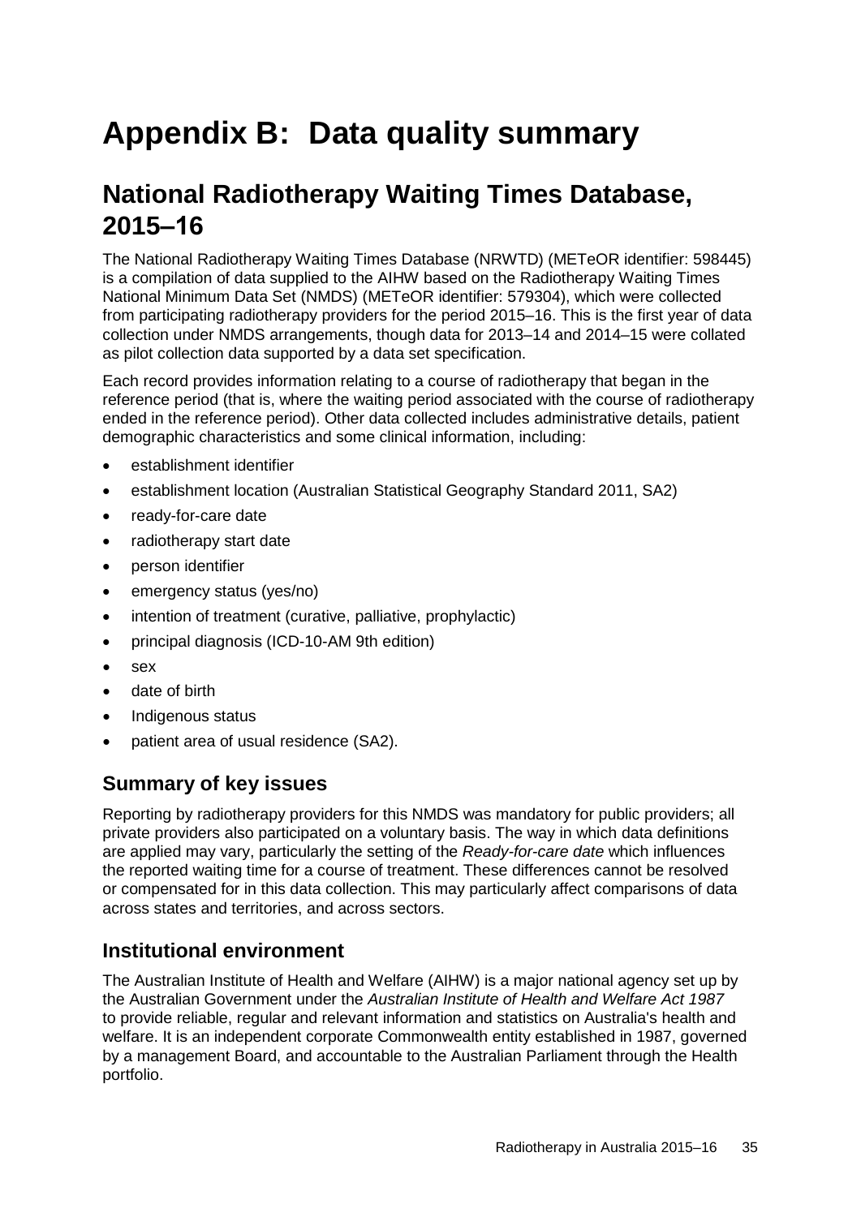# Appendix B: Data quality summary

## National Radiotherapy Waiting Times Database, 2015–16

The National Radiotherapy Waiting Times Database (NRWTD) (METeOR identifier: 598445) is a compilation of data supplied to the AIHW based on the Radiotherapy Waiting Times National Minimum Data Set (NMDS) (METeOR identifier: 579304), which were collected from participating radiotherapy providers for the period 2015–16. This is the first year of data collection under NMDS arrangements, though data for 2013–14 and 2014–15 were collated as pilot collection data supported by a data set specification.

Each record provides information relating to a course of radiotherapy that began in the reference period (that is, where the waiting period associated with the course of radiotherapy ended in the reference period). Other data collected includes administrative details, patient demographic characteristics and some clinical information, including:

- establishment identifier
- establishment location (Australian Statistical Geography Standard 2011, SA2)
- ready-for-care date
- radiotherapy start date
- person identifier
- emergency status (yes/no)
- intention of treatment (curative, palliative, prophylactic)
- principal diagnosis (ICD-10-AM 9th edition)
- sex
- date of birth
- Indigenous status
- patient area of usual residence (SA2).

### Summary of key issues

Reporting by radiotherapy providers for this NMDS was mandatory for public providers; all private providers also participated on a voluntary basis. The way in which data definitions are applied may vary, particularly the setting of the *Ready-for-care date* which influences the reported waiting time for a course of treatment. These differences cannot be resolved or compensated for in this data collection. This may particularly affect comparisons of data across states and territories, and across sectors.

### Institutional environment

The Australian Institute of Health and Welfare (AIHW) is a major national agency set up by the Australian Government under the *Australian Institute of Health and Welfare Act 1987* to provide reliable, regular and relevant information and statistics on Australia's health and welfare. It is an independent corporate Commonwealth entity established in 1987, governed by a management Board, and accountable to the Australian Parliament through the Health portfolio.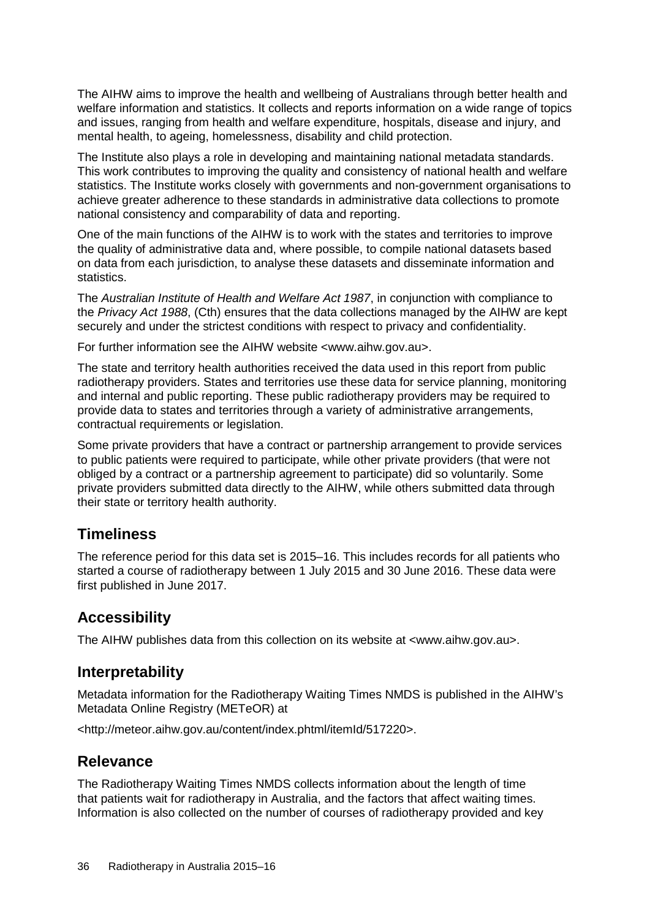The AIHW aims to improve the health and wellbeing of Australians through better health and welfare information and statistics. It collects and reports information on a wide range of topics and issues, ranging from health and welfare expenditure, hospitals, disease and injury, and mental health, to ageing, homelessness, disability and child protection.

The Institute also plays a role in developing and maintaining national metadata standards. This work contributes to improving the quality and consistency of national health and welfare statistics. The Institute works closely with governments and non-government organisations to achieve greater adherence to these standards in administrative data collections to promote national consistency and comparability of data and reporting.

One of the main functions of the AIHW is to work with the states and territories to improve the quality of administrative data and, where possible, to compile national datasets based on data from each jurisdiction, to analyse these datasets and disseminate information and statistics.

The *Australian Institute of Health and Welfare Act 1987*, in conjunction with compliance to the *Privacy Act 1988*, (Cth) ensures that the data collections managed by the AIHW are kept securely and under the strictest conditions with respect to privacy and confidentiality.

For further information see the AIHW website <www.aihw.gov.au>.

The state and territory health authorities received the data used in this report from public radiotherapy providers. States and territories use these data for service planning, monitoring and internal and public reporting. These public radiotherapy providers may be required to provide data to states and territories through a variety of administrative arrangements, contractual requirements or legislation.

Some private providers that have a contract or partnership arrangement to provide services to public patients were required to participate, while other private providers (that were not obliged by a contract or a partnership agreement to participate) did so voluntarily. Some private providers submitted data directly to the AIHW, while others submitted data through their state or territory health authority.

## Timeliness

The reference period for this data set is 2015–16. This includes records for all patients who started a course of radiotherapy between 1 July 2015 and 30 June 2016. These data were first published in June 2017.

## Accessibility

The AIHW publishes data from this collection on its website at <www.aihw.gov.au>.

## Interpretability

Metadata information for the Radiotherapy Waiting Times NMDS is published in the AIHW's Metadata Online Registry (METeOR) at

<http://meteor.aihw.gov.au/content/index.phtml/itemId/517220>.

## Relevance

The Radiotherapy Waiting Times NMDS collects information about the length of time that patients wait for radiotherapy in Australia, and the factors that affect waiting times. Information is also collected on the number of courses of radiotherapy provided and key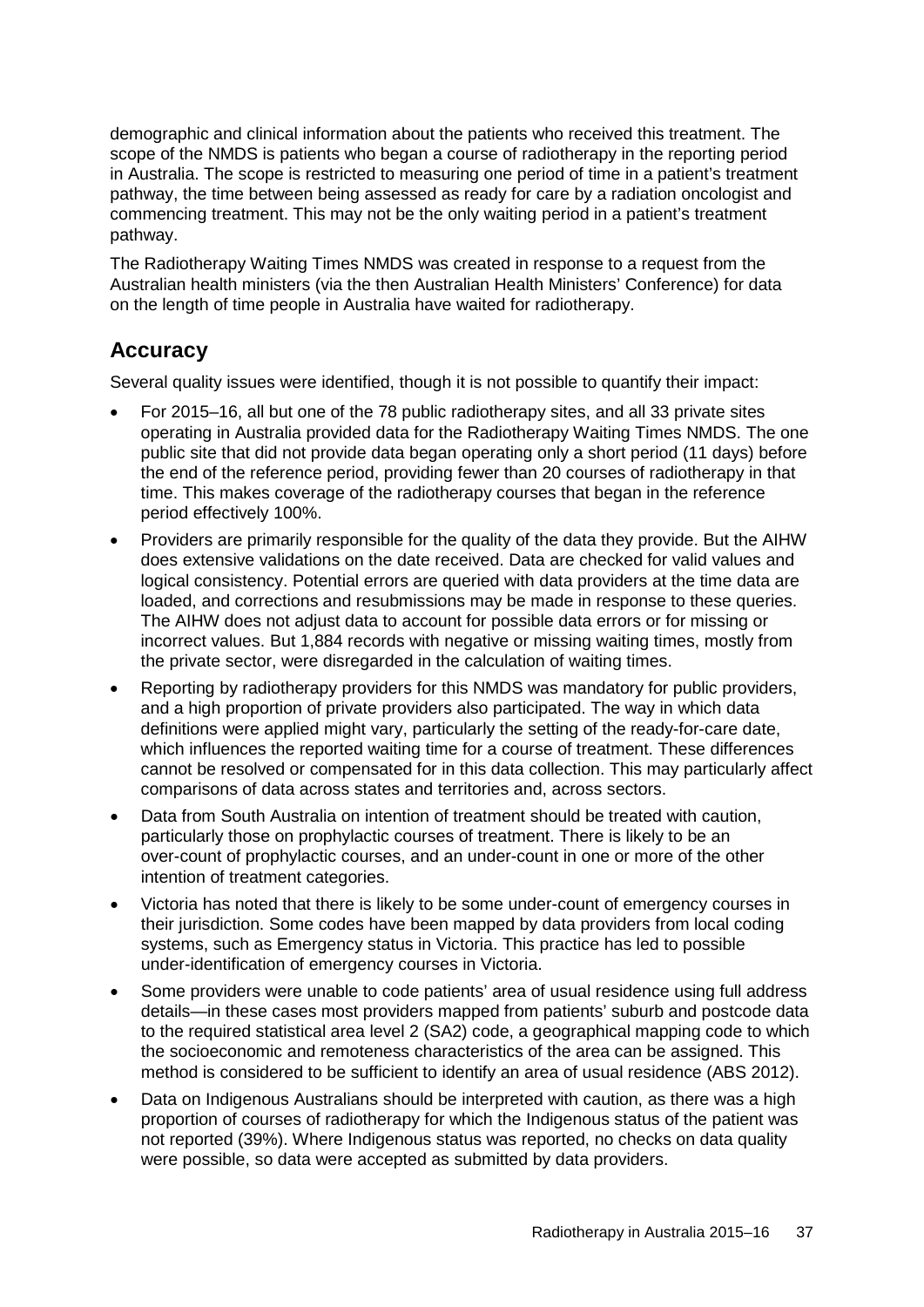demographic and clinical information about the patients who received this treatment. The scope of the NMDS is patients who began a course of radiotherapy in the reporting period in Australia. The scope is restricted to measuring one period of time in a patient's treatment pathway, the time between being assessed as ready for care by a radiation oncologist and commencing treatment. This may not be the only waiting period in a patient's treatment pathway.

The Radiotherapy Waiting Times NMDS was created in response to a request from the Australian health ministers (via the then Australian Health Ministers' Conference) for data on the length of time people in Australia have waited for radiotherapy.

## Accuracy

Several quality issues were identified, though it is not possible to quantify their impact:

- For 2015–16, all but one of the 78 public radiotherapy sites, and all 33 private sites operating in Australia provided data for the Radiotherapy Waiting Times NMDS. The one public site that did not provide data began operating only a short period (11 days) before the end of the reference period, providing fewer than 20 courses of radiotherapy in that time. This makes coverage of the radiotherapy courses that began in the reference period effectively 100%.
- Providers are primarily responsible for the quality of the data they provide. But the AIHW does extensive validations on the date received. Data are checked for valid values and logical consistency. Potential errors are queried with data providers at the time data are loaded, and corrections and resubmissions may be made in response to these queries. The AIHW does not adjust data to account for possible data errors or for missing or incorrect values. But 1,884 records with negative or missing waiting times, mostly from the private sector, were disregarded in the calculation of waiting times.
- Reporting by radiotherapy providers for this NMDS was mandatory for public providers, and a high proportion of private providers also participated. The way in which data definitions were applied might vary, particularly the setting of the ready-for-care date, which influences the reported waiting time for a course of treatment. These differences cannot be resolved or compensated for in this data collection. This may particularly affect comparisons of data across states and territories and, across sectors.
- Data from South Australia on intention of treatment should be treated with caution, particularly those on prophylactic courses of treatment. There is likely to be an over-count of prophylactic courses, and an under-count in one or more of the other intention of treatment categories.
- Victoria has noted that there is likely to be some under-count of emergency courses in their jurisdiction. Some codes have been mapped by data providers from local coding systems, such as Emergency status in Victoria. This practice has led to possible under-identification of emergency courses in Victoria.
- Some providers were unable to code patients' area of usual residence using full address details—in these cases most providers mapped from patients' suburb and postcode data to the required statistical area level 2 (SA2) code, a geographical mapping code to which the socioeconomic and remoteness characteristics of the area can be assigned. This method is considered to be sufficient to identify an area of usual residence (ABS 2012).
- Data on Indigenous Australians should be interpreted with caution, as there was a high proportion of courses of radiotherapy for which the Indigenous status of the patient was not reported (39%). Where Indigenous status was reported, no checks on data quality were possible, so data were accepted as submitted by data providers.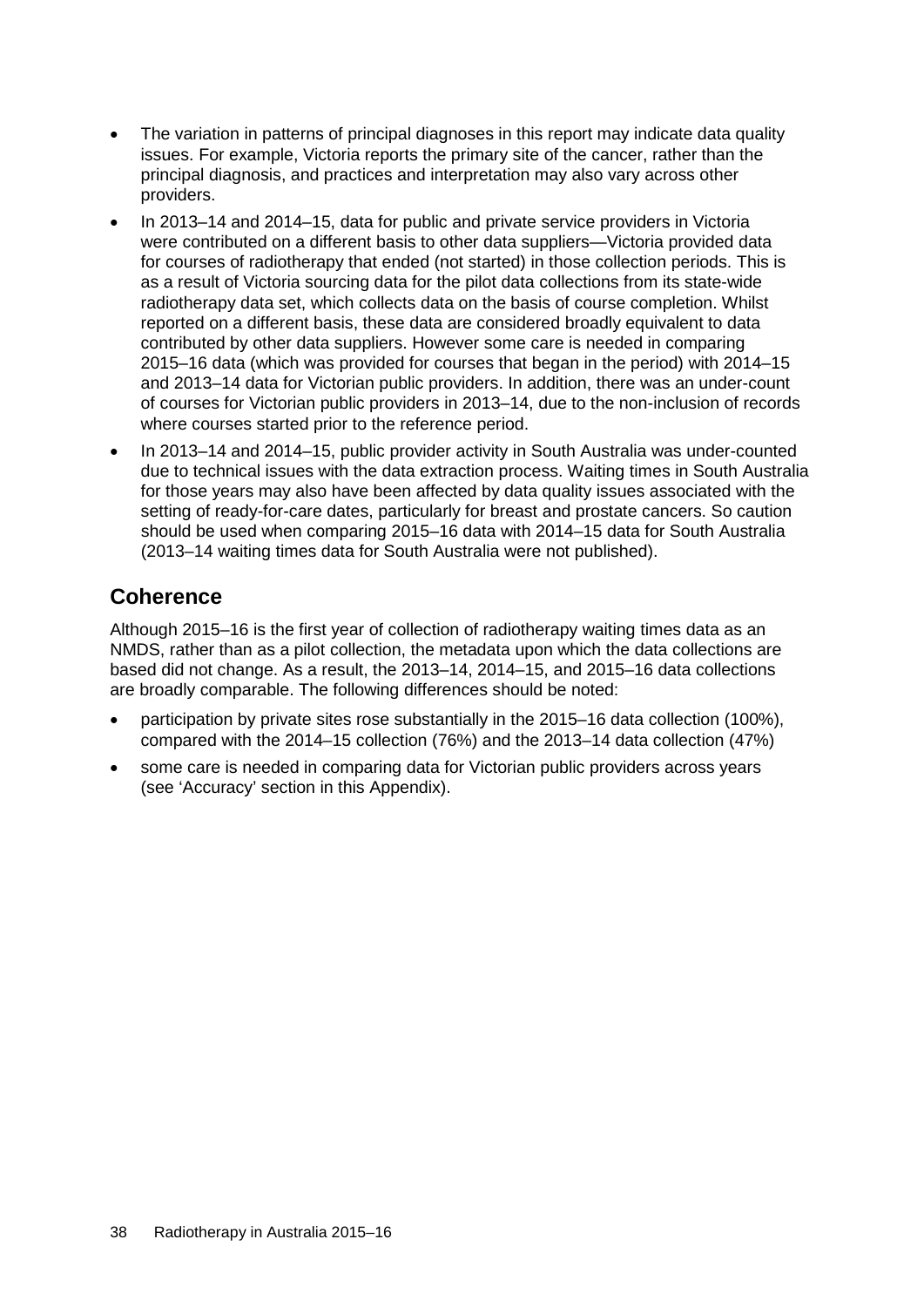- The variation in patterns of principal diagnoses in this report may indicate data quality issues. For example, Victoria reports the primary site of the cancer, rather than the principal diagnosis, and practices and interpretation may also vary across other providers.
- In 2013–14 and 2014–15, data for public and private service providers in Victoria were contributed on a different basis to other data suppliers—Victoria provided data for courses of radiotherapy that ended (not started) in those collection periods. This is as a result of Victoria sourcing data for the pilot data collections from its state-wide radiotherapy data set, which collects data on the basis of course completion. Whilst reported on a different basis, these data are considered broadly equivalent to data contributed by other data suppliers. However some care is needed in comparing 2015–16 data (which was provided for courses that began in the period) with 2014–15 and 2013–14 data for Victorian public providers. In addition, there was an under-count of courses for Victorian public providers in 2013–14, due to the non-inclusion of records where courses started prior to the reference period.
- In 2013–14 and 2014–15, public provider activity in South Australia was under-counted due to technical issues with the data extraction process. Waiting times in South Australia for those years may also have been affected by data quality issues associated with the setting of ready-for-care dates, particularly for breast and prostate cancers. So caution should be used when comparing 2015–16 data with 2014–15 data for South Australia (2013–14 waiting times data for South Australia were not published).

## Coherence

Although 2015–16 is the first year of collection of radiotherapy waiting times data as an NMDS, rather than as a pilot collection, the metadata upon which the data collections are based did not change. As a result, the 2013–14, 2014–15, and 2015–16 data collections are broadly comparable. The following differences should be noted:

- participation by private sites rose substantially in the 2015–16 data collection (100%), compared with the 2014–15 collection (76%) and the 2013–14 data collection (47%)
- some care is needed in comparing data for Victorian public providers across years (see 'Accuracy' section in this Appendix).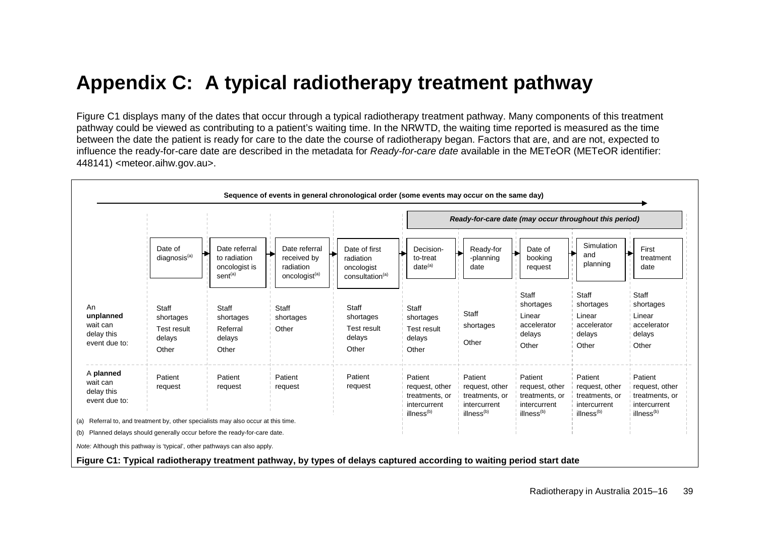# Appendix C: A typical radiotherapy treatment pathway

Figure C1 displays many of the dates that occur through a typical radiotherapy treatment pathway. Many components of this treatment pathway could be viewed as contributing to a patient's waiting time. In the NRWTD, the waiting time reported is measured as the time between the date the patient is ready for care to the date the course of radiotherapy began. Factors that are, and are not, expected to influence the ready-for-care date are described in the metadata for *Ready-for-care date* available in the METeOR (METeOR identifier: 448141) <meteor.aihw.gov.au>.

**Sequence of events in general chronological order (some events may occur on the same day)**

***Ready-for-care date (may occur throughout this period)*** — spans Decision-to-treat date through First treatment date

| | Date of diagnosis[(a)] | Date referral to radiation oncologist is sent[(a)] | Date referral received by radiation oncologist[(a)] | Date of first radiation oncologist consultation[(a)] | Decision-to-treat date[(a)] | Ready-for-planning date | Date of booking request | Simulation and planning | First treatment date |
|---|---|---|---|---|---|---|---|---|---|
| An **unplanned** wait can delay this event due to: | Staff shortages<br>Test result delays<br>Other | Staff shortages<br>Referral delays<br>Other | Staff shortages<br>Other | Staff shortages<br>Test result delays<br>Other | Staff shortages<br>Test result delays<br>Other | Staff shortages<br>Other | Staff shortages<br>Linear accelerator delays<br>Other | Staff shortages<br>Linear accelerator delays<br>Other | Staff shortages<br>Linear accelerator delays<br>Other |
| A **planned** wait can delay this event due to: | Patient request | Patient request | Patient request | Patient request | Patient request, other treatments, or intercurrent illness[(b)] | Patient request, other treatments, or intercurrent illness[(b)] | Patient request, other treatments, or intercurrent illness[(b)] | Patient request, other treatments, or intercurrent illness[(b)] | Patient request, other treatments, or intercurrent illness[(b)] |

(a) Referral to, and treatment by, other specialists may also occur at this time.

(b) Planned delays should generally occur before the ready-for-care date.

*Note:* Although this pathway is 'typical', other pathways can also apply.

**Figure C1: Typical radiotherapy treatment pathway, by types of delays captured according to waiting period start date**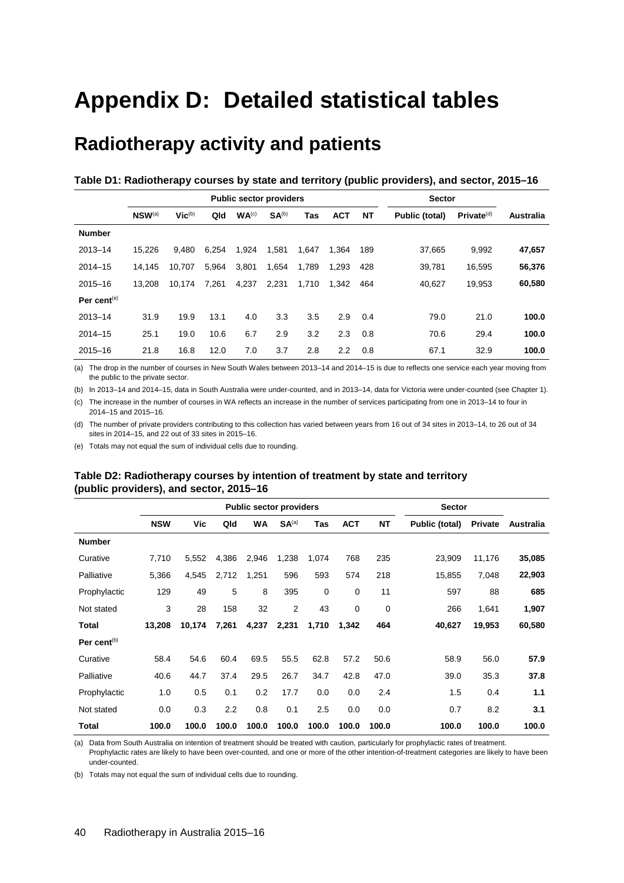# Appendix D: Detailed statistical tables

## Radiotherapy activity and patients

**Table D1: Radiotherapy courses by state and territory (public providers), and sector, 2015–16**

| | Public sector providers | | | | | | | | Sector | | |
|---|---|---|---|---|---|---|---|---|---|---|---|
| | NSW[(a)] | Vic[(b)] | Qld | WA[(c)] | SA[(b)] | Tas | ACT | NT | Public (total) | Private[(d)] | Australia |
| **Number** | | | | | | | | | | | |
| 2013–14 | 15,226 | 9,480 | 6,254 | 1,924 | 1,581 | 1,647 | 1,364 | 189 | 37,665 | 9,992 | **47,657** |
| 2014–15 | 14,145 | 10,707 | 5,964 | 3,801 | 1,654 | 1,789 | 1,293 | 428 | 39,781 | 16,595 | **56,376** |
| 2015–16 | 13,208 | 10,174 | 7,261 | 4,237 | 2,231 | 1,710 | 1,342 | 464 | 40,627 | 19,953 | **60,580** |
| **Per cent[(e)]** | | | | | | | | | | | |
| 2013–14 | 31.9 | 19.9 | 13.1 | 4.0 | 3.3 | 3.5 | 2.9 | 0.4 | 79.0 | 21.0 | **100.0** |
| 2014–15 | 25.1 | 19.0 | 10.6 | 6.7 | 2.9 | 3.2 | 2.3 | 0.8 | 70.6 | 29.4 | **100.0** |
| 2015–16 | 21.8 | 16.8 | 12.0 | 7.0 | 3.7 | 2.8 | 2.2 | 0.8 | 67.1 | 32.9 | **100.0** |

(a) The drop in the number of courses in New South Wales between 2013–14 and 2014–15 is due to reflects one service each year moving from the public to the private sector.

(b) In 2013–14 and 2014–15, data in South Australia were under-counted, and in 2013–14, data for Victoria were under-counted (see Chapter 1).

(c) The increase in the number of courses in WA reflects an increase in the number of services participating from one in 2013–14 to four in 2014–15 and 2015–16.

(d) The number of private providers contributing to this collection has varied between years from 16 out of 34 sites in 2013–14, to 26 out of 34 sites in 2014–15, and 22 out of 33 sites in 2015–16.

(e) Totals may not equal the sum of individual cells due to rounding.

**Table D2: Radiotherapy courses by intention of treatment by state and territory (public providers), and sector, 2015–16**

| | Public sector providers | | | | | | | | Sector | | |
|---|---|---|---|---|---|---|---|---|---|---|---|
| | NSW | Vic | Qld | WA | SA[(a)] | Tas | ACT | NT | Public (total) | Private | Australia |
| **Number** | | | | | | | | | | | |
| Curative | 7,710 | 5,552 | 4,386 | 2,946 | 1,238 | 1,074 | 768 | 235 | 23,909 | 11,176 | **35,085** |
| Palliative | 5,366 | 4,545 | 2,712 | 1,251 | 596 | 593 | 574 | 218 | 15,855 | 7,048 | **22,903** |
| Prophylactic | 129 | 49 | 5 | 8 | 395 | 0 | 0 | 11 | 597 | 88 | **685** |
| Not stated | 3 | 28 | 158 | 32 | 2 | 43 | 0 | 0 | 266 | 1,641 | **1,907** |
| **Total** | **13,208** | **10,174** | **7,261** | **4,237** | **2,231** | **1,710** | **1,342** | **464** | **40,627** | **19,953** | **60,580** |
| **Per cent[(b)]** | | | | | | | | | | | |
| Curative | 58.4 | 54.6 | 60.4 | 69.5 | 55.5 | 62.8 | 57.2 | 50.6 | 58.9 | 56.0 | **57.9** |
| Palliative | 40.6 | 44.7 | 37.4 | 29.5 | 26.7 | 34.7 | 42.8 | 47.0 | 39.0 | 35.3 | **37.8** |
| Prophylactic | 1.0 | 0.5 | 0.1 | 0.2 | 17.7 | 0.0 | 0.0 | 2.4 | 1.5 | 0.4 | **1.1** |
| Not stated | 0.0 | 0.3 | 2.2 | 0.8 | 0.1 | 2.5 | 0.0 | 0.0 | 0.7 | 8.2 | **3.1** |
| **Total** | **100.0** | **100.0** | **100.0** | **100.0** | **100.0** | **100.0** | **100.0** | **100.0** | **100.0** | **100.0** | **100.0** |

(a) Data from South Australia on intention of treatment should be treated with caution, particularly for prophylactic rates of treatment. Prophylactic rates are likely to have been over-counted, and one or more of the other intention-of-treatment categories are likely to have been under-counted.

(b) Totals may not equal the sum of individual cells due to rounding.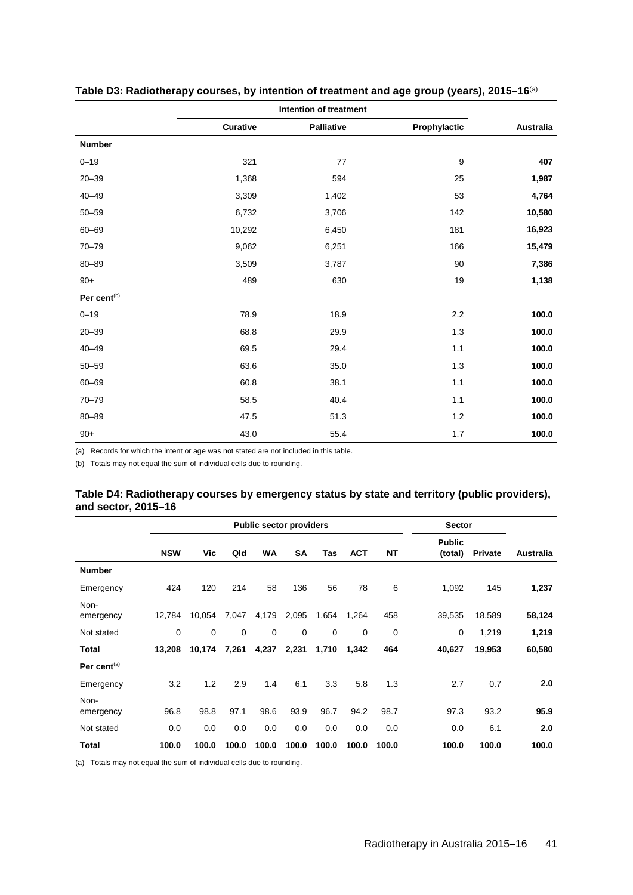**Table D3: Radiotherapy courses, by intention of treatment and age group (years), 2015–16**[(a)]

| | Intention of treatment | | | |
|---|---|---|---|---|
| | **Curative** | **Palliative** | **Prophylactic** | **Australia** |
| **Number** | | | | |
| 0–19 | 321 | 77 | 9 | **407** |
| 20–39 | 1,368 | 594 | 25 | **1,987** |
| 40–49 | 3,309 | 1,402 | 53 | **4,764** |
| 50–59 | 6,732 | 3,706 | 142 | **10,580** |
| 60–69 | 10,292 | 6,450 | 181 | **16,923** |
| 70–79 | 9,062 | 6,251 | 166 | **15,479** |
| 80–89 | 3,509 | 3,787 | 90 | **7,386** |
| 90+ | 489 | 630 | 19 | **1,138** |
| **Per cent**[(b)] | | | | |
| 0–19 | 78.9 | 18.9 | 2.2 | **100.0** |
| 20–39 | 68.8 | 29.9 | 1.3 | **100.0** |
| 40–49 | 69.5 | 29.4 | 1.1 | **100.0** |
| 50–59 | 63.6 | 35.0 | 1.3 | **100.0** |
| 60–69 | 60.8 | 38.1 | 1.1 | **100.0** |
| 70–79 | 58.5 | 40.4 | 1.1 | **100.0** |
| 80–89 | 47.5 | 51.3 | 1.2 | **100.0** |
| 90+ | 43.0 | 55.4 | 1.7 | **100.0** |

(a) Records for which the intent or age was not stated are not included in this table.

(b) Totals may not equal the sum of individual cells due to rounding.

**Table D4: Radiotherapy courses by emergency status by state and territory (public providers), and sector, 2015–16**

| | Public sector providers | | | | | | | | Sector | | |
|---|---|---|---|---|---|---|---|---|---|---|---|
| | **NSW** | **Vic** | **Qld** | **WA** | **SA** | **Tas** | **ACT** | **NT** | **Public (total)** | **Private** | **Australia** |
| **Number** | | | | | | | | | | | |
| Emergency | 424 | 120 | 214 | 58 | 136 | 56 | 78 | 6 | 1,092 | 145 | **1,237** |
| Non-emergency | 12,784 | 10,054 | 7,047 | 4,179 | 2,095 | 1,654 | 1,264 | 458 | 39,535 | 18,589 | **58,124** |
| Not stated | 0 | 0 | 0 | 0 | 0 | 0 | 0 | 0 | 0 | 1,219 | **1,219** |
| **Total** | **13,208** | **10,174** | **7,261** | **4,237** | **2,231** | **1,710** | **1,342** | **464** | **40,627** | **19,953** | **60,580** |
| **Per cent**[(a)] | | | | | | | | | | | |
| Emergency | 3.2 | 1.2 | 2.9 | 1.4 | 6.1 | 3.3 | 5.8 | 1.3 | 2.7 | 0.7 | **2.0** |
| Non-emergency | 96.8 | 98.8 | 97.1 | 98.6 | 93.9 | 96.7 | 94.2 | 98.7 | 97.3 | 93.2 | **95.9** |
| Not stated | 0.0 | 0.0 | 0.0 | 0.0 | 0.0 | 0.0 | 0.0 | 0.0 | 0.0 | 6.1 | **2.0** |
| **Total** | **100.0** | **100.0** | **100.0** | **100.0** | **100.0** | **100.0** | **100.0** | **100.0** | **100.0** | **100.0** | **100.0** |

(a) Totals may not equal the sum of individual cells due to rounding.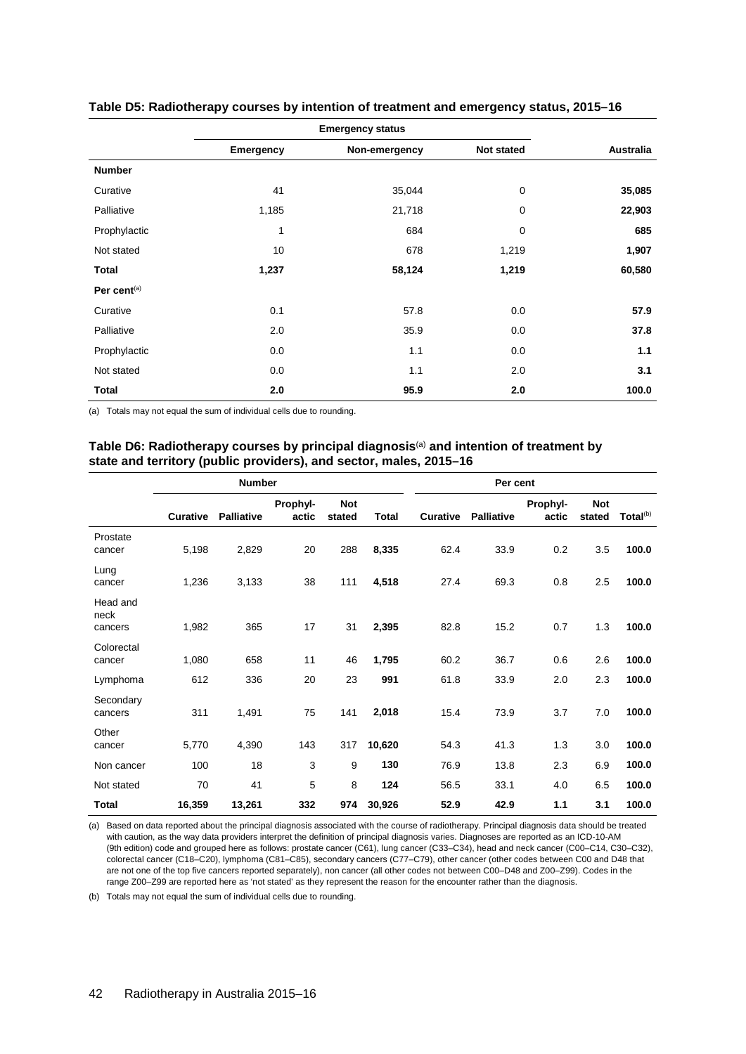**Table D5: Radiotherapy courses by intention of treatment and emergency status, 2015–16**

| | Emergency status | | | |
|---|---|---|---|---|
| | **Emergency** | **Non-emergency** | **Not stated** | **Australia** |
| **Number** | | | | |
| Curative | 41 | 35,044 | 0 | **35,085** |
| Palliative | 1,185 | 21,718 | 0 | **22,903** |
| Prophylactic | 1 | 684 | 0 | **685** |
| Not stated | 10 | 678 | 1,219 | **1,907** |
| **Total** | **1,237** | **58,124** | **1,219** | **60,580** |
| **Per cent**[(a)] | | | | |
| Curative | 0.1 | 57.8 | 0.0 | **57.9** |
| Palliative | 2.0 | 35.9 | 0.0 | **37.8** |
| Prophylactic | 0.0 | 1.1 | 0.0 | **1.1** |
| Not stated | 0.0 | 1.1 | 2.0 | **3.1** |
| **Total** | **2.0** | **95.9** | **2.0** | **100.0** |

(a) Totals may not equal the sum of individual cells due to rounding.

**Table D6: Radiotherapy courses by principal diagnosis**[(a)] **and intention of treatment by state and territory (public providers), and sector, males, 2015–16**

| | Number | | | | | Per cent | | | | |
|---|---|---|---|---|---|---|---|---|---|---|
| | **Curative** | **Palliative** | **Prophyl-actic** | **Not stated** | **Total** | **Curative** | **Palliative** | **Prophyl-actic** | **Not stated** | **Total**[(b)] |
| Prostate cancer | 5,198 | 2,829 | 20 | 288 | **8,335** | 62.4 | 33.9 | 0.2 | 3.5 | **100.0** |
| Lung cancer | 1,236 | 3,133 | 38 | 111 | **4,518** | 27.4 | 69.3 | 0.8 | 2.5 | **100.0** |
| Head and neck cancers | 1,982 | 365 | 17 | 31 | **2,395** | 82.8 | 15.2 | 0.7 | 1.3 | **100.0** |
| Colorectal cancer | 1,080 | 658 | 11 | 46 | **1,795** | 60.2 | 36.7 | 0.6 | 2.6 | **100.0** |
| Lymphoma | 612 | 336 | 20 | 23 | **991** | 61.8 | 33.9 | 2.0 | 2.3 | **100.0** |
| Secondary cancers | 311 | 1,491 | 75 | 141 | **2,018** | 15.4 | 73.9 | 3.7 | 7.0 | **100.0** |
| Other cancer | 5,770 | 4,390 | 143 | 317 | **10,620** | 54.3 | 41.3 | 1.3 | 3.0 | **100.0** |
| Non cancer | 100 | 18 | 3 | 9 | **130** | 76.9 | 13.8 | 2.3 | 6.9 | **100.0** |
| Not stated | 70 | 41 | 5 | 8 | **124** | 56.5 | 33.1 | 4.0 | 6.5 | **100.0** |
| **Total** | **16,359** | **13,261** | **332** | **974** | **30,926** | **52.9** | **42.9** | **1.1** | **3.1** | **100.0** |

(a) Based on data reported about the principal diagnosis associated with the course of radiotherapy. Principal diagnosis data should be treated with caution, as the way data providers interpret the definition of principal diagnosis varies. Diagnoses are reported as an ICD-10-AM (9th edition) code and grouped here as follows: prostate cancer (C61), lung cancer (C33–C34), head and neck cancer (C00–C14, C30–C32), colorectal cancer (C18–C20), lymphoma (C81–C85), secondary cancers (C77–C79), other cancer (other codes between C00 and D48 that are not one of the top five cancers reported separately), non cancer (all other codes not between C00–D48 and Z00–Z99). Codes in the range Z00–Z99 are reported here as 'not stated' as they represent the reason for the encounter rather than the diagnosis.

(b) Totals may not equal the sum of individual cells due to rounding.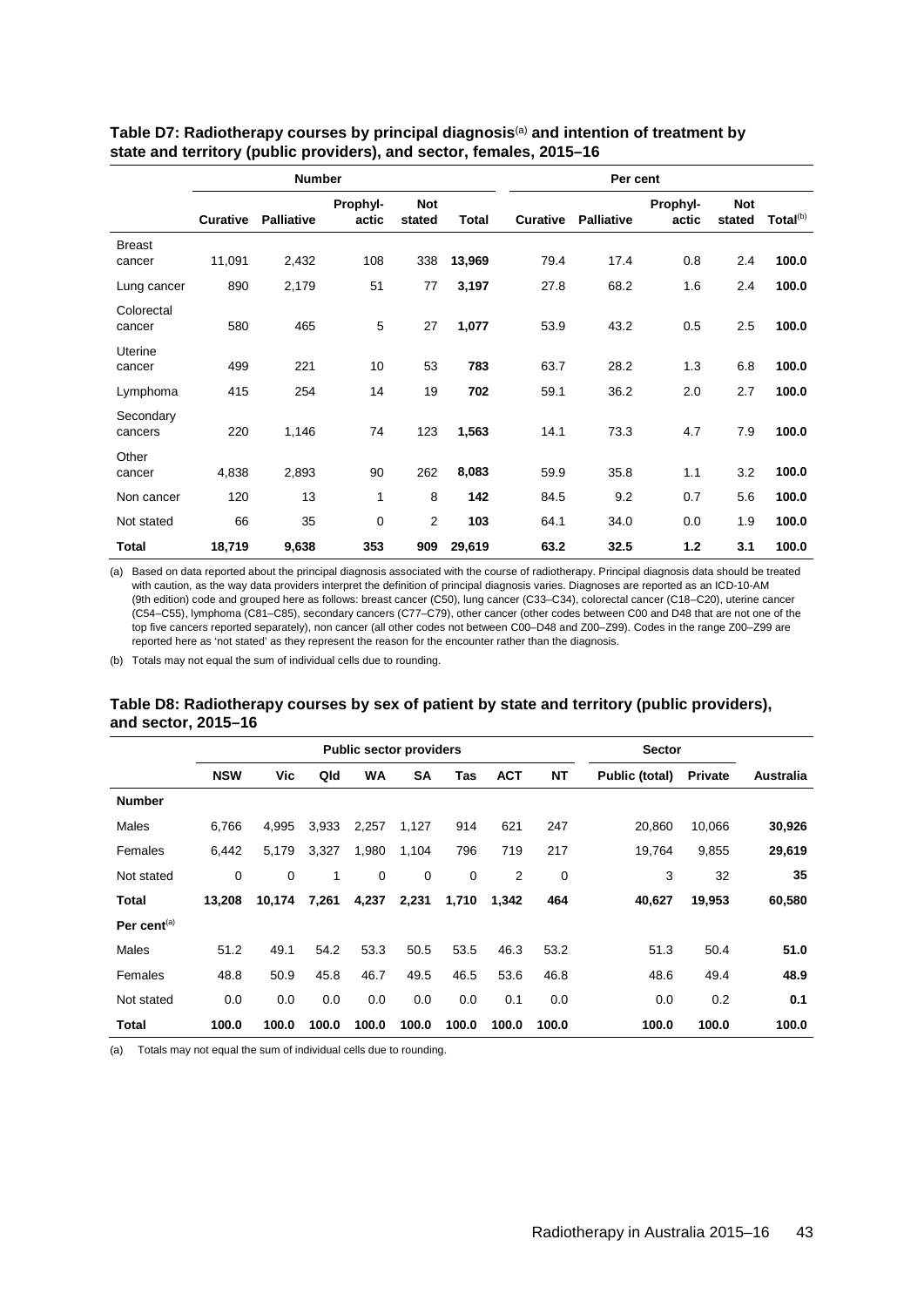**Table D7: Radiotherapy courses by principal diagnosis[(a)] and intention of treatment by state and territory (public providers), and sector, females, 2015–16**

| | Number | | | | | Per cent | | | | |
|---|---|---|---|---|---|---|---|---|---|---|
| | Curative | Palliative | Prophyl-actic | Not stated | Total | Curative | Palliative | Prophyl-actic | Not stated | Total[(b)] |
| Breast cancer | 11,091 | 2,432 | 108 | 338 | **13,969** | 79.4 | 17.4 | 0.8 | 2.4 | **100.0** |
| Lung cancer | 890 | 2,179 | 51 | 77 | **3,197** | 27.8 | 68.2 | 1.6 | 2.4 | **100.0** |
| Colorectal cancer | 580 | 465 | 5 | 27 | **1,077** | 53.9 | 43.2 | 0.5 | 2.5 | **100.0** |
| Uterine cancer | 499 | 221 | 10 | 53 | **783** | 63.7 | 28.2 | 1.3 | 6.8 | **100.0** |
| Lymphoma | 415 | 254 | 14 | 19 | **702** | 59.1 | 36.2 | 2.0 | 2.7 | **100.0** |
| Secondary cancers | 220 | 1,146 | 74 | 123 | **1,563** | 14.1 | 73.3 | 4.7 | 7.9 | **100.0** |
| Other cancer | 4,838 | 2,893 | 90 | 262 | **8,083** | 59.9 | 35.8 | 1.1 | 3.2 | **100.0** |
| Non cancer | 120 | 13 | 1 | 8 | **142** | 84.5 | 9.2 | 0.7 | 5.6 | **100.0** |
| Not stated | 66 | 35 | 0 | 2 | **103** | 64.1 | 34.0 | 0.0 | 1.9 | **100.0** |
| **Total** | **18,719** | **9,638** | **353** | **909** | **29,619** | **63.2** | **32.5** | **1.2** | **3.1** | **100.0** |

(a) Based on data reported about the principal diagnosis associated with the course of radiotherapy. Principal diagnosis data should be treated with caution, as the way data providers interpret the definition of principal diagnosis varies. Diagnoses are reported as an ICD-10-AM (9th edition) code and grouped here as follows: breast cancer (C50), lung cancer (C33–C34), colorectal cancer (C18–C20), uterine cancer (C54–C55), lymphoma (C81–C85), secondary cancers (C77–C79), other cancer (other codes between C00 and D48 that are not one of the top five cancers reported separately), non cancer (all other codes not between C00–D48 and Z00–Z99). Codes in the range Z00–Z99 are reported here as 'not stated' as they represent the reason for the encounter rather than the diagnosis.

(b) Totals may not equal the sum of individual cells due to rounding.

**Table D8: Radiotherapy courses by sex of patient by state and territory (public providers), and sector, 2015–16**

| | Public sector providers | | | | | | | | Sector | | |
|---|---|---|---|---|---|---|---|---|---|---|---|
| | NSW | Vic | Qld | WA | SA | Tas | ACT | NT | Public (total) | Private | Australia |
| **Number** | | | | | | | | | | | |
| Males | 6,766 | 4,995 | 3,933 | 2,257 | 1,127 | 914 | 621 | 247 | 20,860 | 10,066 | **30,926** |
| Females | 6,442 | 5,179 | 3,327 | 1,980 | 1,104 | 796 | 719 | 217 | 19,764 | 9,855 | **29,619** |
| Not stated | 0 | 0 | 1 | 0 | 0 | 0 | 2 | 0 | 3 | 32 | **35** |
| **Total** | **13,208** | **10,174** | **7,261** | **4,237** | **2,231** | **1,710** | **1,342** | **464** | **40,627** | **19,953** | **60,580** |
| **Per cent[(a)]** | | | | | | | | | | | |
| Males | 51.2 | 49.1 | 54.2 | 53.3 | 50.5 | 53.5 | 46.3 | 53.2 | 51.3 | 50.4 | **51.0** |
| Females | 48.8 | 50.9 | 45.8 | 46.7 | 49.5 | 46.5 | 53.6 | 46.8 | 48.6 | 49.4 | **48.9** |
| Not stated | 0.0 | 0.0 | 0.0 | 0.0 | 0.0 | 0.0 | 0.1 | 0.0 | 0.0 | 0.2 | **0.1** |
| **Total** | **100.0** | **100.0** | **100.0** | **100.0** | **100.0** | **100.0** | **100.0** | **100.0** | **100.0** | **100.0** | **100.0** |

(a) Totals may not equal the sum of individual cells due to rounding.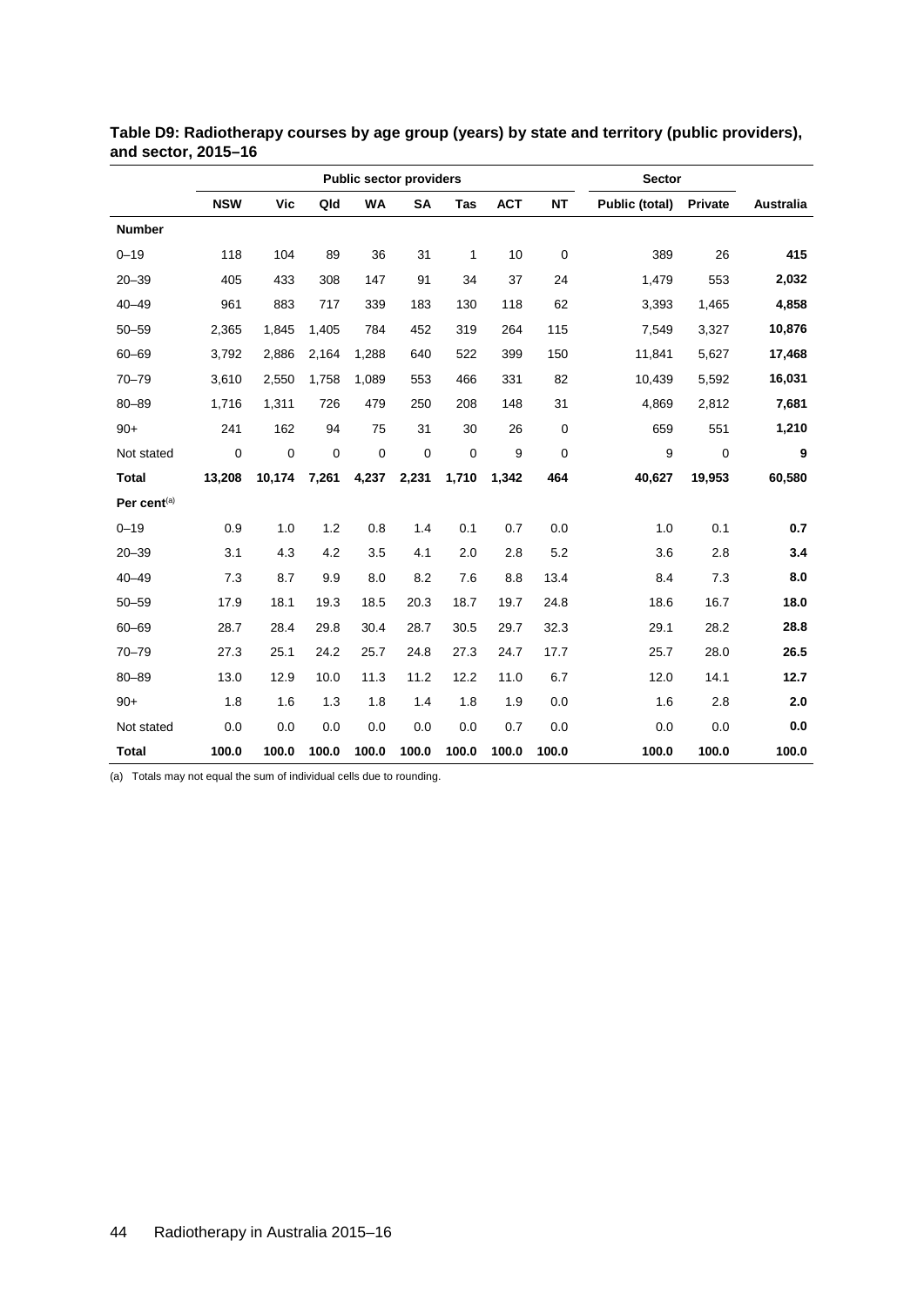**Table D9: Radiotherapy courses by age group (years) by state and territory (public providers), and sector, 2015–16**

| | Public sector providers | | | | | | | | Sector | | |
|---|---|---|---|---|---|---|---|---|---|---|---|
| | **NSW** | **Vic** | **Qld** | **WA** | **SA** | **Tas** | **ACT** | **NT** | **Public (total)** | **Private** | **Australia** |
| **Number** | | | | | | | | | | | |
| 0–19 | 118 | 104 | 89 | 36 | 31 | 1 | 10 | 0 | 389 | 26 | **415** |
| 20–39 | 405 | 433 | 308 | 147 | 91 | 34 | 37 | 24 | 1,479 | 553 | **2,032** |
| 40–49 | 961 | 883 | 717 | 339 | 183 | 130 | 118 | 62 | 3,393 | 1,465 | **4,858** |
| 50–59 | 2,365 | 1,845 | 1,405 | 784 | 452 | 319 | 264 | 115 | 7,549 | 3,327 | **10,876** |
| 60–69 | 3,792 | 2,886 | 2,164 | 1,288 | 640 | 522 | 399 | 150 | 11,841 | 5,627 | **17,468** |
| 70–79 | 3,610 | 2,550 | 1,758 | 1,089 | 553 | 466 | 331 | 82 | 10,439 | 5,592 | **16,031** |
| 80–89 | 1,716 | 1,311 | 726 | 479 | 250 | 208 | 148 | 31 | 4,869 | 2,812 | **7,681** |
| 90+ | 241 | 162 | 94 | 75 | 31 | 30 | 26 | 0 | 659 | 551 | **1,210** |
| Not stated | 0 | 0 | 0 | 0 | 0 | 0 | 9 | 0 | 9 | 0 | **9** |
| **Total** | **13,208** | **10,174** | **7,261** | **4,237** | **2,231** | **1,710** | **1,342** | **464** | **40,627** | **19,953** | **60,580** |
| **Per cent**[(a)] | | | | | | | | | | | |
| 0–19 | 0.9 | 1.0 | 1.2 | 0.8 | 1.4 | 0.1 | 0.7 | 0.0 | 1.0 | 0.1 | **0.7** |
| 20–39 | 3.1 | 4.3 | 4.2 | 3.5 | 4.1 | 2.0 | 2.8 | 5.2 | 3.6 | 2.8 | **3.4** |
| 40–49 | 7.3 | 8.7 | 9.9 | 8.0 | 8.2 | 7.6 | 8.8 | 13.4 | 8.4 | 7.3 | **8.0** |
| 50–59 | 17.9 | 18.1 | 19.3 | 18.5 | 20.3 | 18.7 | 19.7 | 24.8 | 18.6 | 16.7 | **18.0** |
| 60–69 | 28.7 | 28.4 | 29.8 | 30.4 | 28.7 | 30.5 | 29.7 | 32.3 | 29.1 | 28.2 | **28.8** |
| 70–79 | 27.3 | 25.1 | 24.2 | 25.7 | 24.8 | 27.3 | 24.7 | 17.7 | 25.7 | 28.0 | **26.5** |
| 80–89 | 13.0 | 12.9 | 10.0 | 11.3 | 11.2 | 12.2 | 11.0 | 6.7 | 12.0 | 14.1 | **12.7** |
| 90+ | 1.8 | 1.6 | 1.3 | 1.8 | 1.4 | 1.8 | 1.9 | 0.0 | 1.6 | 2.8 | **2.0** |
| Not stated | 0.0 | 0.0 | 0.0 | 0.0 | 0.0 | 0.0 | 0.7 | 0.0 | 0.0 | 0.0 | **0.0** |
| **Total** | **100.0** | **100.0** | **100.0** | **100.0** | **100.0** | **100.0** | **100.0** | **100.0** | **100.0** | **100.0** | **100.0** |

(a) Totals may not equal the sum of individual cells due to rounding.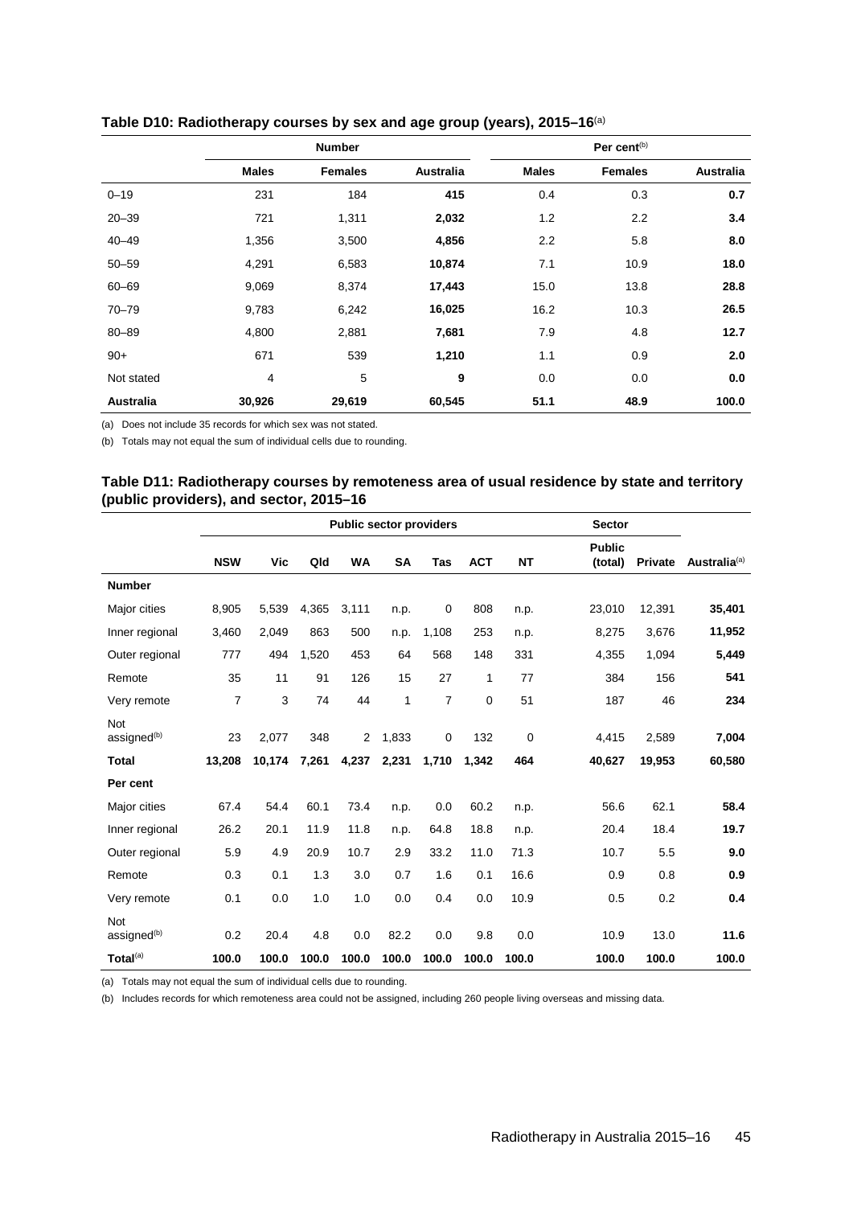**Table D10: Radiotherapy courses by sex and age group (years), 2015–16**[(a)]

| | Number | | | Per cent[(b)] | | |
|---|---|---|---|---|---|---|
| | **Males** | **Females** | **Australia** | **Males** | **Females** | **Australia** |
| 0–19 | 231 | 184 | **415** | 0.4 | 0.3 | **0.7** |
| 20–39 | 721 | 1,311 | **2,032** | 1.2 | 2.2 | **3.4** |
| 40–49 | 1,356 | 3,500 | **4,856** | 2.2 | 5.8 | **8.0** |
| 50–59 | 4,291 | 6,583 | **10,874** | 7.1 | 10.9 | **18.0** |
| 60–69 | 9,069 | 8,374 | **17,443** | 15.0 | 13.8 | **28.8** |
| 70–79 | 9,783 | 6,242 | **16,025** | 16.2 | 10.3 | **26.5** |
| 80–89 | 4,800 | 2,881 | **7,681** | 7.9 | 4.8 | **12.7** |
| 90+ | 671 | 539 | **1,210** | 1.1 | 0.9 | **2.0** |
| Not stated | 4 | 5 | **9** | 0.0 | 0.0 | **0.0** |
| **Australia** | **30,926** | **29,619** | **60,545** | **51.1** | **48.9** | **100.0** |

(a) Does not include 35 records for which sex was not stated.

(b) Totals may not equal the sum of individual cells due to rounding.

**Table D11: Radiotherapy courses by remoteness area of usual residence by state and territory (public providers), and sector, 2015–16**

| | Public sector providers | | | | | | | | Sector | | |
|---|---|---|---|---|---|---|---|---|---|---|---|
| | **NSW** | **Vic** | **Qld** | **WA** | **SA** | **Tas** | **ACT** | **NT** | **Public (total)** | **Private** | **Australia**[(a)] |
| **Number** | | | | | | | | | | | |
| Major cities | 8,905 | 5,539 | 4,365 | 3,111 | n.p. | 0 | 808 | n.p. | 23,010 | 12,391 | **35,401** |
| Inner regional | 3,460 | 2,049 | 863 | 500 | n.p. | 1,108 | 253 | n.p. | 8,275 | 3,676 | **11,952** |
| Outer regional | 777 | 494 | 1,520 | 453 | 64 | 568 | 148 | 331 | 4,355 | 1,094 | **5,449** |
| Remote | 35 | 11 | 91 | 126 | 15 | 27 | 1 | 77 | 384 | 156 | **541** |
| Very remote | 7 | 3 | 74 | 44 | 1 | 7 | 0 | 51 | 187 | 46 | **234** |
| Not assigned[(b)] | 23 | 2,077 | 348 | 2 | 1,833 | 0 | 132 | 0 | 4,415 | 2,589 | **7,004** |
| **Total** | **13,208** | **10,174** | **7,261** | **4,237** | **2,231** | **1,710** | **1,342** | **464** | **40,627** | **19,953** | **60,580** |
| **Per cent** | | | | | | | | | | | |
| Major cities | 67.4 | 54.4 | 60.1 | 73.4 | n.p. | 0.0 | 60.2 | n.p. | 56.6 | 62.1 | **58.4** |
| Inner regional | 26.2 | 20.1 | 11.9 | 11.8 | n.p. | 64.8 | 18.8 | n.p. | 20.4 | 18.4 | **19.7** |
| Outer regional | 5.9 | 4.9 | 20.9 | 10.7 | 2.9 | 33.2 | 11.0 | 71.3 | 10.7 | 5.5 | **9.0** |
| Remote | 0.3 | 0.1 | 1.3 | 3.0 | 0.7 | 1.6 | 0.1 | 16.6 | 0.9 | 0.8 | **0.9** |
| Very remote | 0.1 | 0.0 | 1.0 | 1.0 | 0.0 | 0.4 | 0.0 | 10.9 | 0.5 | 0.2 | **0.4** |
| Not assigned[(b)] | 0.2 | 20.4 | 4.8 | 0.0 | 82.2 | 0.0 | 9.8 | 0.0 | 10.9 | 13.0 | **11.6** |
| **Total**[(a)] | **100.0** | **100.0** | **100.0** | **100.0** | **100.0** | **100.0** | **100.0** | **100.0** | **100.0** | **100.0** | **100.0** |

(a) Totals may not equal the sum of individual cells due to rounding.

(b) Includes records for which remoteness area could not be assigned, including 260 people living overseas and missing data.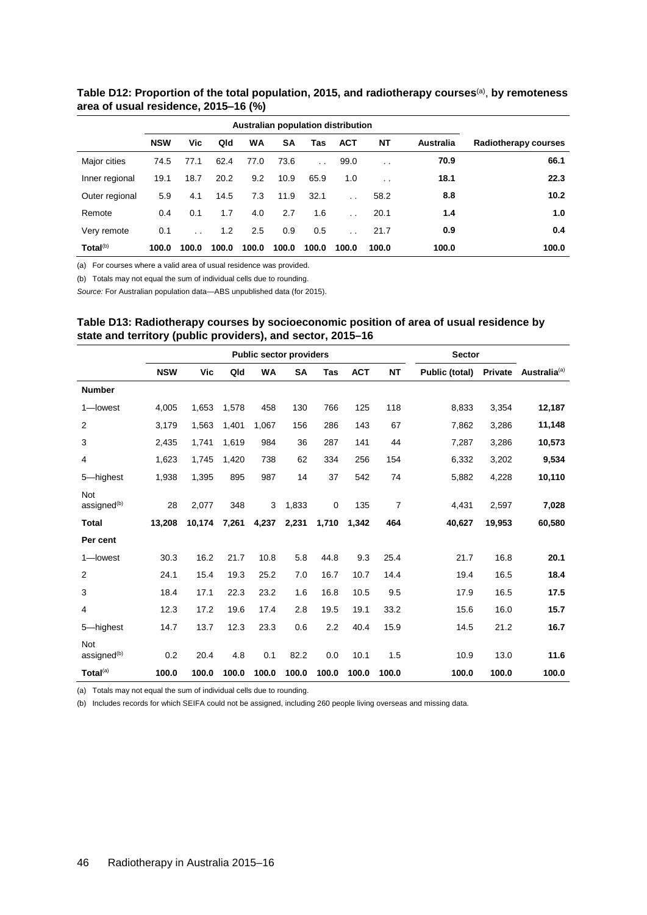**Table D12: Proportion of the total population, 2015, and radiotherapy courses[(a)], by remoteness area of usual residence, 2015–16 (%)**

| | Australian population distribution | | | | | | | | | |
|---|---|---|---|---|---|---|---|---|---|---|
| | NSW | Vic | Qld | WA | SA | Tas | ACT | NT | Australia | Radiotherapy courses |
| Major cities | 74.5 | 77.1 | 62.4 | 77.0 | 73.6 | . . | 99.0 | . . | **70.9** | **66.1** |
| Inner regional | 19.1 | 18.7 | 20.2 | 9.2 | 10.9 | 65.9 | 1.0 | . . | **18.1** | **22.3** |
| Outer regional | 5.9 | 4.1 | 14.5 | 7.3 | 11.9 | 32.1 | . . | 58.2 | **8.8** | **10.2** |
| Remote | 0.4 | 0.1 | 1.7 | 4.0 | 2.7 | 1.6 | . . | 20.1 | **1.4** | **1.0** |
| Very remote | 0.1 | . . | 1.2 | 2.5 | 0.9 | 0.5 | . . | 21.7 | **0.9** | **0.4** |
| **Total[(b)]** | **100.0** | **100.0** | **100.0** | **100.0** | **100.0** | **100.0** | **100.0** | **100.0** | **100.0** | **100.0** |

(a) For courses where a valid area of usual residence was provided.

(b) Totals may not equal the sum of individual cells due to rounding.

*Source:* For Australian population data—ABS unpublished data (for 2015).

**Table D13: Radiotherapy courses by socioeconomic position of area of usual residence by state and territory (public providers), and sector, 2015–16**

| | Public sector providers | | | | | | | | Sector | | |
|---|---|---|---|---|---|---|---|---|---|---|---|
| | NSW | Vic | Qld | WA | SA | Tas | ACT | NT | Public (total) | Private | Australia[(a)] |
| **Number** | | | | | | | | | | | |
| 1—lowest | 4,005 | 1,653 | 1,578 | 458 | 130 | 766 | 125 | 118 | 8,833 | 3,354 | **12,187** |
| 2 | 3,179 | 1,563 | 1,401 | 1,067 | 156 | 286 | 143 | 67 | 7,862 | 3,286 | **11,148** |
| 3 | 2,435 | 1,741 | 1,619 | 984 | 36 | 287 | 141 | 44 | 7,287 | 3,286 | **10,573** |
| 4 | 1,623 | 1,745 | 1,420 | 738 | 62 | 334 | 256 | 154 | 6,332 | 3,202 | **9,534** |
| 5—highest | 1,938 | 1,395 | 895 | 987 | 14 | 37 | 542 | 74 | 5,882 | 4,228 | **10,110** |
| Not assigned[(b)] | 28 | 2,077 | 348 | 3 | 1,833 | 0 | 135 | 7 | 4,431 | 2,597 | **7,028** |
| **Total** | **13,208** | **10,174** | **7,261** | **4,237** | **2,231** | **1,710** | **1,342** | **464** | **40,627** | **19,953** | **60,580** |
| **Per cent** | | | | | | | | | | | |
| 1—lowest | 30.3 | 16.2 | 21.7 | 10.8 | 5.8 | 44.8 | 9.3 | 25.4 | 21.7 | 16.8 | **20.1** |
| 2 | 24.1 | 15.4 | 19.3 | 25.2 | 7.0 | 16.7 | 10.7 | 14.4 | 19.4 | 16.5 | **18.4** |
| 3 | 18.4 | 17.1 | 22.3 | 23.2 | 1.6 | 16.8 | 10.5 | 9.5 | 17.9 | 16.5 | **17.5** |
| 4 | 12.3 | 17.2 | 19.6 | 17.4 | 2.8 | 19.5 | 19.1 | 33.2 | 15.6 | 16.0 | **15.7** |
| 5—highest | 14.7 | 13.7 | 12.3 | 23.3 | 0.6 | 2.2 | 40.4 | 15.9 | 14.5 | 21.2 | **16.7** |
| Not assigned[(b)] | 0.2 | 20.4 | 4.8 | 0.1 | 82.2 | 0.0 | 10.1 | 1.5 | 10.9 | 13.0 | **11.6** |
| **Total[(a)]** | **100.0** | **100.0** | **100.0** | **100.0** | **100.0** | **100.0** | **100.0** | **100.0** | **100.0** | **100.0** | **100.0** |

(a) Totals may not equal the sum of individual cells due to rounding.

(b) Includes records for which SEIFA could not be assigned, including 260 people living overseas and missing data.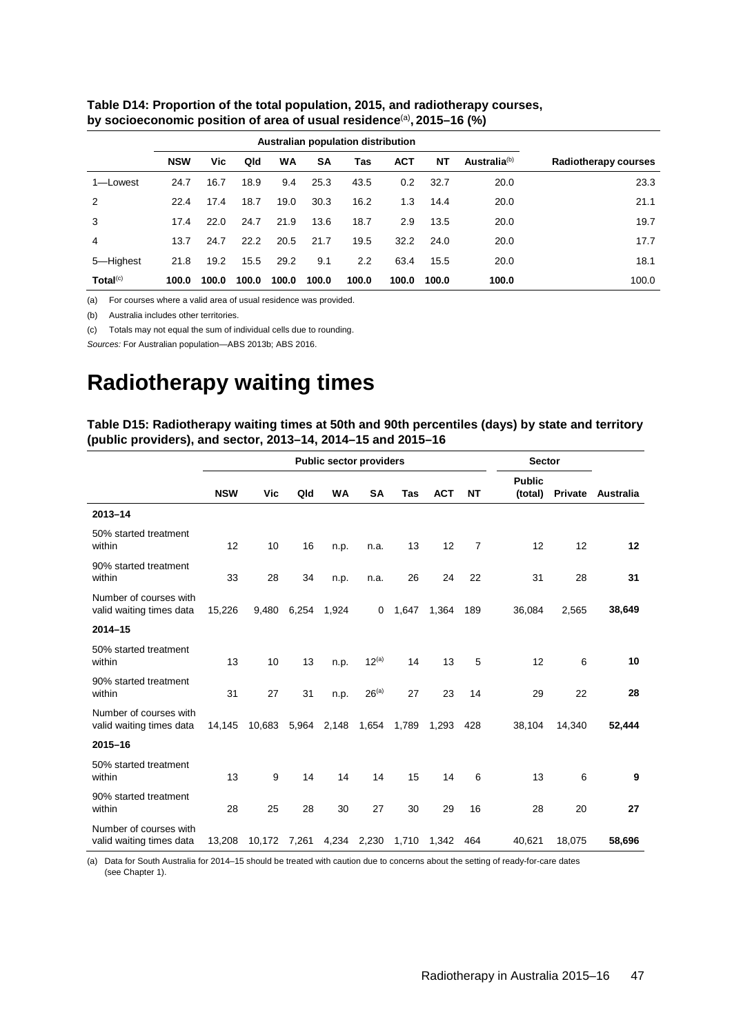**Table D14: Proportion of the total population, 2015, and radiotherapy courses, by socioeconomic position of area of usual residence[(a)], 2015–16 (%)**

| | Australian population distribution | | | | | | | | | |
|---|---|---|---|---|---|---|---|---|---|---|
| | NSW | Vic | Qld | WA | SA | Tas | ACT | NT | Australia[(b)] | Radiotherapy courses |
| 1—Lowest | 24.7 | 16.7 | 18.9 | 9.4 | 25.3 | 43.5 | 0.2 | 32.7 | 20.0 | 23.3 |
| 2 | 22.4 | 17.4 | 18.7 | 19.0 | 30.3 | 16.2 | 1.3 | 14.4 | 20.0 | 21.1 |
| 3 | 17.4 | 22.0 | 24.7 | 21.9 | 13.6 | 18.7 | 2.9 | 13.5 | 20.0 | 19.7 |
| 4 | 13.7 | 24.7 | 22.2 | 20.5 | 21.7 | 19.5 | 32.2 | 24.0 | 20.0 | 17.7 |
| 5—Highest | 21.8 | 19.2 | 15.5 | 29.2 | 9.1 | 2.2 | 63.4 | 15.5 | 20.0 | 18.1 |
| **Total[(c)]** | **100.0** | **100.0** | **100.0** | **100.0** | **100.0** | **100.0** | **100.0** | **100.0** | **100.0** | 100.0 |

(a) For courses where a valid area of usual residence was provided.

(b) Australia includes other territories.

(c) Totals may not equal the sum of individual cells due to rounding.

*Sources:* For Australian population—ABS 2013b; ABS 2016.

# Radiotherapy waiting times

**Table D15: Radiotherapy waiting times at 50th and 90th percentiles (days) by state and territory (public providers), and sector, 2013–14, 2014–15 and 2015–16**

| | Public sector providers | | | | | | | | Sector | | |
|---|---|---|---|---|---|---|---|---|---|---|---|
| | NSW | Vic | Qld | WA | SA | Tas | ACT | NT | Public (total) | Private | Australia |
| **2013–14** | | | | | | | | | | | |
| 50% started treatment within | 12 | 10 | 16 | n.p. | n.a. | 13 | 12 | 7 | 12 | 12 | **12** |
| 90% started treatment within | 33 | 28 | 34 | n.p. | n.a. | 26 | 24 | 22 | 31 | 28 | **31** |
| Number of courses with valid waiting times data | 15,226 | 9,480 | 6,254 | 1,924 | 0 | 1,647 | 1,364 | 189 | 36,084 | 2,565 | **38,649** |
| **2014–15** | | | | | | | | | | | |
| 50% started treatment within | 13 | 10 | 13 | n.p. | 12[(a)] | 14 | 13 | 5 | 12 | 6 | **10** |
| 90% started treatment within | 31 | 27 | 31 | n.p. | 26[(a)] | 27 | 23 | 14 | 29 | 22 | **28** |
| Number of courses with valid waiting times data | 14,145 | 10,683 | 5,964 | 2,148 | 1,654 | 1,789 | 1,293 | 428 | 38,104 | 14,340 | **52,444** |
| **2015–16** | | | | | | | | | | | |
| 50% started treatment within | 13 | 9 | 14 | 14 | 14 | 15 | 14 | 6 | 13 | 6 | **9** |
| 90% started treatment within | 28 | 25 | 28 | 30 | 27 | 30 | 29 | 16 | 28 | 20 | **27** |
| Number of courses with valid waiting times data | 13,208 | 10,172 | 7,261 | 4,234 | 2,230 | 1,710 | 1,342 | 464 | 40,621 | 18,075 | **58,696** |

(a) Data for South Australia for 2014–15 should be treated with caution due to concerns about the setting of ready-for-care dates (see Chapter 1).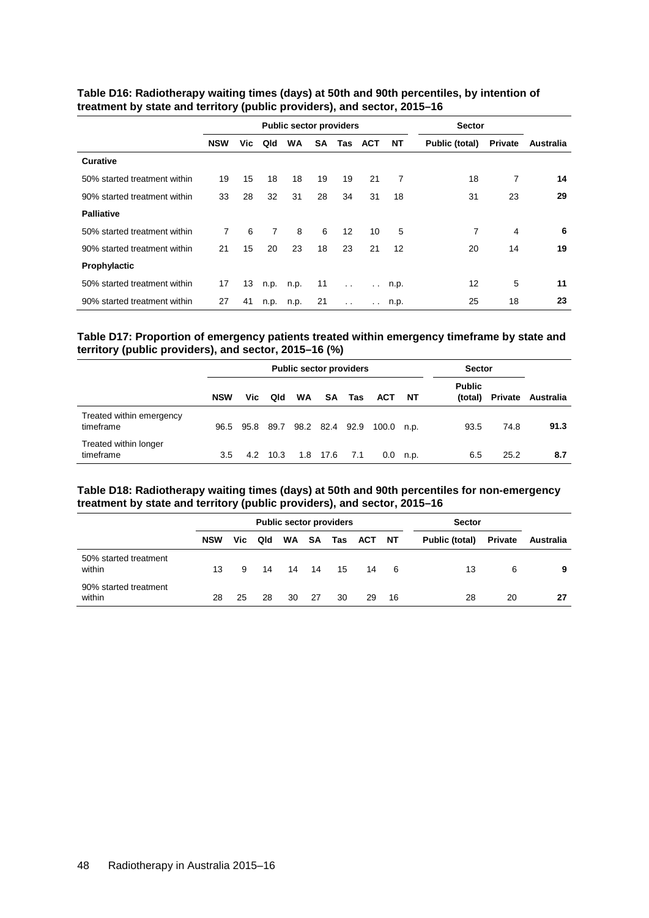**Table D16: Radiotherapy waiting times (days) at 50th and 90th percentiles, by intention of treatment by state and territory (public providers), and sector, 2015–16**

| | Public sector providers | | | | | | | | Sector | | |
|---|---|---|---|---|---|---|---|---|---|---|---|
| | NSW | Vic | Qld | WA | SA | Tas | ACT | NT | Public (total) | Private | Australia |
| **Curative** | | | | | | | | | | | |
| 50% started treatment within | 19 | 15 | 18 | 18 | 19 | 19 | 21 | 7 | 18 | 7 | **14** |
| 90% started treatment within | 33 | 28 | 32 | 31 | 28 | 34 | 31 | 18 | 31 | 23 | **29** |
| **Palliative** | | | | | | | | | | | |
| 50% started treatment within | 7 | 6 | 7 | 8 | 6 | 12 | 10 | 5 | 7 | 4 | **6** |
| 90% started treatment within | 21 | 15 | 20 | 23 | 18 | 23 | 21 | 12 | 20 | 14 | **19** |
| **Prophylactic** | | | | | | | | | | | |
| 50% started treatment within | 17 | 13 | n.p. | n.p. | 11 | . . | . . | n.p. | 12 | 5 | **11** |
| 90% started treatment within | 27 | 41 | n.p. | n.p. | 21 | . . | . . | n.p. | 25 | 18 | **23** |

**Table D17: Proportion of emergency patients treated within emergency timeframe by state and territory (public providers), and sector, 2015–16 (%)**

| | Public sector providers | | | | | | | | Sector | | |
|---|---|---|---|---|---|---|---|---|---|---|---|
| | NSW | Vic | Qld | WA | SA | Tas | ACT | NT | Public (total) | Private | Australia |
| Treated within emergency timeframe | 96.5 | 95.8 | 89.7 | 98.2 | 82.4 | 92.9 | 100.0 | n.p. | 93.5 | 74.8 | **91.3** |
| Treated within longer timeframe | 3.5 | 4.2 | 10.3 | 1.8 | 17.6 | 7.1 | 0.0 | n.p. | 6.5 | 25.2 | **8.7** |

**Table D18: Radiotherapy waiting times (days) at 50th and 90th percentiles for non-emergency treatment by state and territory (public providers), and sector, 2015–16**

| | Public sector providers | | | | | | | | Sector | | |
|---|---|---|---|---|---|---|---|---|---|---|---|
| | NSW | Vic | Qld | WA | SA | Tas | ACT | NT | Public (total) | Private | Australia |
| 50% started treatment within | 13 | 9 | 14 | 14 | 14 | 15 | 14 | 6 | 13 | 6 | **9** |
| 90% started treatment within | 28 | 25 | 28 | 30 | 27 | 30 | 29 | 16 | 28 | 20 | **27** |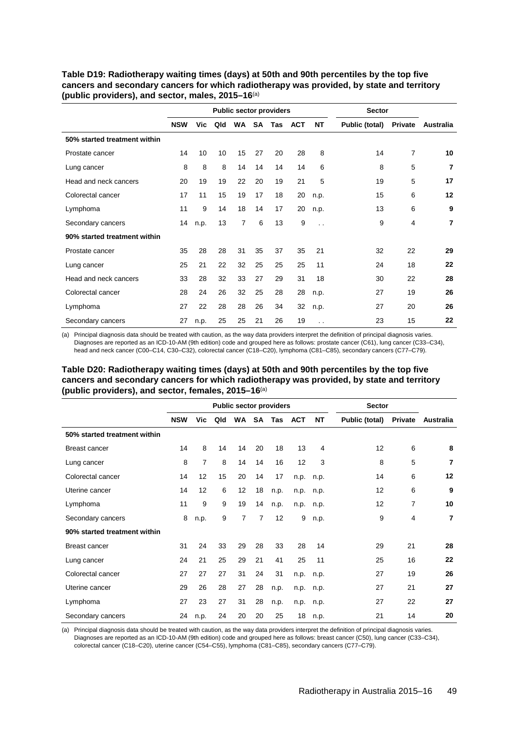**Table D19: Radiotherapy waiting times (days) at 50th and 90th percentiles by the top five cancers and secondary cancers for which radiotherapy was provided, by state and territory (public providers), and sector, males, 2015–16**[(a)]

| | Public sector providers | | | | | | | | Sector | | |
|---|---|---|---|---|---|---|---|---|---|---|---|
| | NSW | Vic | Qld | WA | SA | Tas | ACT | NT | Public (total) | Private | Australia |
| **50% started treatment within** | | | | | | | | | | | |
| Prostate cancer | 14 | 10 | 10 | 15 | 27 | 20 | 28 | 8 | 14 | 7 | **10** |
| Lung cancer | 8 | 8 | 8 | 14 | 14 | 14 | 14 | 6 | 8 | 5 | **7** |
| Head and neck cancers | 20 | 19 | 19 | 22 | 20 | 19 | 21 | 5 | 19 | 5 | **17** |
| Colorectal cancer | 17 | 11 | 15 | 19 | 17 | 18 | 20 | n.p. | 15 | 6 | **12** |
| Lymphoma | 11 | 9 | 14 | 18 | 14 | 17 | 20 | n.p. | 13 | 6 | **9** |
| Secondary cancers | 14 | n.p. | 13 | 7 | 6 | 13 | 9 | . . | 9 | 4 | **7** |
| **90% started treatment within** | | | | | | | | | | | |
| Prostate cancer | 35 | 28 | 28 | 31 | 35 | 37 | 35 | 21 | 32 | 22 | **29** |
| Lung cancer | 25 | 21 | 22 | 32 | 25 | 25 | 25 | 11 | 24 | 18 | **22** |
| Head and neck cancers | 33 | 28 | 32 | 33 | 27 | 29 | 31 | 18 | 30 | 22 | **28** |
| Colorectal cancer | 28 | 24 | 26 | 32 | 25 | 28 | 28 | n.p. | 27 | 19 | **26** |
| Lymphoma | 27 | 22 | 28 | 28 | 26 | 34 | 32 | n.p. | 27 | 20 | **26** |
| Secondary cancers | 27 | n.p. | 25 | 25 | 21 | 26 | 19 | . . | 23 | 15 | **22** |

(a) Principal diagnosis data should be treated with caution, as the way data providers interpret the definition of principal diagnosis varies. Diagnoses are reported as an ICD-10-AM (9th edition) code and grouped here as follows: prostate cancer (C61), lung cancer (C33–C34), head and neck cancer (C00–C14, C30–C32), colorectal cancer (C18–C20), lymphoma (C81–C85), secondary cancers (C77–C79).

**Table D20: Radiotherapy waiting times (days) at 50th and 90th percentiles by the top five cancers and secondary cancers for which radiotherapy was provided, by state and territory (public providers), and sector, females, 2015–16**[(a)]

| | Public sector providers | | | | | | | | Sector | | |
|---|---|---|---|---|---|---|---|---|---|---|---|
| | NSW | Vic | Qld | WA | SA | Tas | ACT | NT | Public (total) | Private | Australia |
| **50% started treatment within** | | | | | | | | | | | |
| Breast cancer | 14 | 8 | 14 | 14 | 20 | 18 | 13 | 4 | 12 | 6 | **8** |
| Lung cancer | 8 | 7 | 8 | 14 | 14 | 16 | 12 | 3 | 8 | 5 | **7** |
| Colorectal cancer | 14 | 12 | 15 | 20 | 14 | 17 | n.p. | n.p. | 14 | 6 | **12** |
| Uterine cancer | 14 | 12 | 6 | 12 | 18 | n.p. | n.p. | n.p. | 12 | 6 | **9** |
| Lymphoma | 11 | 9 | 9 | 19 | 14 | n.p. | n.p. | n.p. | 12 | 7 | **10** |
| Secondary cancers | 8 | n.p. | 9 | 7 | 7 | 12 | 9 | n.p. | 9 | 4 | **7** |
| **90% started treatment within** | | | | | | | | | | | |
| Breast cancer | 31 | 24 | 33 | 29 | 28 | 33 | 28 | 14 | 29 | 21 | **28** |
| Lung cancer | 24 | 21 | 25 | 29 | 21 | 41 | 25 | 11 | 25 | 16 | **22** |
| Colorectal cancer | 27 | 27 | 27 | 31 | 24 | 31 | n.p. | n.p. | 27 | 19 | **26** |
| Uterine cancer | 29 | 26 | 28 | 27 | 28 | n.p. | n.p. | n.p. | 27 | 21 | **27** |
| Lymphoma | 27 | 23 | 27 | 31 | 28 | n.p. | n.p. | n.p. | 27 | 22 | **27** |
| Secondary cancers | 24 | n.p. | 24 | 20 | 20 | 25 | 18 | n.p. | 21 | 14 | **20** |

(a) Principal diagnosis data should be treated with caution, as the way data providers interpret the definition of principal diagnosis varies. Diagnoses are reported as an ICD-10-AM (9th edition) code and grouped here as follows: breast cancer (C50), lung cancer (C33–C34), colorectal cancer (C18–C20), uterine cancer (C54–C55), lymphoma (C81–C85), secondary cancers (C77–C79).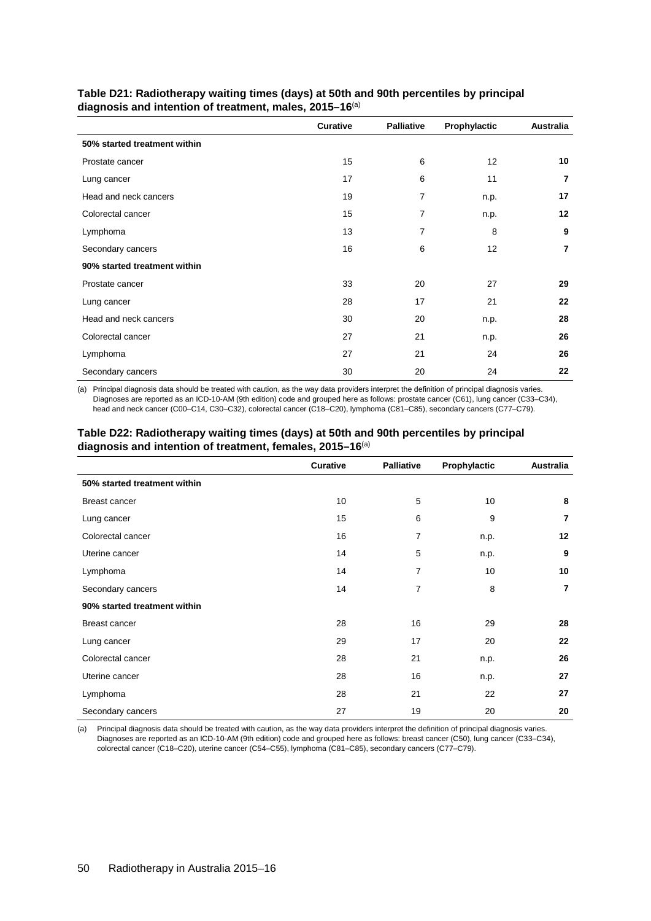**Table D21: Radiotherapy waiting times (days) at 50th and 90th percentiles by principal diagnosis and intention of treatment, males, 2015–16**[(a)]

| | Curative | Palliative | Prophylactic | Australia |
|---|---|---|---|---|
| **50% started treatment within** | | | | |
| Prostate cancer | 15 | 6 | 12 | **10** |
| Lung cancer | 17 | 6 | 11 | **7** |
| Head and neck cancers | 19 | 7 | n.p. | **17** |
| Colorectal cancer | 15 | 7 | n.p. | **12** |
| Lymphoma | 13 | 7 | 8 | **9** |
| Secondary cancers | 16 | 6 | 12 | **7** |
| **90% started treatment within** | | | | |
| Prostate cancer | 33 | 20 | 27 | **29** |
| Lung cancer | 28 | 17 | 21 | **22** |
| Head and neck cancers | 30 | 20 | n.p. | **28** |
| Colorectal cancer | 27 | 21 | n.p. | **26** |
| Lymphoma | 27 | 21 | 24 | **26** |
| Secondary cancers | 30 | 20 | 24 | **22** |

(a) Principal diagnosis data should be treated with caution, as the way data providers interpret the definition of principal diagnosis varies. Diagnoses are reported as an ICD-10-AM (9th edition) code and grouped here as follows: prostate cancer (C61), lung cancer (C33–C34), head and neck cancer (C00–C14, C30–C32), colorectal cancer (C18–C20), lymphoma (C81–C85), secondary cancers (C77–C79).

**Table D22: Radiotherapy waiting times (days) at 50th and 90th percentiles by principal diagnosis and intention of treatment, females, 2015–16**[(a)]

| | Curative | Palliative | Prophylactic | Australia |
|---|---|---|---|---|
| **50% started treatment within** | | | | |
| Breast cancer | 10 | 5 | 10 | **8** |
| Lung cancer | 15 | 6 | 9 | **7** |
| Colorectal cancer | 16 | 7 | n.p. | **12** |
| Uterine cancer | 14 | 5 | n.p. | **9** |
| Lymphoma | 14 | 7 | 10 | **10** |
| Secondary cancers | 14 | 7 | 8 | **7** |
| **90% started treatment within** | | | | |
| Breast cancer | 28 | 16 | 29 | **28** |
| Lung cancer | 29 | 17 | 20 | **22** |
| Colorectal cancer | 28 | 21 | n.p. | **26** |
| Uterine cancer | 28 | 16 | n.p. | **27** |
| Lymphoma | 28 | 21 | 22 | **27** |
| Secondary cancers | 27 | 19 | 20 | **20** |

(a) Principal diagnosis data should be treated with caution, as the way data providers interpret the definition of principal diagnosis varies. Diagnoses are reported as an ICD-10-AM (9th edition) code and grouped here as follows: breast cancer (C50), lung cancer (C33–C34), colorectal cancer (C18–C20), uterine cancer (C54–C55), lymphoma (C81–C85), secondary cancers (C77–C79).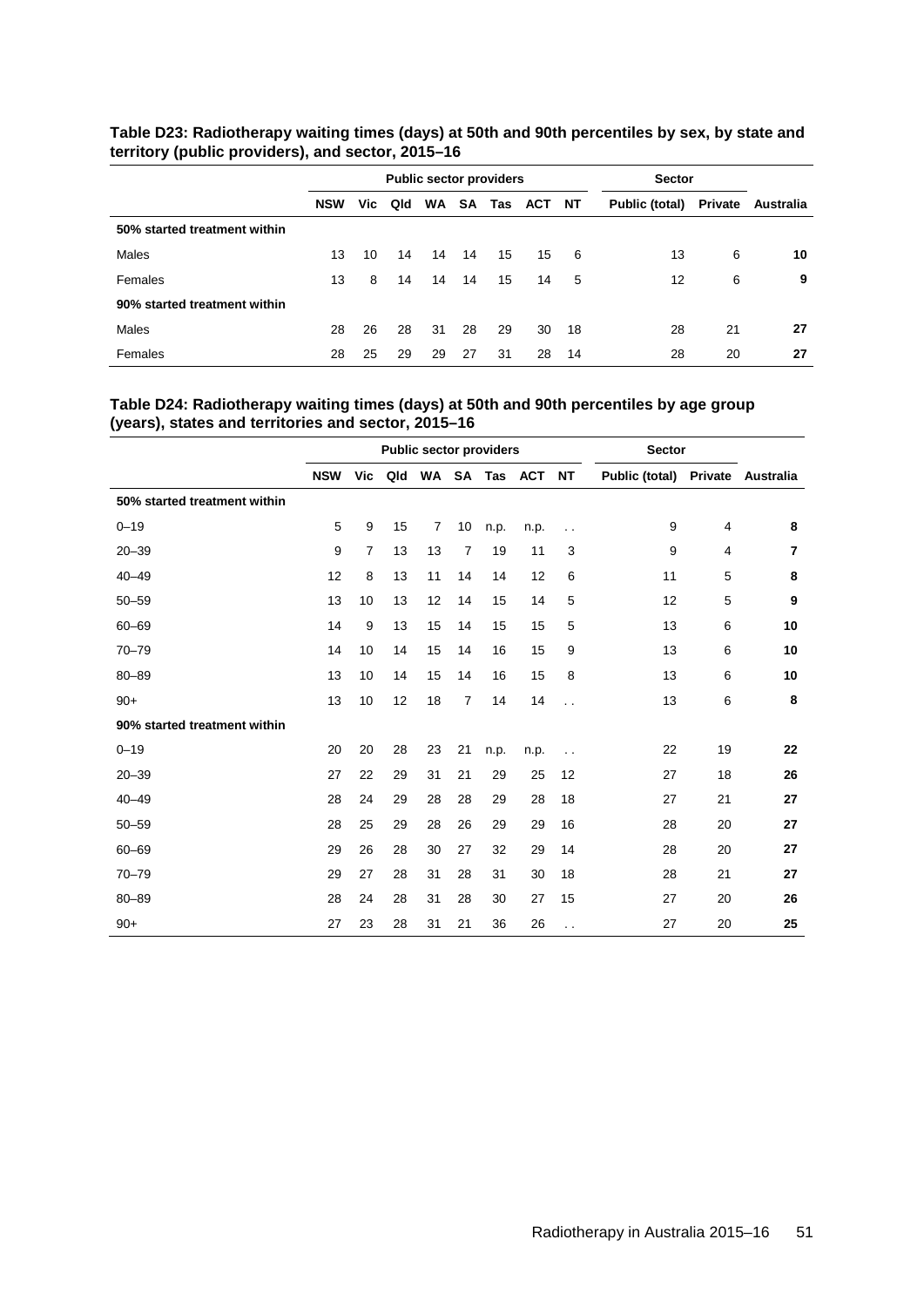**Table D23: Radiotherapy waiting times (days) at 50th and 90th percentiles by sex, by state and territory (public providers), and sector, 2015–16**

| | Public sector providers | | | | | | | | Sector | | |
|---|---|---|---|---|---|---|---|---|---|---|---|
| | NSW | Vic | Qld | WA | SA | Tas | ACT | NT | Public (total) | Private | Australia |
| **50% started treatment within** | | | | | | | | | | | |
| Males | 13 | 10 | 14 | 14 | 14 | 15 | 15 | 6 | 13 | 6 | **10** |
| Females | 13 | 8 | 14 | 14 | 14 | 15 | 14 | 5 | 12 | 6 | **9** |
| **90% started treatment within** | | | | | | | | | | | |
| Males | 28 | 26 | 28 | 31 | 28 | 29 | 30 | 18 | 28 | 21 | **27** |
| Females | 28 | 25 | 29 | 29 | 27 | 31 | 28 | 14 | 28 | 20 | **27** |

**Table D24: Radiotherapy waiting times (days) at 50th and 90th percentiles by age group (years), states and territories and sector, 2015–16**

| | Public sector providers | | | | | | | | Sector | | |
|---|---|---|---|---|---|---|---|---|---|---|---|
| | NSW | Vic | Qld | WA | SA | Tas | ACT | NT | Public (total) | Private | Australia |
| **50% started treatment within** | | | | | | | | | | | |
| 0–19 | 5 | 9 | 15 | 7 | 10 | n.p. | n.p. | . . | 9 | 4 | **8** |
| 20–39 | 9 | 7 | 13 | 13 | 7 | 19 | 11 | 3 | 9 | 4 | **7** |
| 40–49 | 12 | 8 | 13 | 11 | 14 | 14 | 12 | 6 | 11 | 5 | **8** |
| 50–59 | 13 | 10 | 13 | 12 | 14 | 15 | 14 | 5 | 12 | 5 | **9** |
| 60–69 | 14 | 9 | 13 | 15 | 14 | 15 | 15 | 5 | 13 | 6 | **10** |
| 70–79 | 14 | 10 | 14 | 15 | 14 | 16 | 15 | 9 | 13 | 6 | **10** |
| 80–89 | 13 | 10 | 14 | 15 | 14 | 16 | 15 | 8 | 13 | 6 | **10** |
| 90+ | 13 | 10 | 12 | 18 | 7 | 14 | 14 | . . | 13 | 6 | **8** |
| **90% started treatment within** | | | | | | | | | | | |
| 0–19 | 20 | 20 | 28 | 23 | 21 | n.p. | n.p. | . . | 22 | 19 | **22** |
| 20–39 | 27 | 22 | 29 | 31 | 21 | 29 | 25 | 12 | 27 | 18 | **26** |
| 40–49 | 28 | 24 | 29 | 28 | 28 | 29 | 28 | 18 | 27 | 21 | **27** |
| 50–59 | 28 | 25 | 29 | 28 | 26 | 29 | 29 | 16 | 28 | 20 | **27** |
| 60–69 | 29 | 26 | 28 | 30 | 27 | 32 | 29 | 14 | 28 | 20 | **27** |
| 70–79 | 29 | 27 | 28 | 31 | 28 | 31 | 30 | 18 | 28 | 21 | **27** |
| 80–89 | 28 | 24 | 28 | 31 | 28 | 30 | 27 | 15 | 27 | 20 | **26** |
| 90+ | 27 | 23 | 28 | 31 | 21 | 36 | 26 | . . | 27 | 20 | **25** |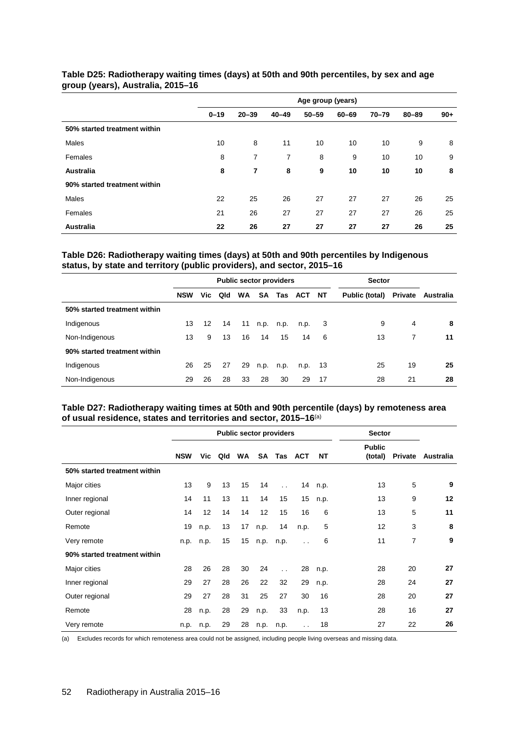**Table D25: Radiotherapy waiting times (days) at 50th and 90th percentiles, by sex and age group (years), Australia, 2015–16**

| | Age group (years) | | | | | | | |
|---|---|---|---|---|---|---|---|---|
| | 0–19 | 20–39 | 40–49 | 50–59 | 60–69 | 70–79 | 80–89 | 90+ |
| **50% started treatment within** | | | | | | | | |
| Males | 10 | 8 | 11 | 10 | 10 | 10 | 9 | 8 |
| Females | 8 | 7 | 7 | 8 | 9 | 10 | 10 | 9 |
| **Australia** | **8** | **7** | **8** | **9** | **10** | **10** | **10** | **8** |
| **90% started treatment within** | | | | | | | | |
| Males | 22 | 25 | 26 | 27 | 27 | 27 | 26 | 25 |
| Females | 21 | 26 | 27 | 27 | 27 | 27 | 26 | 25 |
| **Australia** | **22** | **26** | **27** | **27** | **27** | **27** | **26** | **25** |

**Table D26: Radiotherapy waiting times (days) at 50th and 90th percentiles by Indigenous status, by state and territory (public providers), and sector, 2015–16**

| | Public sector providers | | | | | | | | Sector | | |
|---|---|---|---|---|---|---|---|---|---|---|---|
| | NSW | Vic | Qld | WA | SA | Tas | ACT | NT | Public (total) | Private | Australia |
| **50% started treatment within** | | | | | | | | | | | |
| Indigenous | 13 | 12 | 14 | 11 | n.p. | n.p. | n.p. | 3 | 9 | 4 | **8** |
| Non-Indigenous | 13 | 9 | 13 | 16 | 14 | 15 | 14 | 6 | 13 | 7 | **11** |
| **90% started treatment within** | | | | | | | | | | | |
| Indigenous | 26 | 25 | 27 | 29 | n.p. | n.p. | n.p. | 13 | 25 | 19 | **25** |
| Non-Indigenous | 29 | 26 | 28 | 33 | 28 | 30 | 29 | 17 | 28 | 21 | **28** |

**Table D27: Radiotherapy waiting times at 50th and 90th percentile (days) by remoteness area of usual residence, states and territories and sector, 2015–16**(a)

| | Public sector providers | | | | | | | | Sector | | |
|---|---|---|---|---|---|---|---|---|---|---|---|
| | NSW | Vic | Qld | WA | SA | Tas | ACT | NT | Public (total) | Private | Australia |
| **50% started treatment within** | | | | | | | | | | | |
| Major cities | 13 | 9 | 13 | 15 | 14 | . . | 14 | n.p. | 13 | 5 | **9** |
| Inner regional | 14 | 11 | 13 | 11 | 14 | 15 | 15 | n.p. | 13 | 9 | **12** |
| Outer regional | 14 | 12 | 14 | 14 | 12 | 15 | 16 | 6 | 13 | 5 | **11** |
| Remote | 19 | n.p. | 13 | 17 | n.p. | 14 | n.p. | 5 | 12 | 3 | **8** |
| Very remote | n.p. | n.p. | 15 | 15 | n.p. | n.p. | . . | 6 | 11 | 7 | **9** |
| **90% started treatment within** | | | | | | | | | | | |
| Major cities | 28 | 26 | 28 | 30 | 24 | . . | 28 | n.p. | 28 | 20 | **27** |
| Inner regional | 29 | 27 | 28 | 26 | 22 | 32 | 29 | n.p. | 28 | 24 | **27** |
| Outer regional | 29 | 27 | 28 | 31 | 25 | 27 | 30 | 16 | 28 | 20 | **27** |
| Remote | 28 | n.p. | 28 | 29 | n.p. | 33 | n.p. | 13 | 28 | 16 | **27** |
| Very remote | n.p. | n.p. | 29 | 28 | n.p. | n.p. | . . | 18 | 27 | 22 | **26** |

(a) Excludes records for which remoteness area could not be assigned, including people living overseas and missing data.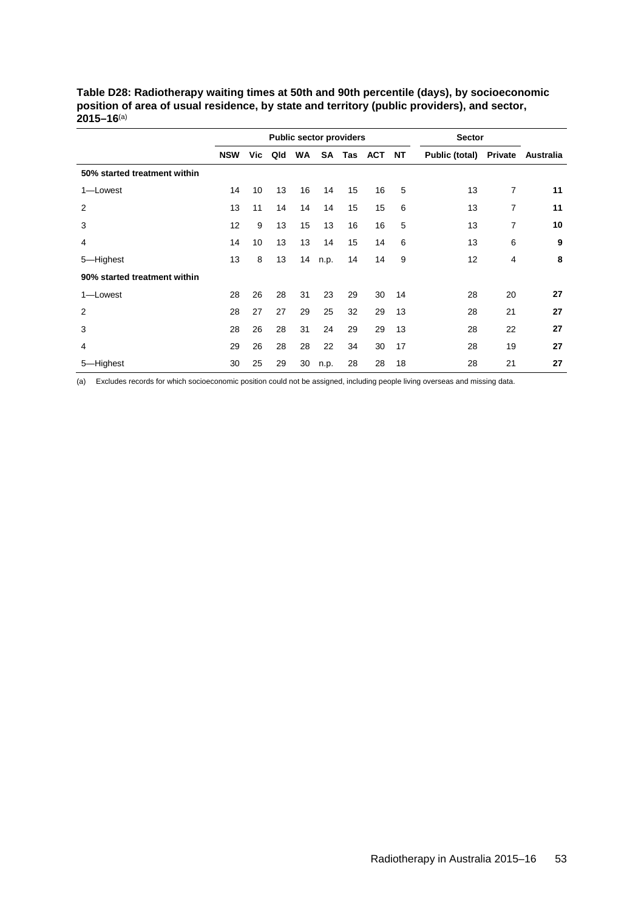**Table D28: Radiotherapy waiting times at 50th and 90th percentile (days), by socioeconomic position of area of usual residence, by state and territory (public providers), and sector, 2015–16**[(a)]

| | Public sector providers | | | | | | | | Sector | | |
|---|---|---|---|---|---|---|---|---|---|---|---|
| | **NSW** | **Vic** | **Qld** | **WA** | **SA** | **Tas** | **ACT** | **NT** | **Public (total)** | **Private** | **Australia** |
| **50% started treatment within** | | | | | | | | | | | |
| 1—Lowest | 14 | 10 | 13 | 16 | 14 | 15 | 16 | 5 | 13 | 7 | **11** |
| 2 | 13 | 11 | 14 | 14 | 14 | 15 | 15 | 6 | 13 | 7 | **11** |
| 3 | 12 | 9 | 13 | 15 | 13 | 16 | 16 | 5 | 13 | 7 | **10** |
| 4 | 14 | 10 | 13 | 13 | 14 | 15 | 14 | 6 | 13 | 6 | **9** |
| 5—Highest | 13 | 8 | 13 | 14 | n.p. | 14 | 14 | 9 | 12 | 4 | **8** |
| **90% started treatment within** | | | | | | | | | | | |
| 1—Lowest | 28 | 26 | 28 | 31 | 23 | 29 | 30 | 14 | 28 | 20 | **27** |
| 2 | 28 | 27 | 27 | 29 | 25 | 32 | 29 | 13 | 28 | 21 | **27** |
| 3 | 28 | 26 | 28 | 31 | 24 | 29 | 29 | 13 | 28 | 22 | **27** |
| 4 | 29 | 26 | 28 | 28 | 22 | 34 | 30 | 17 | 28 | 19 | **27** |
| 5—Highest | 30 | 25 | 29 | 30 | n.p. | 28 | 28 | 18 | 28 | 21 | **27** |

(a) Excludes records for which socioeconomic position could not be assigned, including people living overseas and missing data.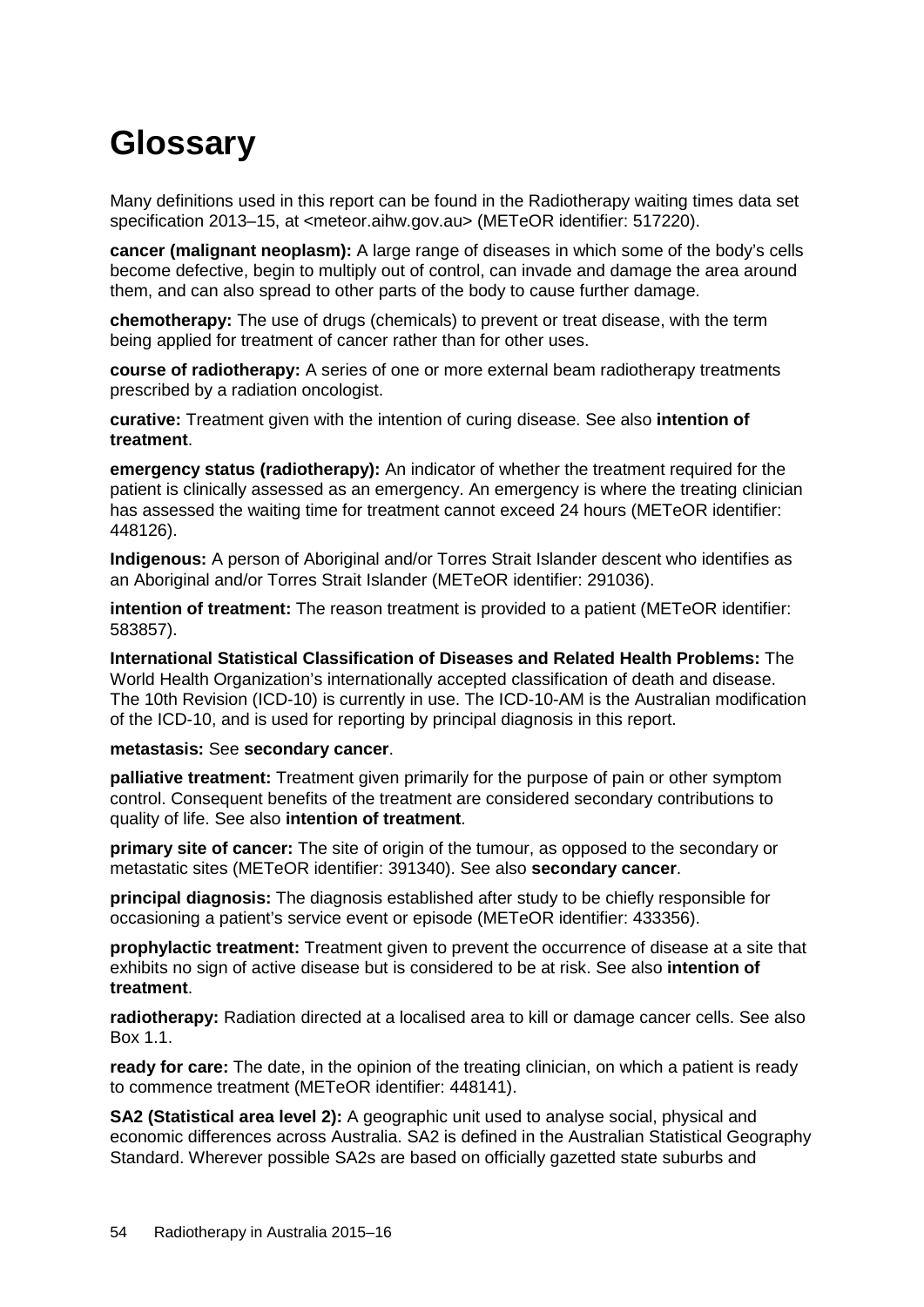# Glossary

Many definitions used in this report can be found in the Radiotherapy waiting times data set specification 2013–15, at <meteor.aihw.gov.au> (METeOR identifier: 517220).

**cancer (malignant neoplasm):** A large range of diseases in which some of the body's cells become defective, begin to multiply out of control, can invade and damage the area around them, and can also spread to other parts of the body to cause further damage.

**chemotherapy:** The use of drugs (chemicals) to prevent or treat disease, with the term being applied for treatment of cancer rather than for other uses.

**course of radiotherapy:** A series of one or more external beam radiotherapy treatments prescribed by a radiation oncologist.

**curative:** Treatment given with the intention of curing disease. See also **intention of treatment**.

**emergency status (radiotherapy):** An indicator of whether the treatment required for the patient is clinically assessed as an emergency. An emergency is where the treating clinician has assessed the waiting time for treatment cannot exceed 24 hours (METeOR identifier: 448126).

**Indigenous:** A person of Aboriginal and/or Torres Strait Islander descent who identifies as an Aboriginal and/or Torres Strait Islander (METeOR identifier: 291036).

**intention of treatment:** The reason treatment is provided to a patient (METeOR identifier: 583857).

**International Statistical Classification of Diseases and Related Health Problems:** The World Health Organization's internationally accepted classification of death and disease. The 10th Revision (ICD-10) is currently in use. The ICD-10-AM is the Australian modification of the ICD-10, and is used for reporting by principal diagnosis in this report.

**metastasis:** See **secondary cancer**.

**palliative treatment:** Treatment given primarily for the purpose of pain or other symptom control. Consequent benefits of the treatment are considered secondary contributions to quality of life. See also **intention of treatment**.

**primary site of cancer:** The site of origin of the tumour, as opposed to the secondary or metastatic sites (METeOR identifier: 391340). See also **secondary cancer**.

**principal diagnosis:** The diagnosis established after study to be chiefly responsible for occasioning a patient's service event or episode (METeOR identifier: 433356).

**prophylactic treatment:** Treatment given to prevent the occurrence of disease at a site that exhibits no sign of active disease but is considered to be at risk. See also **intention of treatment**.

**radiotherapy:** Radiation directed at a localised area to kill or damage cancer cells. See also Box 1.1.

**ready for care:** The date, in the opinion of the treating clinician, on which a patient is ready to commence treatment (METeOR identifier: 448141).

**SA2 (Statistical area level 2):** A geographic unit used to analyse social, physical and economic differences across Australia. SA2 is defined in the Australian Statistical Geography Standard. Wherever possible SA2s are based on officially gazetted state suburbs and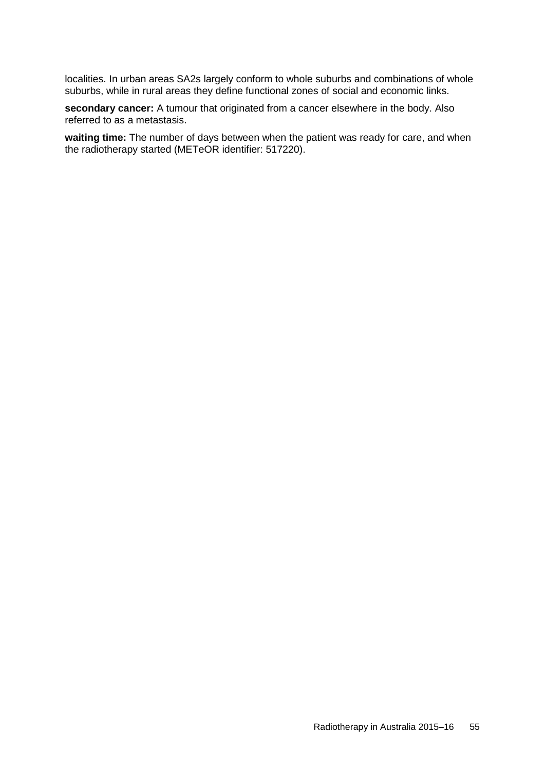localities. In urban areas SA2s largely conform to whole suburbs and combinations of whole suburbs, while in rural areas they define functional zones of social and economic links.

**secondary cancer:** A tumour that originated from a cancer elsewhere in the body. Also referred to as a metastasis.

**waiting time:** The number of days between when the patient was ready for care, and when the radiotherapy started (METeOR identifier: 517220).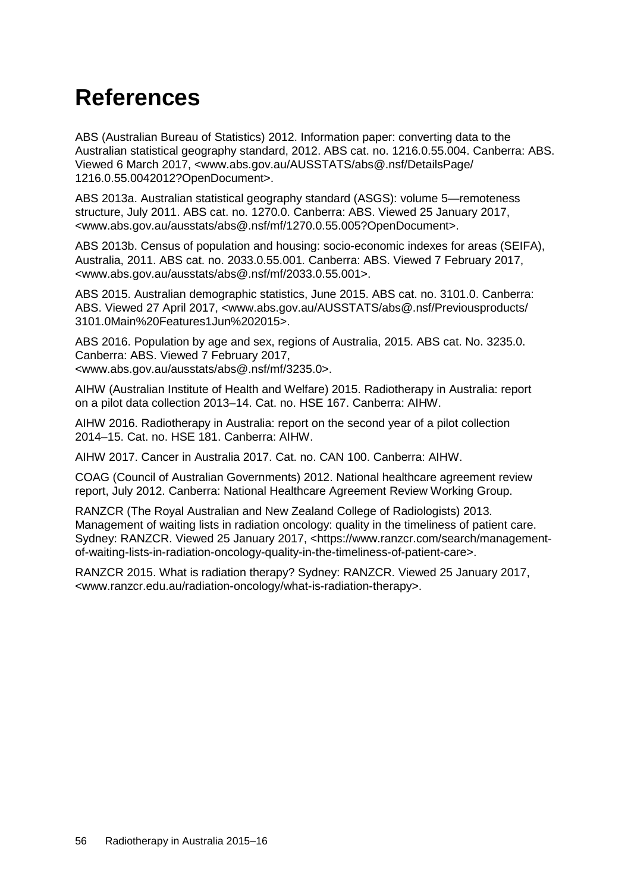# References

ABS (Australian Bureau of Statistics) 2012. Information paper: converting data to the Australian statistical geography standard, 2012. ABS cat. no. 1216.0.55.004. Canberra: ABS. Viewed 6 March 2017, <www.abs.gov.au/AUSSTATS/abs@.nsf/DetailsPage/1216.0.55.0042012?OpenDocument>.

ABS 2013a. Australian statistical geography standard (ASGS): volume 5—remoteness structure, July 2011. ABS cat. no. 1270.0. Canberra: ABS. Viewed 25 January 2017, <www.abs.gov.au/ausstats/abs@.nsf/mf/1270.0.55.005?OpenDocument>.

ABS 2013b. Census of population and housing: socio-economic indexes for areas (SEIFA), Australia, 2011. ABS cat. no. 2033.0.55.001. Canberra: ABS. Viewed 7 February 2017, <www.abs.gov.au/ausstats/abs@.nsf/mf/2033.0.55.001>.

ABS 2015. Australian demographic statistics, June 2015. ABS cat. no. 3101.0. Canberra: ABS. Viewed 27 April 2017, <www.abs.gov.au/AUSSTATS/abs@.nsf/Previousproducts/3101.0Main%20Features1Jun%202015>.

ABS 2016. Population by age and sex, regions of Australia, 2015. ABS cat. No. 3235.0. Canberra: ABS. Viewed 7 February 2017, <www.abs.gov.au/ausstats/abs@.nsf/mf/3235.0>.

AIHW (Australian Institute of Health and Welfare) 2015. Radiotherapy in Australia: report on a pilot data collection 2013–14. Cat. no. HSE 167. Canberra: AIHW.

AIHW 2016. Radiotherapy in Australia: report on the second year of a pilot collection 2014–15. Cat. no. HSE 181. Canberra: AIHW.

AIHW 2017. Cancer in Australia 2017. Cat. no. CAN 100. Canberra: AIHW.

COAG (Council of Australian Governments) 2012. National healthcare agreement review report, July 2012. Canberra: National Healthcare Agreement Review Working Group.

RANZCR (The Royal Australian and New Zealand College of Radiologists) 2013. Management of waiting lists in radiation oncology: quality in the timeliness of patient care. Sydney: RANZCR. Viewed 25 January 2017, <https://www.ranzcr.com/search/management-of-waiting-lists-in-radiation-oncology-quality-in-the-timeliness-of-patient-care>.

RANZCR 2015. What is radiation therapy? Sydney: RANZCR. Viewed 25 January 2017, <www.ranzcr.edu.au/radiation-oncology/what-is-radiation-therapy>.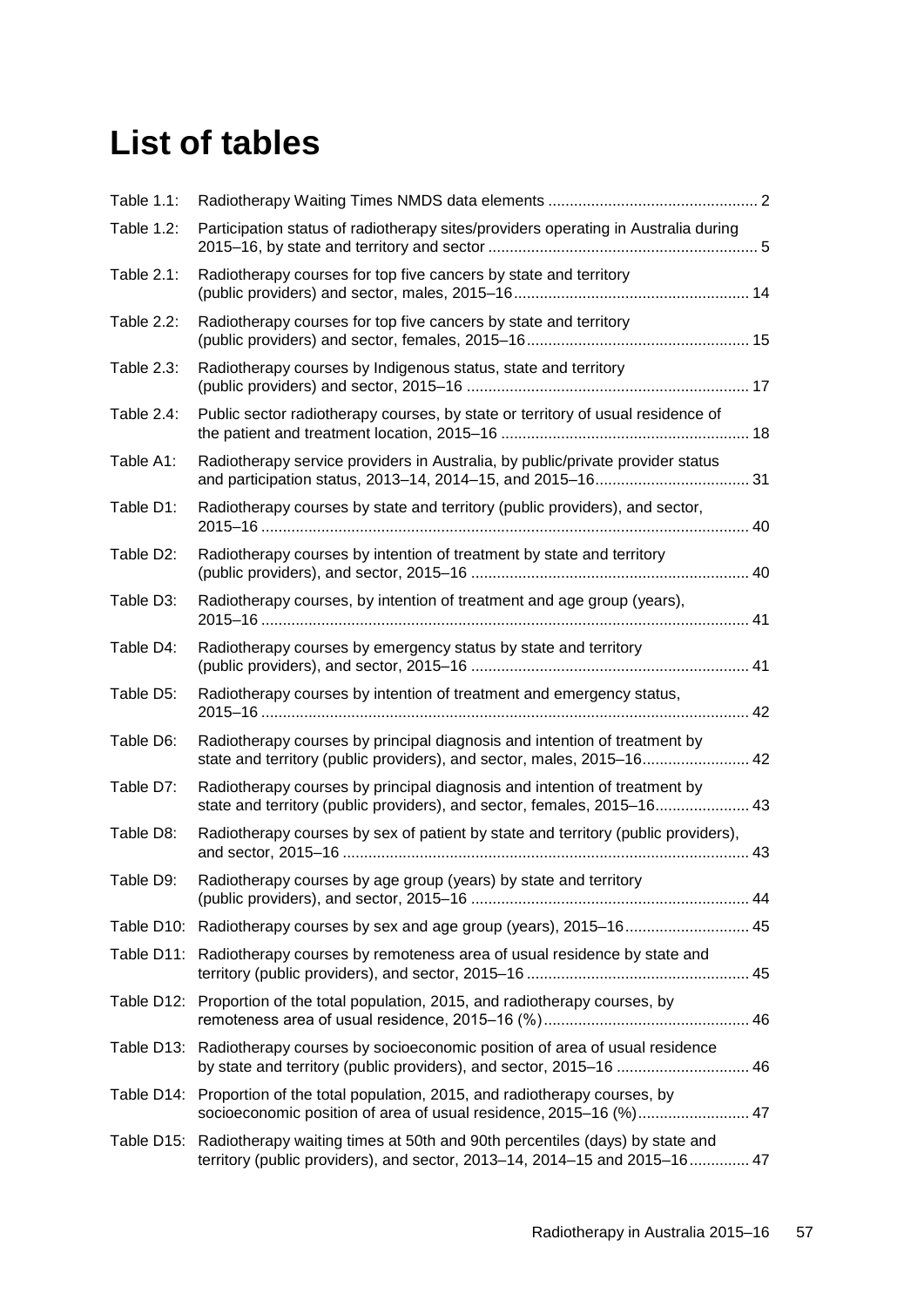# List of tables

| | | |
|---|---|---|
| Table 1.1: | Radiotherapy Waiting Times NMDS data elements | 2 |
| Table 1.2: | Participation status of radiotherapy sites/providers operating in Australia during 2015–16, by state and territory and sector | 5 |
| Table 2.1: | Radiotherapy courses for top five cancers by state and territory (public providers) and sector, males, 2015–16 | 14 |
| Table 2.2: | Radiotherapy courses for top five cancers by state and territory (public providers) and sector, females, 2015–16 | 15 |
| Table 2.3: | Radiotherapy courses by Indigenous status, state and territory (public providers) and sector, 2015–16 | 17 |
| Table 2.4: | Public sector radiotherapy courses, by state or territory of usual residence of the patient and treatment location, 2015–16 | 18 |
| Table A1: | Radiotherapy service providers in Australia, by public/private provider status and participation status, 2013–14, 2014–15, and 2015–16 | 31 |
| Table D1: | Radiotherapy courses by state and territory (public providers), and sector, 2015–16 | 40 |
| Table D2: | Radiotherapy courses by intention of treatment by state and territory (public providers), and sector, 2015–16 | 40 |
| Table D3: | Radiotherapy courses, by intention of treatment and age group (years), 2015–16 | 41 |
| Table D4: | Radiotherapy courses by emergency status by state and territory (public providers), and sector, 2015–16 | 41 |
| Table D5: | Radiotherapy courses by intention of treatment and emergency status, 2015–16 | 42 |
| Table D6: | Radiotherapy courses by principal diagnosis and intention of treatment by state and territory (public providers), and sector, males, 2015–16 | 42 |
| Table D7: | Radiotherapy courses by principal diagnosis and intention of treatment by state and territory (public providers), and sector, females, 2015–16 | 43 |
| Table D8: | Radiotherapy courses by sex of patient by state and territory (public providers), and sector, 2015–16 | 43 |
| Table D9: | Radiotherapy courses by age group (years) by state and territory (public providers), and sector, 2015–16 | 44 |
| Table D10: | Radiotherapy courses by sex and age group (years), 2015–16 | 45 |
| Table D11: | Radiotherapy courses by remoteness area of usual residence by state and territory (public providers), and sector, 2015–16 | 45 |
| Table D12: | Proportion of the total population, 2015, and radiotherapy courses, by remoteness area of usual residence, 2015–16 (%) | 46 |
| Table D13: | Radiotherapy courses by socioeconomic position of area of usual residence by state and territory (public providers), and sector, 2015–16 | 46 |
| Table D14: | Proportion of the total population, 2015, and radiotherapy courses, by socioeconomic position of area of usual residence, 2015–16 (%) | 47 |
| Table D15: | Radiotherapy waiting times at 50th and 90th percentiles (days) by state and territory (public providers), and sector, 2013–14, 2014–15 and 2015–16 | 47 |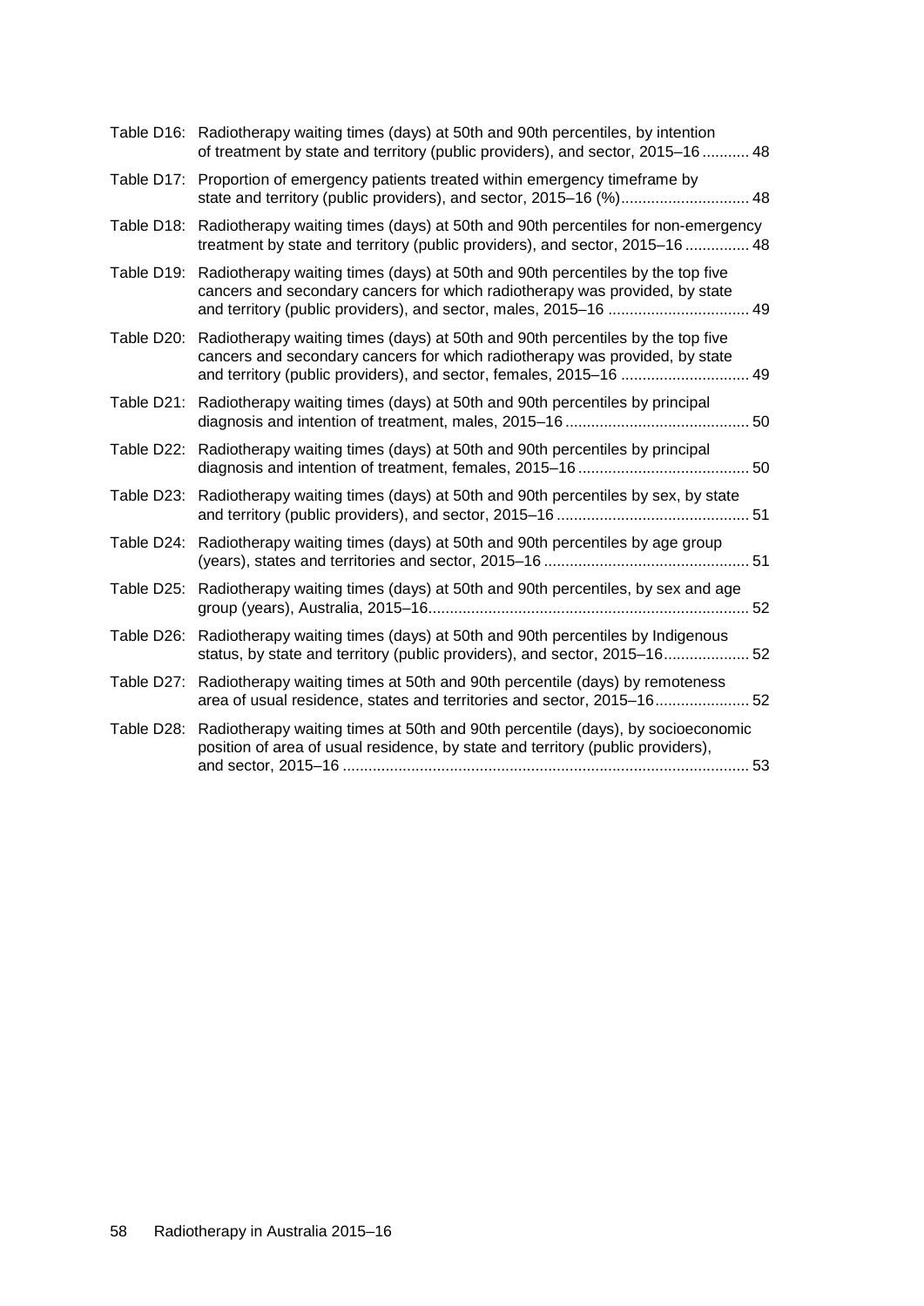Table D16: Radiotherapy waiting times (days) at 50th and 90th percentiles, by intention of treatment by state and territory (public providers), and sector, 2015–16 ........... 48

Table D17: Proportion of emergency patients treated within emergency timeframe by state and territory (public providers), and sector, 2015–16 (%).............................. 48

Table D18: Radiotherapy waiting times (days) at 50th and 90th percentiles for non-emergency treatment by state and territory (public providers), and sector, 2015–16 ............... 48

Table D19: Radiotherapy waiting times (days) at 50th and 90th percentiles by the top five cancers and secondary cancers for which radiotherapy was provided, by state and territory (public providers), and sector, males, 2015–16 ................................. 49

Table D20: Radiotherapy waiting times (days) at 50th and 90th percentiles by the top five cancers and secondary cancers for which radiotherapy was provided, by state and territory (public providers), and sector, females, 2015–16 ............................. 49

Table D21: Radiotherapy waiting times (days) at 50th and 90th percentiles by principal diagnosis and intention of treatment, males, 2015–16 .......................................... 50

Table D22: Radiotherapy waiting times (days) at 50th and 90th percentiles by principal diagnosis and intention of treatment, females, 2015–16 ....................................... 50

Table D23: Radiotherapy waiting times (days) at 50th and 90th percentiles by sex, by state and territory (public providers), and sector, 2015–16 ............................................ 51

Table D24: Radiotherapy waiting times (days) at 50th and 90th percentiles by age group (years), states and territories and sector, 2015–16 ............................................... 51

Table D25: Radiotherapy waiting times (days) at 50th and 90th percentiles, by sex and age group (years), Australia, 2015–16.......................................................................... 52

Table D26: Radiotherapy waiting times (days) at 50th and 90th percentiles by Indigenous status, by state and territory (public providers), and sector, 2015–16.................... 52

Table D27: Radiotherapy waiting times at 50th and 90th percentile (days) by remoteness area of usual residence, states and territories and sector, 2015–16...................... 52

Table D28: Radiotherapy waiting times at 50th and 90th percentile (days), by socioeconomic position of area of usual residence, by state and territory (public providers), and sector, 2015–16 .............................................................................................. 53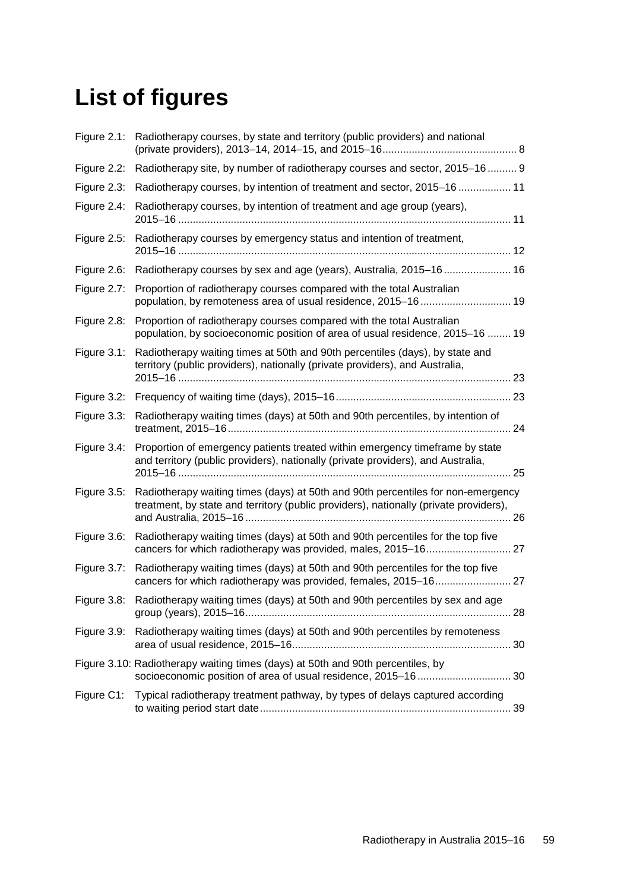# List of figures

Figure 2.1: Radiotherapy courses, by state and territory (public providers) and national (private providers), 2013–14, 2014–15, and 2015–16 ............................................. 8

Figure 2.2: Radiotherapy site, by number of radiotherapy courses and sector, 2015–16 .......... 9

Figure 2.3: Radiotherapy courses, by intention of treatment and sector, 2015–16 .................. 11

Figure 2.4: Radiotherapy courses, by intention of treatment and age group (years), 2015–16 ................................................................................................................. 11

Figure 2.5: Radiotherapy courses by emergency status and intention of treatment, 2015–16 ................................................................................................................. 12

Figure 2.6: Radiotherapy courses by sex and age (years), Australia, 2015–16 ....................... 16

Figure 2.7: Proportion of radiotherapy courses compared with the total Australian population, by remoteness area of usual residence, 2015–16 ............................... 19

Figure 2.8: Proportion of radiotherapy courses compared with the total Australian population, by socioeconomic position of area of usual residence, 2015–16 ........ 19

Figure 3.1: Radiotherapy waiting times at 50th and 90th percentiles (days), by state and territory (public providers), nationally (private providers), and Australia, 2015–16 ................................................................................................................. 23

Figure 3.2: Frequency of waiting time (days), 2015–16 ............................................................ 23

Figure 3.3: Radiotherapy waiting times (days) at 50th and 90th percentiles, by intention of treatment, 2015–16 ................................................................................................ 24

Figure 3.4: Proportion of emergency patients treated within emergency timeframe by state and territory (public providers), nationally (private providers), and Australia, 2015–16 ................................................................................................................. 25

Figure 3.5: Radiotherapy waiting times (days) at 50th and 90th percentiles for non-emergency treatment, by state and territory (public providers), nationally (private providers), and Australia, 2015–16 ........................................................................................... 26

Figure 3.6: Radiotherapy waiting times (days) at 50th and 90th percentiles for the top five cancers for which radiotherapy was provided, males, 2015–16 ............................ 27

Figure 3.7: Radiotherapy waiting times (days) at 50th and 90th percentiles for the top five cancers for which radiotherapy was provided, females, 2015–16 .......................... 27

Figure 3.8: Radiotherapy waiting times (days) at 50th and 90th percentiles by sex and age group (years), 2015–16 .......................................................................................... 28

Figure 3.9: Radiotherapy waiting times (days) at 50th and 90th percentiles by remoteness area of usual residence, 2015–16 ........................................................................... 30

Figure 3.10: Radiotherapy waiting times (days) at 50th and 90th percentiles, by socioeconomic position of area of usual residence, 2015–16 ................................ 30

Figure C1: Typical radiotherapy treatment pathway, by types of delays captured according to waiting period start date ..................................................................................... 39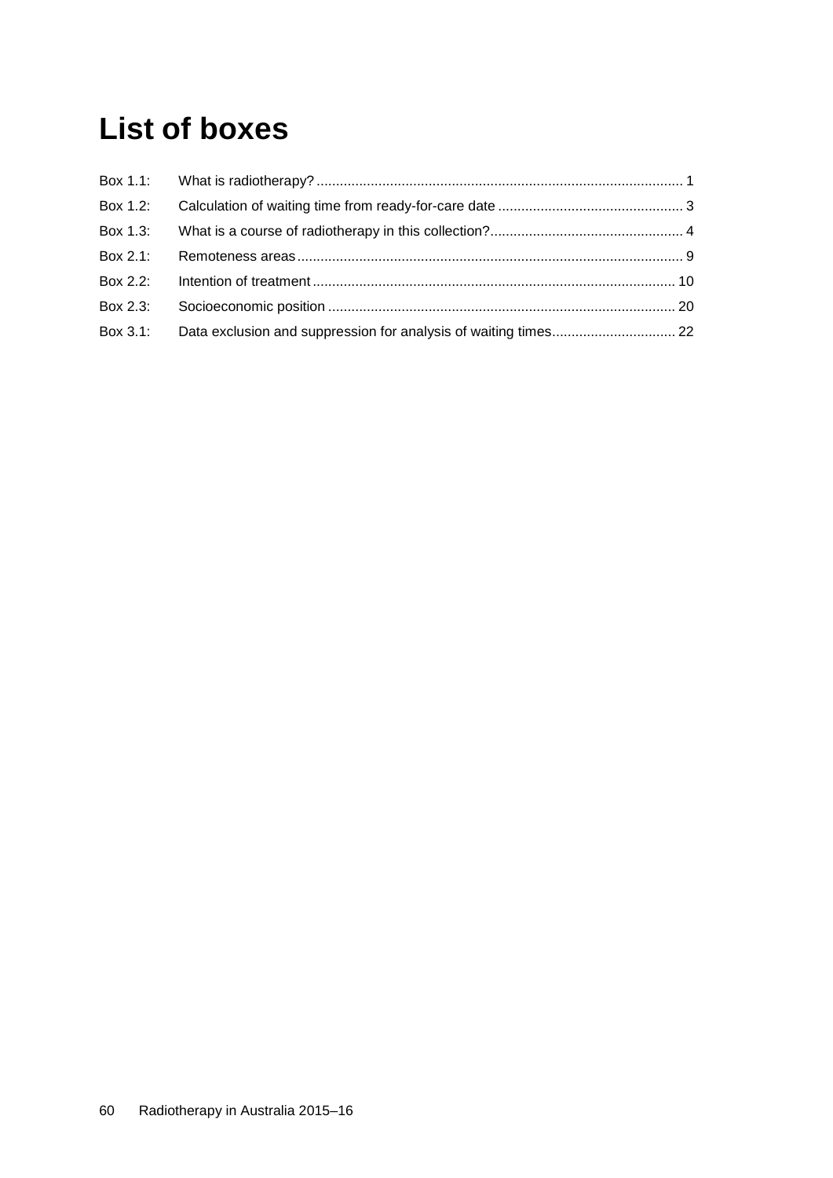# List of boxes

Box 1.1: What is radiotherapy? .......... 1

Box 1.2: Calculation of waiting time from ready-for-care date .......... 3

Box 1.3: What is a course of radiotherapy in this collection? .......... 4

Box 2.1: Remoteness areas .......... 9

Box 2.2: Intention of treatment .......... 10

Box 2.3: Socioeconomic position .......... 20

Box 3.1: Data exclusion and suppression for analysis of waiting times .......... 22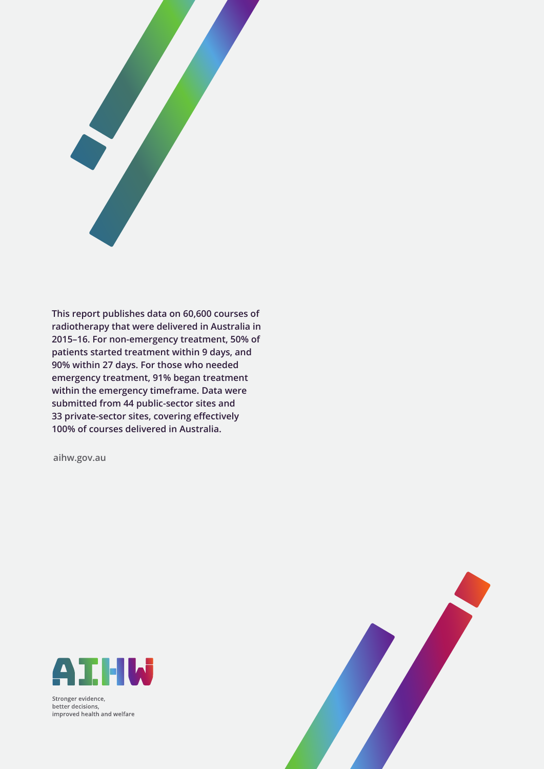**This report publishes data on 60,600 courses of radiotherapy that were delivered in Australia in 2015–16. For non-emergency treatment, 50% of patients started treatment within 9 days, and 90% within 27 days. For those who needed emergency treatment, 91% began treatment within the emergency timeframe. Data were submitted from 44 public-sector sites and 33 private-sector sites, covering effectively 100% of courses delivered in Australia.**

**aihw.gov.au**

AIHW

Stronger evidence,
better decisions,
improved health and welfare